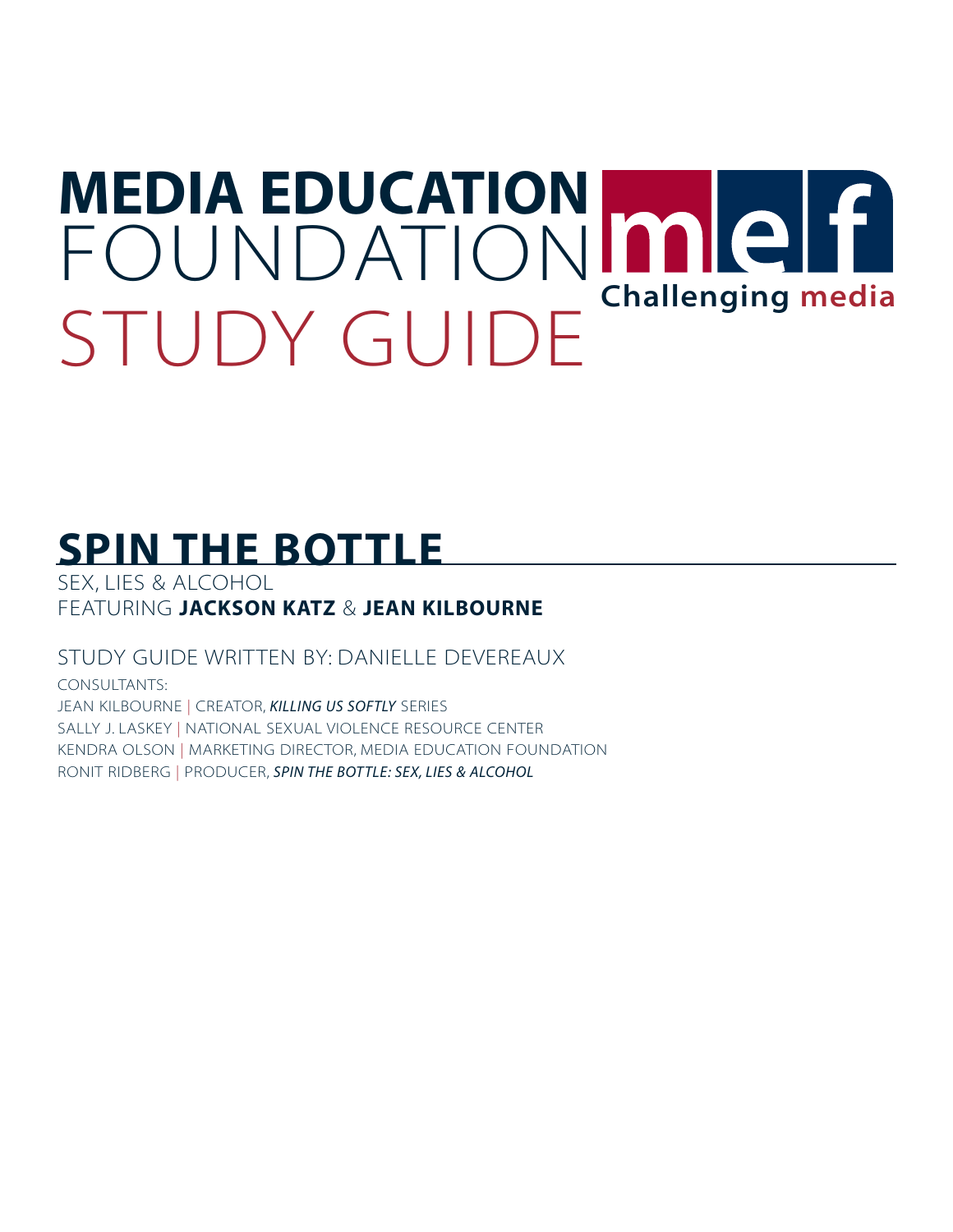# MEDIA EDUCATION FOUNDATION STUDY GUIDE

mef Challenging media

## SPIN THE BOTTLE

SEX, LIES & ALCOHOL

FEATURING **JACKSON KATZ** & **JEAN KILBOURNE**

STUDY GUIDE WRITTEN BY: DANIELLE DEVEREAUX

CONSULTANTS:

JEAN KILBOURNE | CREATOR, ***KILLING US SOFTLY*** SERIES

SALLY J. LASKEY | NATIONAL SEXUAL VIOLENCE RESOURCE CENTER

KENDRA OLSON | MARKETING DIRECTOR, MEDIA EDUCATION FOUNDATION

RONIT RIDBERG | PRODUCER, ***SPIN THE BOTTLE: SEX, LIES & ALCOHOL***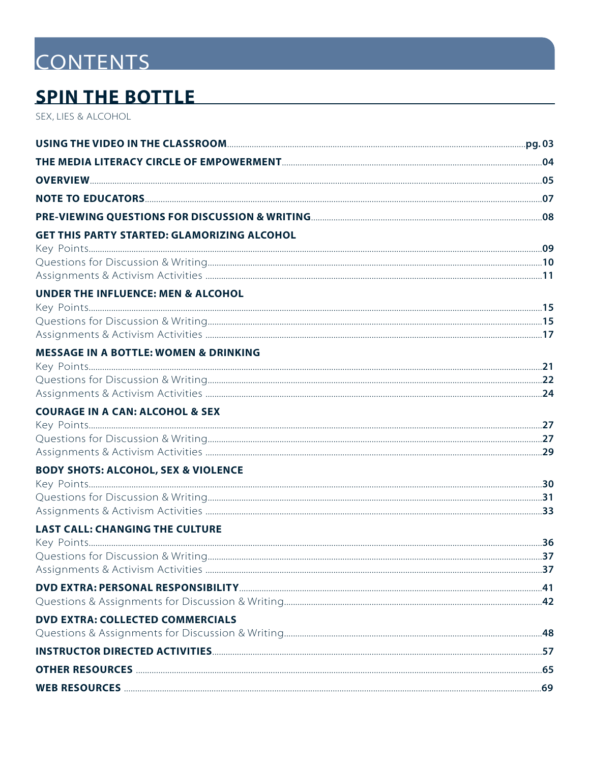# CONTENTS

## SPIN THE BOTTLE

SEX, LIES & ALCOHOL

**USING THE VIDEO IN THE CLASSROOM** ..... **pg. 03**

**THE MEDIA LITERACY CIRCLE OF EMPOWERMENT** ..... **04**

**OVERVIEW** ..... **05**

**NOTE TO EDUCATORS** ..... **07**

**PRE-VIEWING QUESTIONS FOR DISCUSSION & WRITING** ..... **08**

**GET THIS PARTY STARTED: GLAMORIZING ALCOHOL**

Key Points ..... **09**
Questions for Discussion & Writing ..... **10**
Assignments & Activism Activities ..... **11**

**UNDER THE INFLUENCE: MEN & ALCOHOL**

Key Points ..... **15**
Questions for Discussion & Writing ..... **15**
Assignments & Activism Activities ..... **17**

**MESSAGE IN A BOTTLE: WOMEN & DRINKING**

Key Points ..... **21**
Questions for Discussion & Writing ..... **22**
Assignments & Activism Activities ..... **24**

**COURAGE IN A CAN: ALCOHOL & SEX**

Key Points ..... **27**
Questions for Discussion & Writing ..... **27**
Assignments & Activism Activities ..... **29**

**BODY SHOTS: ALCOHOL, SEX & VIOLENCE**

Key Points ..... **30**
Questions for Discussion & Writing ..... **31**
Assignments & Activism Activities ..... **33**

**LAST CALL: CHANGING THE CULTURE**

Key Points ..... **36**
Questions for Discussion & Writing ..... **37**
Assignments & Activism Activities ..... **37**

**DVD EXTRA: PERSONAL RESPONSIBILITY** ..... **41**

Questions & Assignments for Discussion & Writing ..... **42**

**DVD EXTRA: COLLECTED COMMERCIALS**

Questions & Assignments for Discussion & Writing ..... **48**

**INSTRUCTOR DIRECTED ACTIVITIES** ..... **57**

**OTHER RESOURCES** ..... **65**

**WEB RESOURCES** ..... **69**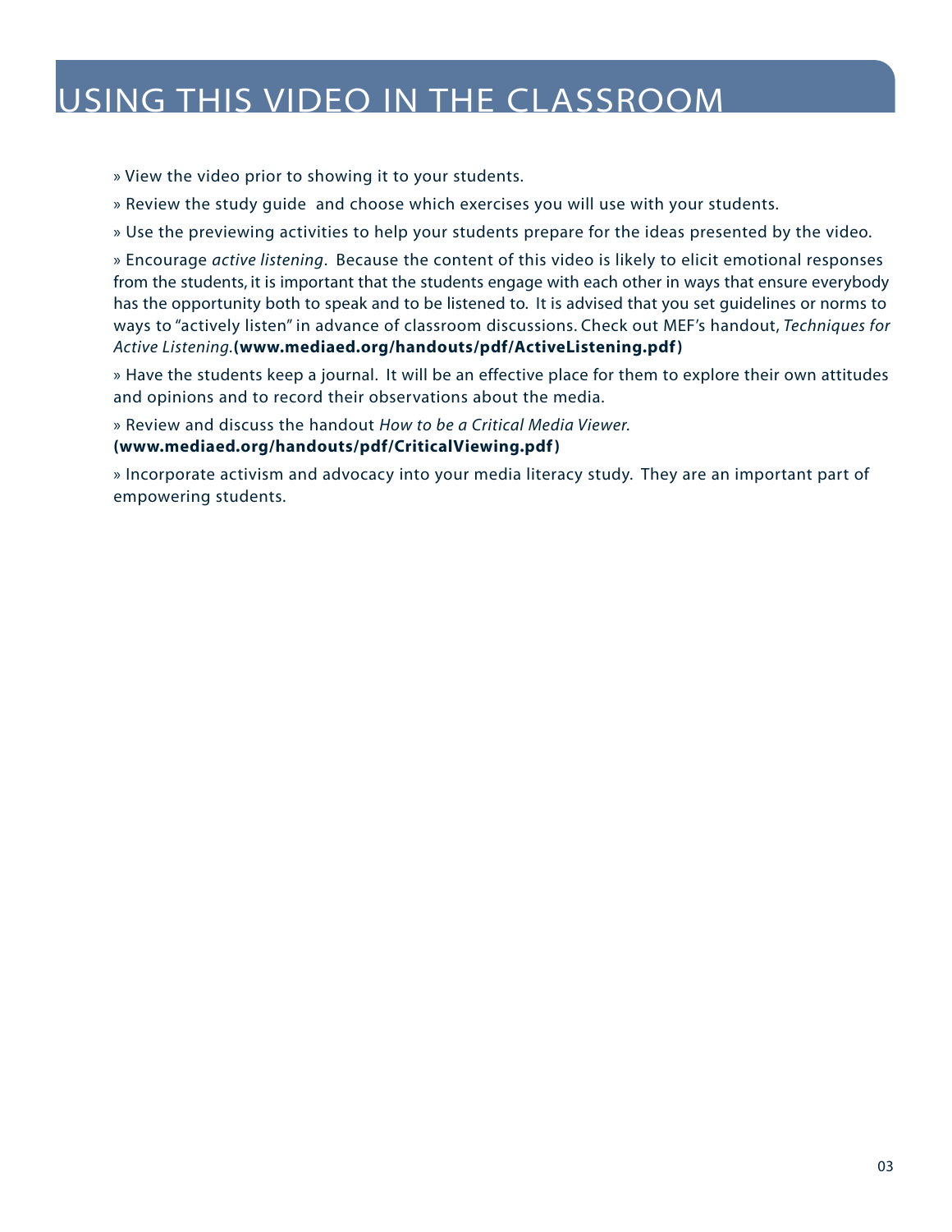# USING THIS VIDEO IN THE CLASSROOM

» View the video prior to showing it to your students.

» Review the study guide and choose which exercises you will use with your students.

» Use the previewing activities to help your students prepare for the ideas presented by the video.

» Encourage *active listening*. Because the content of this video is likely to elicit emotional responses from the students, it is important that the students engage with each other in ways that ensure everybody has the opportunity both to speak and to be listened to. It is advised that you set guidelines or norms to ways to "actively listen" in advance of classroom discussions. Check out MEF's handout, *Techniques for Active Listening.* **(www.mediaed.org/handouts/pdf/ActiveListening.pdf)**

» Have the students keep a journal. It will be an effective place for them to explore their own attitudes and opinions and to record their observations about the media.

» Review and discuss the handout *How to be a Critical Media Viewer.* **(www.mediaed.org/handouts/pdf/CriticalViewing.pdf)**

» Incorporate activism and advocacy into your media literacy study. They are an important part of empowering students.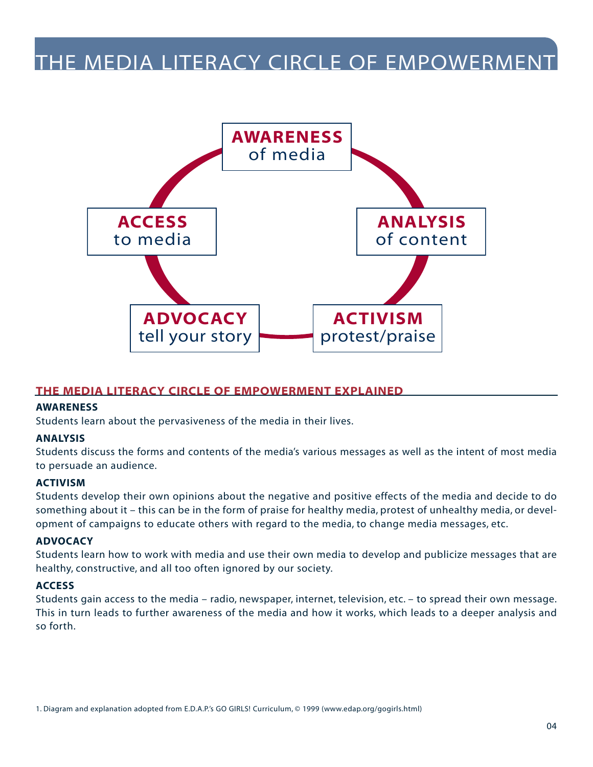# THE MEDIA LITERACY CIRCLE OF EMPOWERMENT

**AWARENESS** of media

**ANALYSIS** of content

**ACTIVISM** protest/praise

**ADVOCACY** tell your story

**ACCESS** to media

## THE MEDIA LITERACY CIRCLE OF EMPOWERMENT EXPLAINED

**AWARENESS**

Students learn about the pervasiveness of the media in their lives.

**ANALYSIS**

Students discuss the forms and contents of the media's various messages as well as the intent of most media to persuade an audience.

**ACTIVISM**

Students develop their own opinions about the negative and positive effects of the media and decide to do something about it – this can be in the form of praise for healthy media, protest of unhealthy media, or development of campaigns to educate others with regard to the media, to change media messages, etc.

**ADVOCACY**

Students learn how to work with media and use their own media to develop and publicize messages that are healthy, constructive, and all too often ignored by our society.

**ACCESS**

Students gain access to the media – radio, newspaper, internet, television, etc. – to spread their own message. This in turn leads to further awareness of the media and how it works, which leads to a deeper analysis and so forth.

1. Diagram and explanation adopted from E.D.A.P.'s GO GIRLS! Curriculum, © 1999 (www.edap.org/gogirls.html)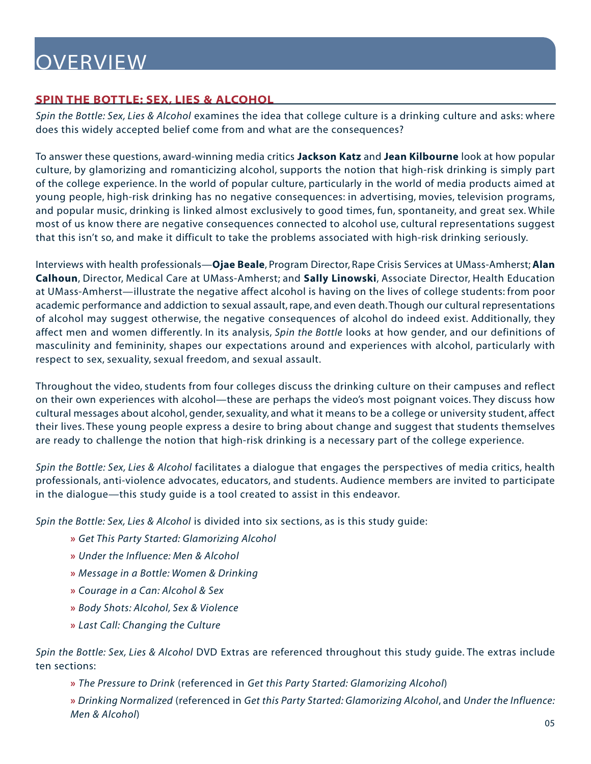# OVERVIEW

## SPIN THE BOTTLE: SEX, LIES & ALCOHOL

*Spin the Bottle: Sex, Lies & Alcohol* examines the idea that college culture is a drinking culture and asks: where does this widely accepted belief come from and what are the consequences?

To answer these questions, award-winning media critics **Jackson Katz** and **Jean Kilbourne** look at how popular culture, by glamorizing and romanticizing alcohol, supports the notion that high-risk drinking is simply part of the college experience. In the world of popular culture, particularly in the world of media products aimed at young people, high-risk drinking has no negative consequences: in advertising, movies, television programs, and popular music, drinking is linked almost exclusively to good times, fun, spontaneity, and great sex. While most of us know there are negative consequences connected to alcohol use, cultural representations suggest that this isn't so, and make it difficult to take the problems associated with high-risk drinking seriously.

Interviews with health professionals—**Ojae Beale**, Program Director, Rape Crisis Services at UMass-Amherst; **Alan Calhoun**, Director, Medical Care at UMass-Amherst; and **Sally Linowski**, Associate Director, Health Education at UMass-Amherst—illustrate the negative affect alcohol is having on the lives of college students: from poor academic performance and addiction to sexual assault, rape, and even death. Though our cultural representations of alcohol may suggest otherwise, the negative consequences of alcohol do indeed exist. Additionally, they affect men and women differently. In its analysis, *Spin the Bottle* looks at how gender, and our definitions of masculinity and femininity, shapes our expectations around and experiences with alcohol, particularly with respect to sex, sexuality, sexual freedom, and sexual assault.

Throughout the video, students from four colleges discuss the drinking culture on their campuses and reflect on their own experiences with alcohol—these are perhaps the video's most poignant voices. They discuss how cultural messages about alcohol, gender, sexuality, and what it means to be a college or university student, affect their lives. These young people express a desire to bring about change and suggest that students themselves are ready to challenge the notion that high-risk drinking is a necessary part of the college experience.

*Spin the Bottle: Sex, Lies & Alcohol* facilitates a dialogue that engages the perspectives of media critics, health professionals, anti-violence advocates, educators, and students. Audience members are invited to participate in the dialogue—this study guide is a tool created to assist in this endeavor.

*Spin the Bottle: Sex, Lies & Alcohol* is divided into six sections, as is this study guide:

- *Get This Party Started: Glamorizing Alcohol*
- *Under the Influence: Men & Alcohol*
- *Message in a Bottle: Women & Drinking*
- *Courage in a Can: Alcohol & Sex*
- *Body Shots: Alcohol, Sex & Violence*
- *Last Call: Changing the Culture*

*Spin the Bottle: Sex, Lies & Alcohol* DVD Extras are referenced throughout this study guide. The extras include ten sections:

- *The Pressure to Drink* (referenced in *Get this Party Started: Glamorizing Alcohol*)
- *Drinking Normalized* (referenced in *Get this Party Started: Glamorizing Alcohol*, and *Under the Influence: Men & Alcohol*)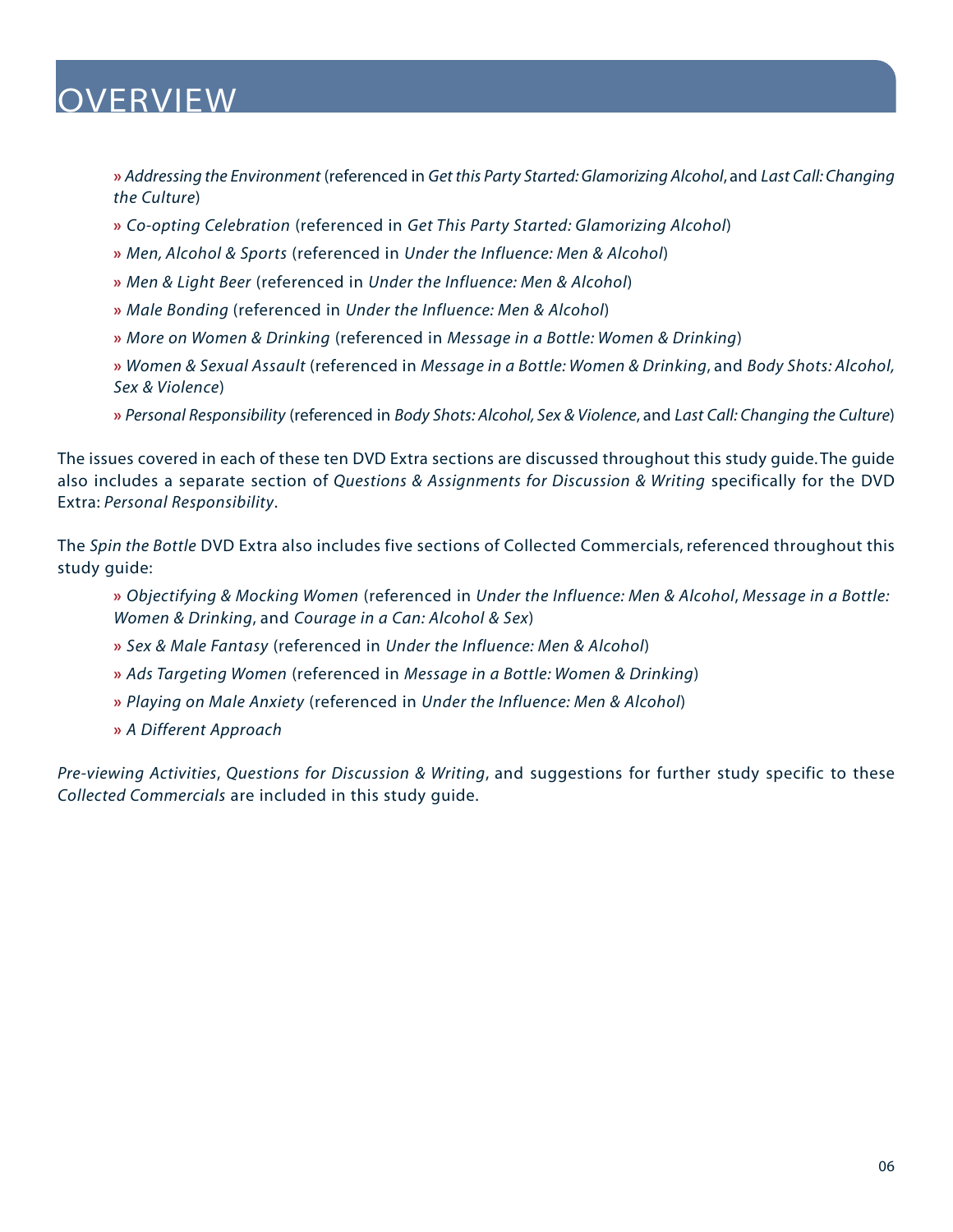# OVERVIEW

- » *Addressing the Environment* (referenced in *Get this Party Started: Glamorizing Alcohol*, and *Last Call: Changing the Culture*)
- » *Co-opting Celebration* (referenced in *Get This Party Started: Glamorizing Alcohol*)
- » *Men, Alcohol & Sports* (referenced in *Under the Influence: Men & Alcohol*)
- » *Men & Light Beer* (referenced in *Under the Influence: Men & Alcohol*)
- » *Male Bonding* (referenced in *Under the Influence: Men & Alcohol*)
- » *More on Women & Drinking* (referenced in *Message in a Bottle: Women & Drinking*)
- » *Women & Sexual Assault* (referenced in *Message in a Bottle: Women & Drinking*, and *Body Shots: Alcohol, Sex & Violence*)
- » *Personal Responsibility* (referenced in *Body Shots: Alcohol, Sex & Violence*, and *Last Call: Changing the Culture*)

The issues covered in each of these ten DVD Extra sections are discussed throughout this study guide. The guide also includes a separate section of *Questions & Assignments for Discussion & Writing* specifically for the DVD Extra: *Personal Responsibility*.

The *Spin the Bottle* DVD Extra also includes five sections of Collected Commercials, referenced throughout this study guide:

- » *Objectifying & Mocking Women* (referenced in *Under the Influence: Men & Alcohol*, *Message in a Bottle: Women & Drinking*, and *Courage in a Can: Alcohol & Sex*)
- » *Sex & Male Fantasy* (referenced in *Under the Influence: Men & Alcohol*)
- » *Ads Targeting Women* (referenced in *Message in a Bottle: Women & Drinking*)
- » *Playing on Male Anxiety* (referenced in *Under the Influence: Men & Alcohol*)
- » *A Different Approach*

*Pre-viewing Activities*, *Questions for Discussion & Writing*, and suggestions for further study specific to these *Collected Commercials* are included in this study guide.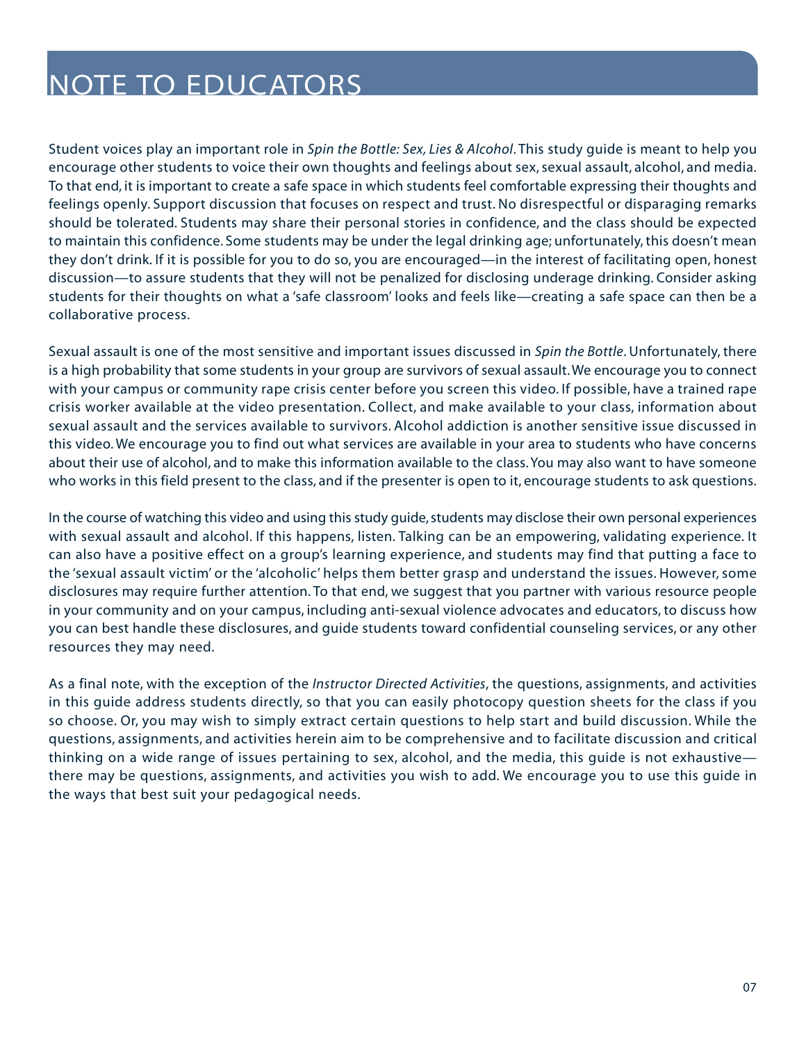# NOTE TO EDUCATORS

Student voices play an important role in *Spin the Bottle: Sex, Lies & Alcohol*. This study guide is meant to help you encourage other students to voice their own thoughts and feelings about sex, sexual assault, alcohol, and media. To that end, it is important to create a safe space in which students feel comfortable expressing their thoughts and feelings openly. Support discussion that focuses on respect and trust. No disrespectful or disparaging remarks should be tolerated. Students may share their personal stories in confidence, and the class should be expected to maintain this confidence. Some students may be under the legal drinking age; unfortunately, this doesn't mean they don't drink. If it is possible for you to do so, you are encouraged—in the interest of facilitating open, honest discussion—to assure students that they will not be penalized for disclosing underage drinking. Consider asking students for their thoughts on what a 'safe classroom' looks and feels like—creating a safe space can then be a collaborative process.

Sexual assault is one of the most sensitive and important issues discussed in *Spin the Bottle*. Unfortunately, there is a high probability that some students in your group are survivors of sexual assault. We encourage you to connect with your campus or community rape crisis center before you screen this video. If possible, have a trained rape crisis worker available at the video presentation. Collect, and make available to your class, information about sexual assault and the services available to survivors. Alcohol addiction is another sensitive issue discussed in this video. We encourage you to find out what services are available in your area to students who have concerns about their use of alcohol, and to make this information available to the class. You may also want to have someone who works in this field present to the class, and if the presenter is open to it, encourage students to ask questions.

In the course of watching this video and using this study guide, students may disclose their own personal experiences with sexual assault and alcohol. If this happens, listen. Talking can be an empowering, validating experience. It can also have a positive effect on a group's learning experience, and students may find that putting a face to the 'sexual assault victim' or the 'alcoholic' helps them better grasp and understand the issues. However, some disclosures may require further attention. To that end, we suggest that you partner with various resource people in your community and on your campus, including anti-sexual violence advocates and educators, to discuss how you can best handle these disclosures, and guide students toward confidential counseling services, or any other resources they may need.

As a final note, with the exception of the *Instructor Directed Activities*, the questions, assignments, and activities in this guide address students directly, so that you can easily photocopy question sheets for the class if you so choose. Or, you may wish to simply extract certain questions to help start and build discussion. While the questions, assignments, and activities herein aim to be comprehensive and to facilitate discussion and critical thinking on a wide range of issues pertaining to sex, alcohol, and the media, this guide is not exhaustive—there may be questions, assignments, and activities you wish to add. We encourage you to use this guide in the ways that best suit your pedagogical needs.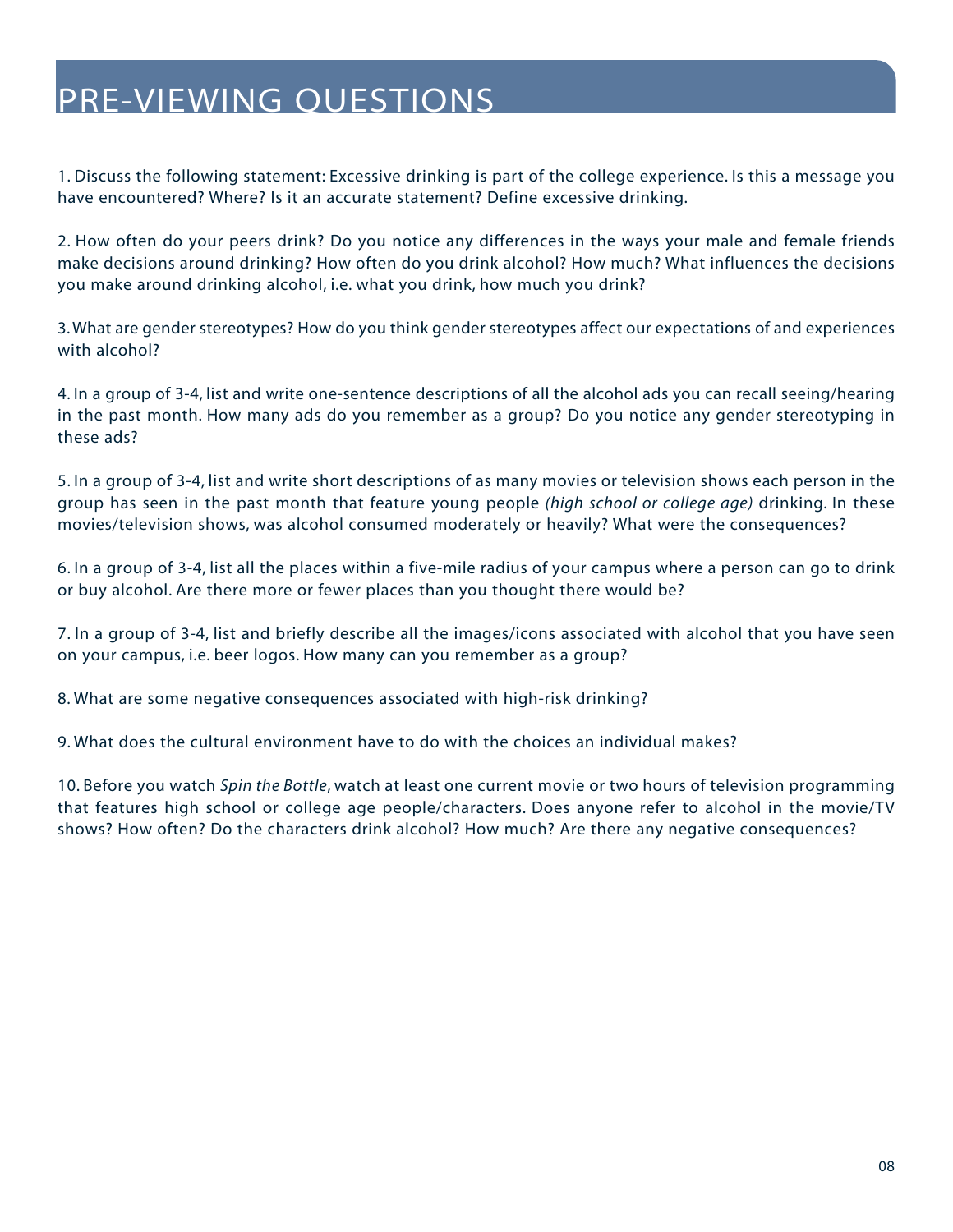# PRE-VIEWING QUESTIONS

1. Discuss the following statement: Excessive drinking is part of the college experience. Is this a message you have encountered? Where? Is it an accurate statement? Define excessive drinking.

2. How often do your peers drink? Do you notice any differences in the ways your male and female friends make decisions around drinking? How often do you drink alcohol? How much? What influences the decisions you make around drinking alcohol, i.e. what you drink, how much you drink?

3. What are gender stereotypes? How do you think gender stereotypes affect our expectations of and experiences with alcohol?

4. In a group of 3-4, list and write one-sentence descriptions of all the alcohol ads you can recall seeing/hearing in the past month. How many ads do you remember as a group? Do you notice any gender stereotyping in these ads?

5. In a group of 3-4, list and write short descriptions of as many movies or television shows each person in the group has seen in the past month that feature young people *(high school or college age)* drinking. In these movies/television shows, was alcohol consumed moderately or heavily? What were the consequences?

6. In a group of 3-4, list all the places within a five-mile radius of your campus where a person can go to drink or buy alcohol. Are there more or fewer places than you thought there would be?

7. In a group of 3-4, list and briefly describe all the images/icons associated with alcohol that you have seen on your campus, i.e. beer logos. How many can you remember as a group?

8. What are some negative consequences associated with high-risk drinking?

9. What does the cultural environment have to do with the choices an individual makes?

10. Before you watch *Spin the Bottle*, watch at least one current movie or two hours of television programming that features high school or college age people/characters. Does anyone refer to alcohol in the movie/TV shows? How often? Do the characters drink alcohol? How much? Are there any negative consequences?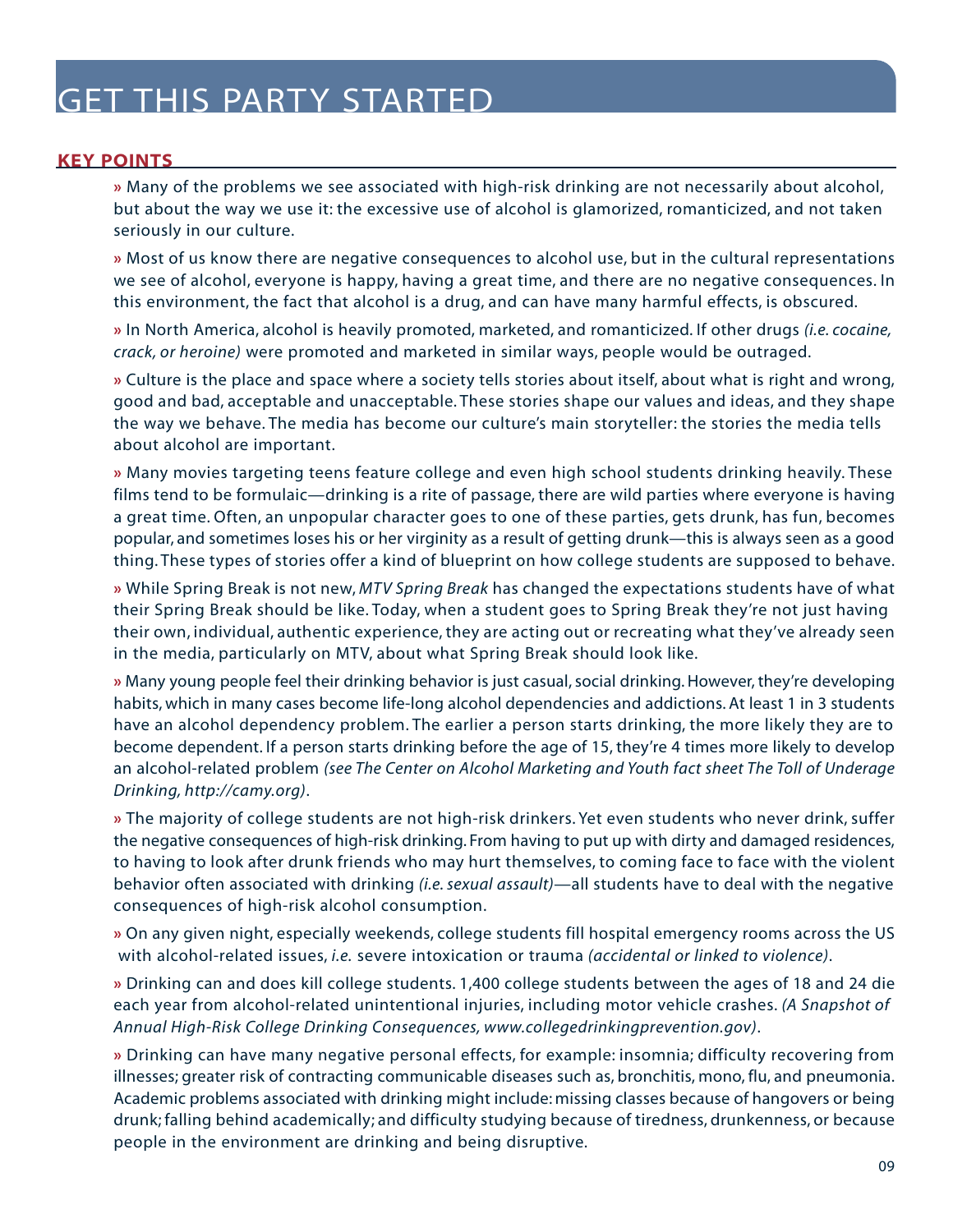# GET THIS PARTY STARTED

## KEY POINTS

» Many of the problems we see associated with high-risk drinking are not necessarily about alcohol, but about the way we use it: the excessive use of alcohol is glamorized, romanticized, and not taken seriously in our culture.

» Most of us know there are negative consequences to alcohol use, but in the cultural representations we see of alcohol, everyone is happy, having a great time, and there are no negative consequences. In this environment, the fact that alcohol is a drug, and can have many harmful effects, is obscured.

» In North America, alcohol is heavily promoted, marketed, and romanticized. If other drugs *(i.e. cocaine, crack, or heroine)* were promoted and marketed in similar ways, people would be outraged.

» Culture is the place and space where a society tells stories about itself, about what is right and wrong, good and bad, acceptable and unacceptable. These stories shape our values and ideas, and they shape the way we behave. The media has become our culture's main storyteller: the stories the media tells about alcohol are important.

» Many movies targeting teens feature college and even high school students drinking heavily. These films tend to be formulaic—drinking is a rite of passage, there are wild parties where everyone is having a great time. Often, an unpopular character goes to one of these parties, gets drunk, has fun, becomes popular, and sometimes loses his or her virginity as a result of getting drunk—this is always seen as a good thing. These types of stories offer a kind of blueprint on how college students are supposed to behave.

» While Spring Break is not new, *MTV Spring Break* has changed the expectations students have of what their Spring Break should be like. Today, when a student goes to Spring Break they're not just having their own, individual, authentic experience, they are acting out or recreating what they've already seen in the media, particularly on MTV, about what Spring Break should look like.

» Many young people feel their drinking behavior is just casual, social drinking. However, they're developing habits, which in many cases become life-long alcohol dependencies and addictions. At least 1 in 3 students have an alcohol dependency problem. The earlier a person starts drinking, the more likely they are to become dependent. If a person starts drinking before the age of 15, they're 4 times more likely to develop an alcohol-related problem *(see The Center on Alcohol Marketing and Youth fact sheet The Toll of Underage Drinking, http://camy.org)*.

» The majority of college students are not high-risk drinkers. Yet even students who never drink, suffer the negative consequences of high-risk drinking. From having to put up with dirty and damaged residences, to having to look after drunk friends who may hurt themselves, to coming face to face with the violent behavior often associated with drinking *(i.e. sexual assault)*—all students have to deal with the negative consequences of high-risk alcohol consumption.

» On any given night, especially weekends, college students fill hospital emergency rooms across the US with alcohol-related issues, *i.e.* severe intoxication or trauma *(accidental or linked to violence)*.

» Drinking can and does kill college students. 1,400 college students between the ages of 18 and 24 die each year from alcohol-related unintentional injuries, including motor vehicle crashes. *(A Snapshot of Annual High-Risk College Drinking Consequences, www.collegedrinkingprevention.gov)*.

» Drinking can have many negative personal effects, for example: insomnia; difficulty recovering from illnesses; greater risk of contracting communicable diseases such as, bronchitis, mono, flu, and pneumonia. Academic problems associated with drinking might include: missing classes because of hangovers or being drunk; falling behind academically; and difficulty studying because of tiredness, drunkenness, or because people in the environment are drinking and being disruptive.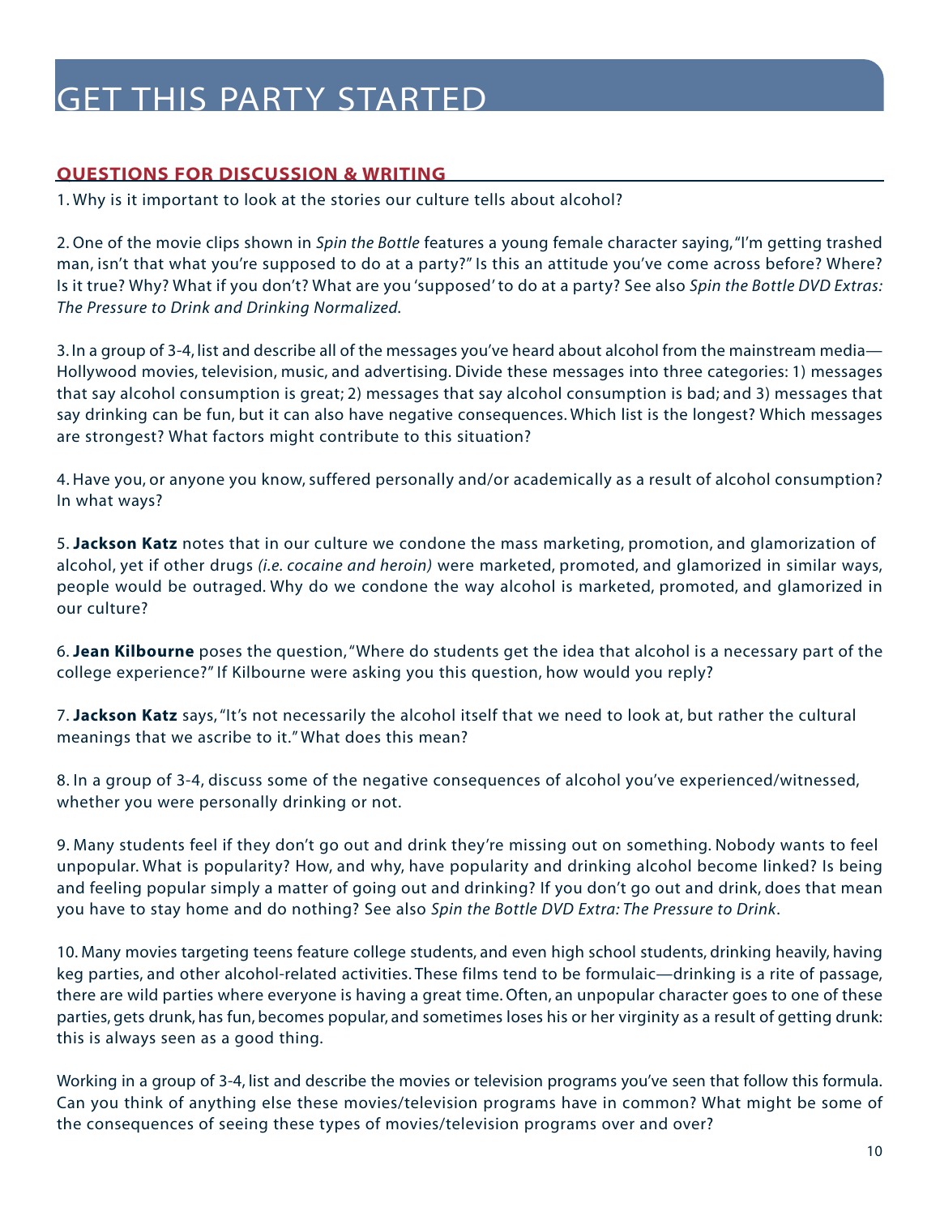# GET THIS PARTY STARTED

## QUESTIONS FOR DISCUSSION & WRITING

1. Why is it important to look at the stories our culture tells about alcohol?

2. One of the movie clips shown in *Spin the Bottle* features a young female character saying, "I'm getting trashed man, isn't that what you're supposed to do at a party?" Is this an attitude you've come across before? Where? Is it true? Why? What if you don't? What are you 'supposed' to do at a party? See also *Spin the Bottle DVD Extras: The Pressure to Drink and Drinking Normalized*.

3. In a group of 3-4, list and describe all of the messages you've heard about alcohol from the mainstream media—Hollywood movies, television, music, and advertising. Divide these messages into three categories: 1) messages that say alcohol consumption is great; 2) messages that say alcohol consumption is bad; and 3) messages that say drinking can be fun, but it can also have negative consequences. Which list is the longest? Which messages are strongest? What factors might contribute to this situation?

4. Have you, or anyone you know, suffered personally and/or academically as a result of alcohol consumption? In what ways?

5. **Jackson Katz** notes that in our culture we condone the mass marketing, promotion, and glamorization of alcohol, yet if other drugs *(i.e. cocaine and heroin)* were marketed, promoted, and glamorized in similar ways, people would be outraged. Why do we condone the way alcohol is marketed, promoted, and glamorized in our culture?

6. **Jean Kilbourne** poses the question, "Where do students get the idea that alcohol is a necessary part of the college experience?" If Kilbourne were asking you this question, how would you reply?

7. **Jackson Katz** says, "It's not necessarily the alcohol itself that we need to look at, but rather the cultural meanings that we ascribe to it." What does this mean?

8. In a group of 3-4, discuss some of the negative consequences of alcohol you've experienced/witnessed, whether you were personally drinking or not.

9. Many students feel if they don't go out and drink they're missing out on something. Nobody wants to feel unpopular. What is popularity? How, and why, have popularity and drinking alcohol become linked? Is being and feeling popular simply a matter of going out and drinking? If you don't go out and drink, does that mean you have to stay home and do nothing? See also *Spin the Bottle DVD Extra: The Pressure to Drink*.

10. Many movies targeting teens feature college students, and even high school students, drinking heavily, having keg parties, and other alcohol-related activities. These films tend to be formulaic—drinking is a rite of passage, there are wild parties where everyone is having a great time. Often, an unpopular character goes to one of these parties, gets drunk, has fun, becomes popular, and sometimes loses his or her virginity as a result of getting drunk: this is always seen as a good thing.

Working in a group of 3-4, list and describe the movies or television programs you've seen that follow this formula. Can you think of anything else these movies/television programs have in common? What might be some of the consequences of seeing these types of movies/television programs over and over?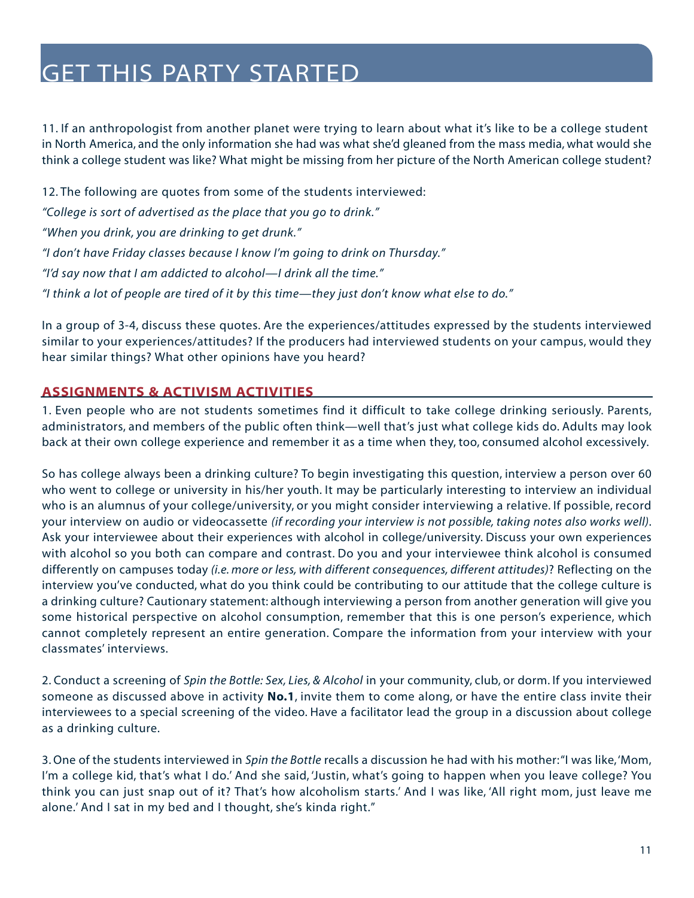# GET THIS PARTY STARTED

11. If an anthropologist from another planet were trying to learn about what it's like to be a college student in North America, and the only information she had was what she'd gleaned from the mass media, what would she think a college student was like? What might be missing from her picture of the North American college student?

12. The following are quotes from some of the students interviewed:

*"College is sort of advertised as the place that you go to drink."*

*"When you drink, you are drinking to get drunk."*

*"I don't have Friday classes because I know I'm going to drink on Thursday."*

*"I'd say now that I am addicted to alcohol—I drink all the time."*

*"I think a lot of people are tired of it by this time—they just don't know what else to do."*

In a group of 3-4, discuss these quotes. Are the experiences/attitudes expressed by the students interviewed similar to your experiences/attitudes? If the producers had interviewed students on your campus, would they hear similar things? What other opinions have you heard?

## ASSIGNMENTS & ACTIVISM ACTIVITIES

1. Even people who are not students sometimes find it difficult to take college drinking seriously. Parents, administrators, and members of the public often think—well that's just what college kids do. Adults may look back at their own college experience and remember it as a time when they, too, consumed alcohol excessively.

So has college always been a drinking culture? To begin investigating this question, interview a person over 60 who went to college or university in his/her youth. It may be particularly interesting to interview an individual who is an alumnus of your college/university, or you might consider interviewing a relative. If possible, record your interview on audio or videocassette *(if recording your interview is not possible, taking notes also works well)*. Ask your interviewee about their experiences with alcohol in college/university. Discuss your own experiences with alcohol so you both can compare and contrast. Do you and your interviewee think alcohol is consumed differently on campuses today *(i.e. more or less, with different consequences, different attitudes)*? Reflecting on the interview you've conducted, what do you think could be contributing to our attitude that the college culture is a drinking culture? Cautionary statement: although interviewing a person from another generation will give you some historical perspective on alcohol consumption, remember that this is one person's experience, which cannot completely represent an entire generation. Compare the information from your interview with your classmates' interviews.

2. Conduct a screening of *Spin the Bottle: Sex, Lies, & Alcohol* in your community, club, or dorm. If you interviewed someone as discussed above in activity **No.1**, invite them to come along, or have the entire class invite their interviewees to a special screening of the video. Have a facilitator lead the group in a discussion about college as a drinking culture.

3. One of the students interviewed in *Spin the Bottle* recalls a discussion he had with his mother: "I was like, 'Mom, I'm a college kid, that's what I do.' And she said, 'Justin, what's going to happen when you leave college? You think you can just snap out of it? That's how alcoholism starts.' And I was like, 'All right mom, just leave me alone.' And I sat in my bed and I thought, she's kinda right."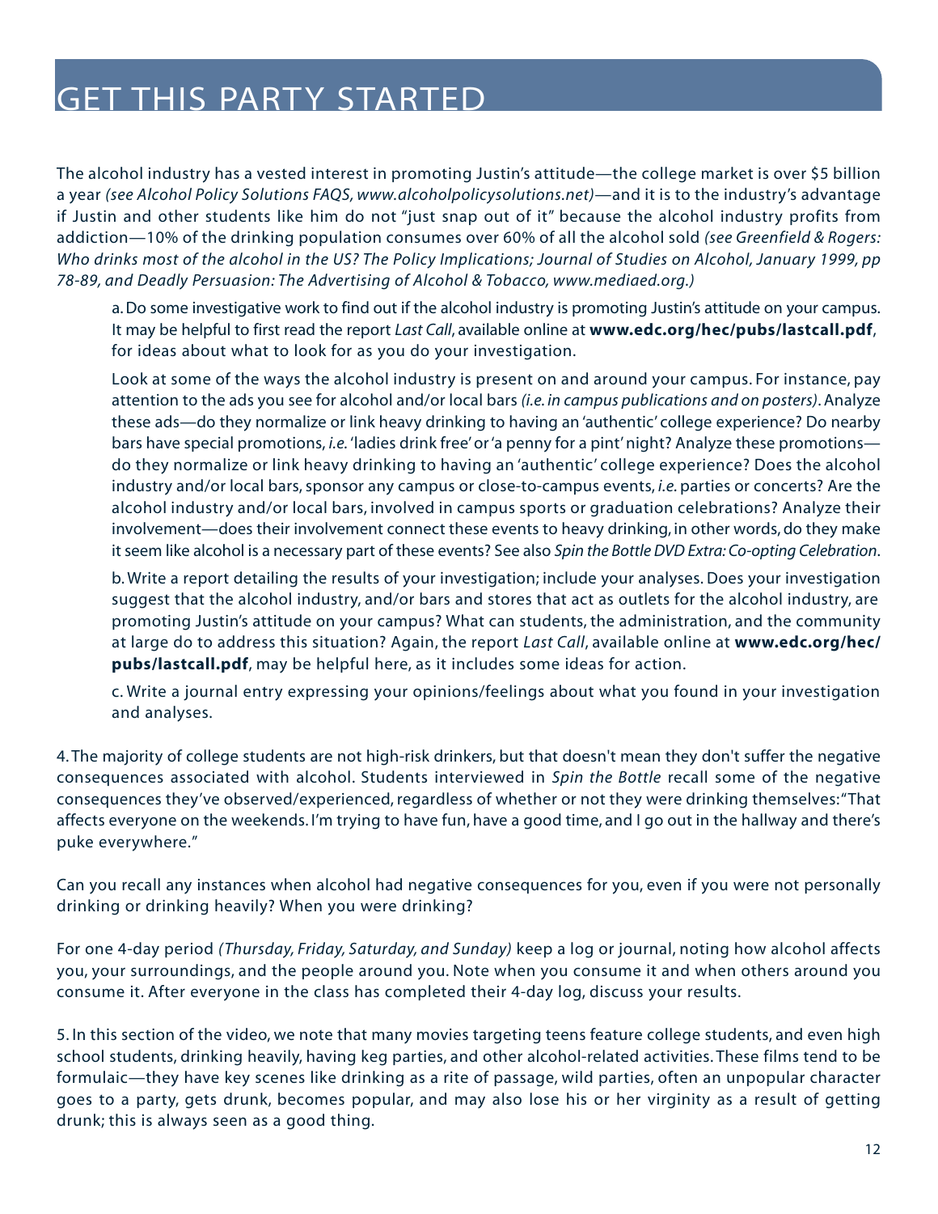# GET THIS PARTY STARTED

The alcohol industry has a vested interest in promoting Justin's attitude—the college market is over $5 billion a year *(see Alcohol Policy Solutions FAQS, www.alcoholpolicysolutions.net)*—and it is to the industry's advantage if Justin and other students like him do not "just snap out of it" because the alcohol industry profits from addiction—10% of the drinking population consumes over 60% of all the alcohol sold *(see Greenfield & Rogers: Who drinks most of the alcohol in the US? The Policy Implications; Journal of Studies on Alcohol, January 1999, pp 78-89, and Deadly Persuasion: The Advertising of Alcohol & Tobacco, www.mediaed.org.)*

a. Do some investigative work to find out if the alcohol industry is promoting Justin's attitude on your campus. It may be helpful to first read the report *Last Call*, available online at **www.edc.org/hec/pubs/lastcall.pdf**, for ideas about what to look for as you do your investigation.

Look at some of the ways the alcohol industry is present on and around your campus. For instance, pay attention to the ads you see for alcohol and/or local bars *(i.e. in campus publications and on posters)*. Analyze these ads—do they normalize or link heavy drinking to having an 'authentic' college experience? Do nearby bars have special promotions, *i.e.* 'ladies drink free' or 'a penny for a pint' night? Analyze these promotions—do they normalize or link heavy drinking to having an 'authentic' college experience? Does the alcohol industry and/or local bars, sponsor any campus or close-to-campus events, *i.e.* parties or concerts? Are the alcohol industry and/or local bars, involved in campus sports or graduation celebrations? Analyze their involvement—does their involvement connect these events to heavy drinking, in other words, do they make it seem like alcohol is a necessary part of these events? See also *Spin the Bottle DVD Extra: Co-opting Celebration*.

b. Write a report detailing the results of your investigation; include your analyses. Does your investigation suggest that the alcohol industry, and/or bars and stores that act as outlets for the alcohol industry, are promoting Justin's attitude on your campus? What can students, the administration, and the community at large do to address this situation? Again, the report *Last Call*, available online at **www.edc.org/hec/pubs/lastcall.pdf**, may be helpful here, as it includes some ideas for action.

c. Write a journal entry expressing your opinions/feelings about what you found in your investigation and analyses.

4. The majority of college students are not high-risk drinkers, but that doesn't mean they don't suffer the negative consequences associated with alcohol. Students interviewed in *Spin the Bottle* recall some of the negative consequences they've observed/experienced, regardless of whether or not they were drinking themselves: "That affects everyone on the weekends. I'm trying to have fun, have a good time, and I go out in the hallway and there's puke everywhere."

Can you recall any instances when alcohol had negative consequences for you, even if you were not personally drinking or drinking heavily? When you were drinking?

For one 4-day period *(Thursday, Friday, Saturday, and Sunday)* keep a log or journal, noting how alcohol affects you, your surroundings, and the people around you. Note when you consume it and when others around you consume it. After everyone in the class has completed their 4-day log, discuss your results.

5. In this section of the video, we note that many movies targeting teens feature college students, and even high school students, drinking heavily, having keg parties, and other alcohol-related activities. These films tend to be formulaic—they have key scenes like drinking as a rite of passage, wild parties, often an unpopular character goes to a party, gets drunk, becomes popular, and may also lose his or her virginity as a result of getting drunk; this is always seen as a good thing.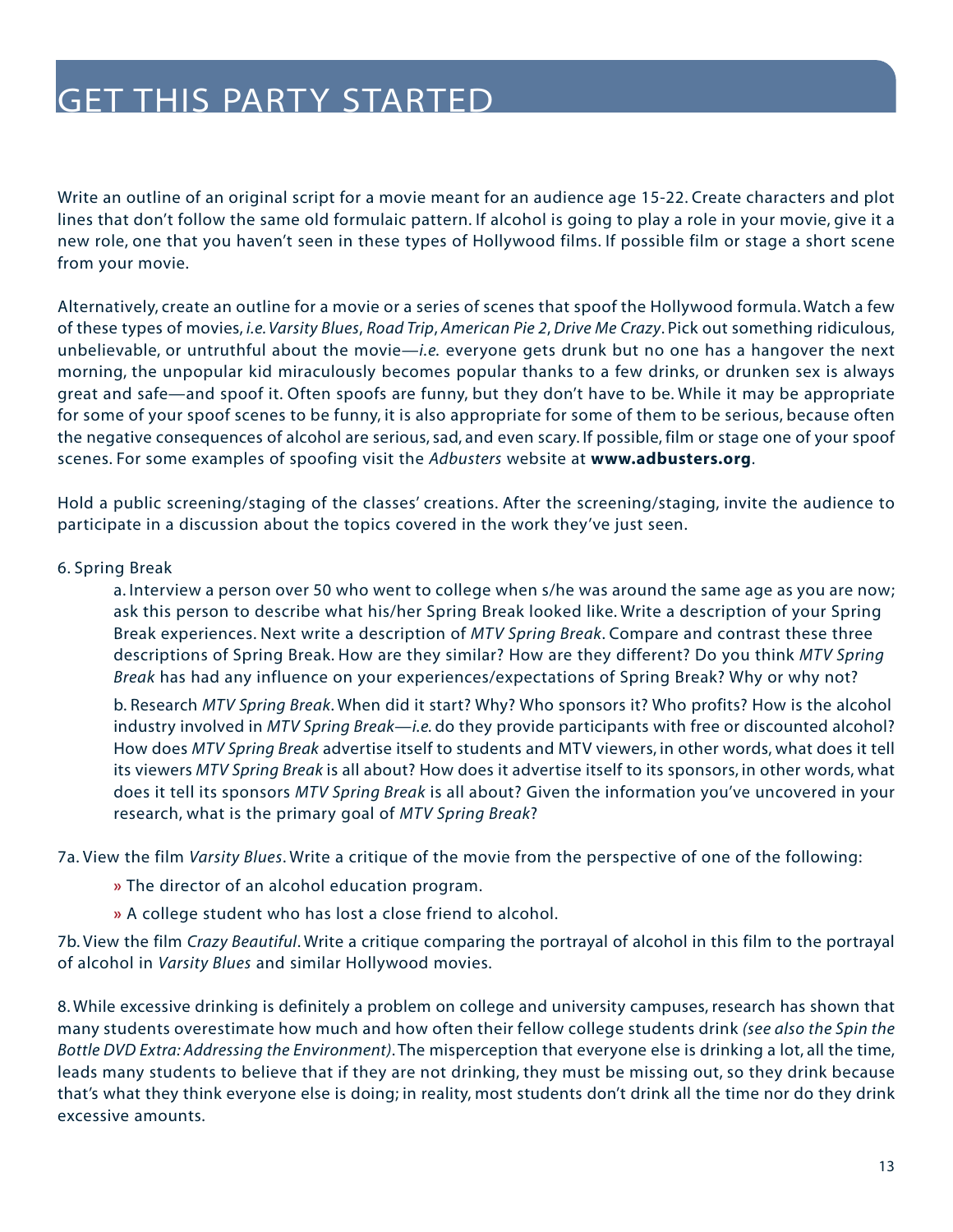# GET THIS PARTY STARTED

Write an outline of an original script for a movie meant for an audience age 15-22. Create characters and plot lines that don't follow the same old formulaic pattern. If alcohol is going to play a role in your movie, give it a new role, one that you haven't seen in these types of Hollywood films. If possible film or stage a short scene from your movie.

Alternatively, create an outline for a movie or a series of scenes that spoof the Hollywood formula. Watch a few of these types of movies, *i.e. Varsity Blues*, *Road Trip*, *American Pie 2*, *Drive Me Crazy*. Pick out something ridiculous, unbelievable, or untruthful about the movie—*i.e.* everyone gets drunk but no one has a hangover the next morning, the unpopular kid miraculously becomes popular thanks to a few drinks, or drunken sex is always great and safe—and spoof it. Often spoofs are funny, but they don't have to be. While it may be appropriate for some of your spoof scenes to be funny, it is also appropriate for some of them to be serious, because often the negative consequences of alcohol are serious, sad, and even scary. If possible, film or stage one of your spoof scenes. For some examples of spoofing visit the *Adbusters* website at **www.adbusters.org**.

Hold a public screening/staging of the classes' creations. After the screening/staging, invite the audience to participate in a discussion about the topics covered in the work they've just seen.

6. Spring Break

   a. Interview a person over 50 who went to college when s/he was around the same age as you are now; ask this person to describe what his/her Spring Break looked like. Write a description of your Spring Break experiences. Next write a description of *MTV Spring Break*. Compare and contrast these three descriptions of Spring Break. How are they similar? How are they different? Do you think *MTV Spring Break* has had any influence on your experiences/expectations of Spring Break? Why or why not?

   b. Research *MTV Spring Break*. When did it start? Why? Who sponsors it? Who profits? How is the alcohol industry involved in *MTV Spring Break*—*i.e.* do they provide participants with free or discounted alcohol? How does *MTV Spring Break* advertise itself to students and MTV viewers, in other words, what does it tell its viewers *MTV Spring Break* is all about? How does it advertise itself to its sponsors, in other words, what does it tell its sponsors *MTV Spring Break* is all about? Given the information you've uncovered in your research, what is the primary goal of *MTV Spring Break*?

7a. View the film *Varsity Blues*. Write a critique of the movie from the perspective of one of the following:

- The director of an alcohol education program.
- A college student who has lost a close friend to alcohol.

7b. View the film *Crazy Beautiful*. Write a critique comparing the portrayal of alcohol in this film to the portrayal of alcohol in *Varsity Blues* and similar Hollywood movies.

8. While excessive drinking is definitely a problem on college and university campuses, research has shown that many students overestimate how much and how often their fellow college students drink *(see also the Spin the Bottle DVD Extra: Addressing the Environment)*. The misperception that everyone else is drinking a lot, all the time, leads many students to believe that if they are not drinking, they must be missing out, so they drink because that's what they think everyone else is doing; in reality, most students don't drink all the time nor do they drink excessive amounts.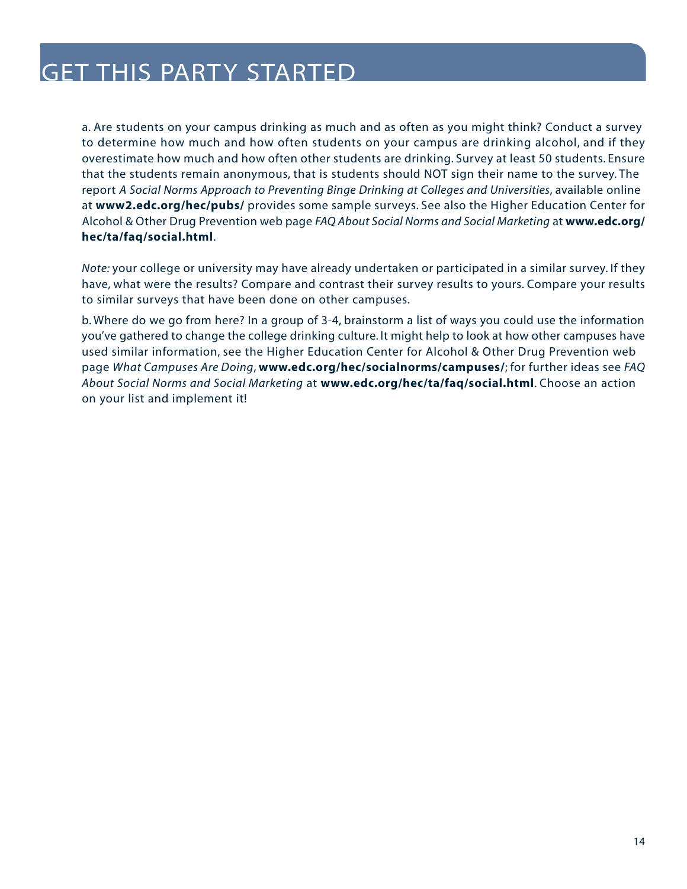# GET THIS PARTY STARTED

a. Are students on your campus drinking as much and as often as you might think? Conduct a survey to determine how much and how often students on your campus are drinking alcohol, and if they overestimate how much and how often other students are drinking. Survey at least 50 students. Ensure that the students remain anonymous, that is students should NOT sign their name to the survey. The report *A Social Norms Approach to Preventing Binge Drinking at Colleges and Universities*, available online at **www2.edc.org/hec/pubs/** provides some sample surveys. See also the Higher Education Center for Alcohol & Other Drug Prevention web page *FAQ About Social Norms and Social Marketing* at **www.edc.org/hec/ta/faq/social.html**.

*Note:* your college or university may have already undertaken or participated in a similar survey. If they have, what were the results? Compare and contrast their survey results to yours. Compare your results to similar surveys that have been done on other campuses.

b. Where do we go from here? In a group of 3-4, brainstorm a list of ways you could use the information you've gathered to change the college drinking culture. It might help to look at how other campuses have used similar information, see the Higher Education Center for Alcohol & Other Drug Prevention web page *What Campuses Are Doing*, **www.edc.org/hec/socialnorms/campuses/**; for further ideas see *FAQ About Social Norms and Social Marketing* at **www.edc.org/hec/ta/faq/social.html**. Choose an action on your list and implement it!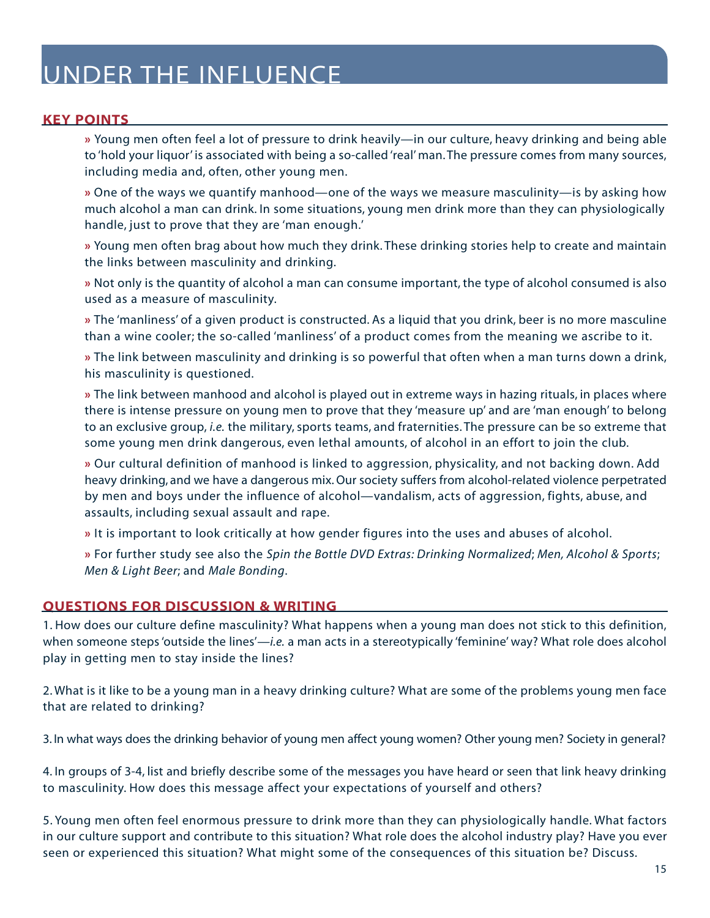# UNDER THE INFLUENCE

## KEY POINTS

» Young men often feel a lot of pressure to drink heavily—in our culture, heavy drinking and being able to 'hold your liquor' is associated with being a so-called 'real' man. The pressure comes from many sources, including media and, often, other young men.

» One of the ways we quantify manhood—one of the ways we measure masculinity—is by asking how much alcohol a man can drink. In some situations, young men drink more than they can physiologically handle, just to prove that they are 'man enough.'

» Young men often brag about how much they drink. These drinking stories help to create and maintain the links between masculinity and drinking.

» Not only is the quantity of alcohol a man can consume important, the type of alcohol consumed is also used as a measure of masculinity.

» The 'manliness' of a given product is constructed. As a liquid that you drink, beer is no more masculine than a wine cooler; the so-called 'manliness' of a product comes from the meaning we ascribe to it.

» The link between masculinity and drinking is so powerful that often when a man turns down a drink, his masculinity is questioned.

» The link between manhood and alcohol is played out in extreme ways in hazing rituals, in places where there is intense pressure on young men to prove that they 'measure up' and are 'man enough' to belong to an exclusive group, *i.e.* the military, sports teams, and fraternities. The pressure can be so extreme that some young men drink dangerous, even lethal amounts, of alcohol in an effort to join the club.

» Our cultural definition of manhood is linked to aggression, physicality, and not backing down. Add heavy drinking, and we have a dangerous mix. Our society suffers from alcohol-related violence perpetrated by men and boys under the influence of alcohol—vandalism, acts of aggression, fights, abuse, and assaults, including sexual assault and rape.

» It is important to look critically at how gender figures into the uses and abuses of alcohol.

» For further study see also the *Spin the Bottle DVD Extras: Drinking Normalized*; *Men, Alcohol & Sports*; *Men & Light Beer*; and *Male Bonding*.

## QUESTIONS FOR DISCUSSION & WRITING

1. How does our culture define masculinity? What happens when a young man does not stick to this definition, when someone steps 'outside the lines'—*i.e.* a man acts in a stereotypically 'feminine' way? What role does alcohol play in getting men to stay inside the lines?

2. What is it like to be a young man in a heavy drinking culture? What are some of the problems young men face that are related to drinking?

3. In what ways does the drinking behavior of young men affect young women? Other young men? Society in general?

4. In groups of 3-4, list and briefly describe some of the messages you have heard or seen that link heavy drinking to masculinity. How does this message affect your expectations of yourself and others?

5. Young men often feel enormous pressure to drink more than they can physiologically handle. What factors in our culture support and contribute to this situation? What role does the alcohol industry play? Have you ever seen or experienced this situation? What might some of the consequences of this situation be? Discuss.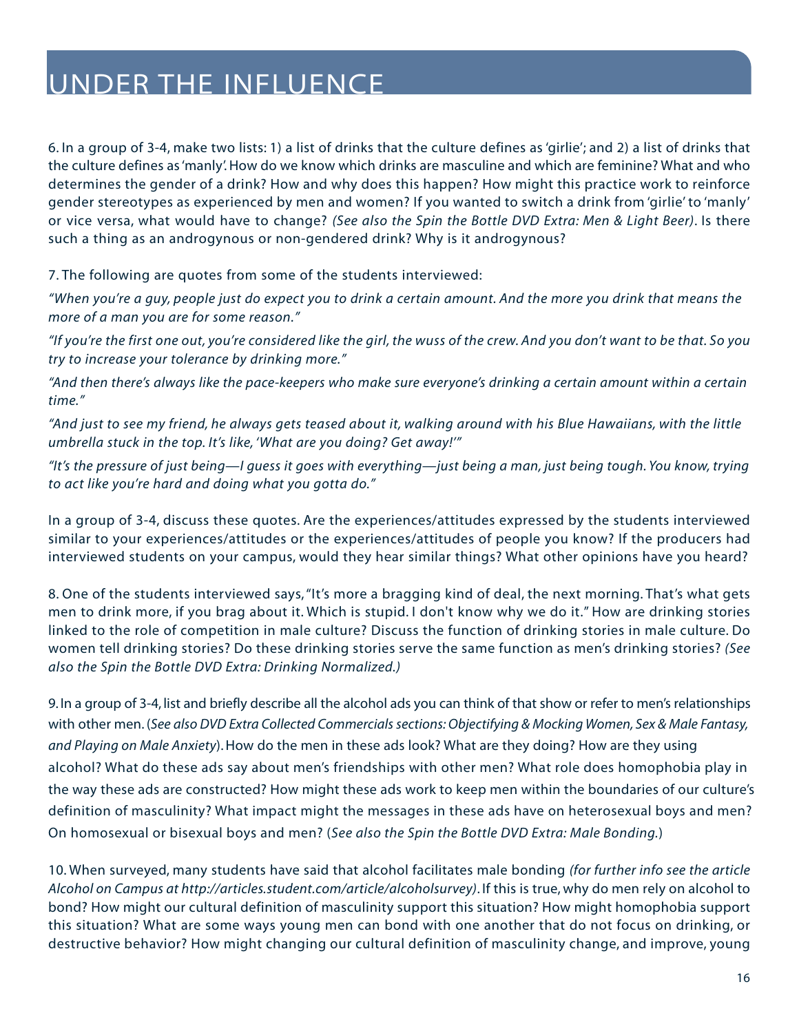6. In a group of 3-4, make two lists: 1) a list of drinks that the culture defines as 'girlie'; and 2) a list of drinks that the culture defines as 'manly'. How do we know which drinks are masculine and which are feminine? What and who determines the gender of a drink? How and why does this happen? How might this practice work to reinforce gender stereotypes as experienced by men and women? If you wanted to switch a drink from 'girlie' to 'manly' or vice versa, what would have to change? *(See also the Spin the Bottle DVD Extra: Men & Light Beer)*. Is there such a thing as an androgynous or non-gendered drink? Why is it androgynous?

7. The following are quotes from some of the students interviewed:

*"When you're a guy, people just do expect you to drink a certain amount. And the more you drink that means the more of a man you are for some reason."*

*"If you're the first one out, you're considered like the girl, the wuss of the crew. And you don't want to be that. So you try to increase your tolerance by drinking more."*

*"And then there's always like the pace-keepers who make sure everyone's drinking a certain amount within a certain time."*

*"And just to see my friend, he always gets teased about it, walking around with his Blue Hawaiians, with the little umbrella stuck in the top. It's like, 'What are you doing? Get away!'"*

*"It's the pressure of just being—I guess it goes with everything—just being a man, just being tough. You know, trying to act like you're hard and doing what you gotta do."*

In a group of 3-4, discuss these quotes. Are the experiences/attitudes expressed by the students interviewed similar to your experiences/attitudes or the experiences/attitudes of people you know? If the producers had interviewed students on your campus, would they hear similar things? What other opinions have you heard?

8. One of the students interviewed says, "It's more a bragging kind of deal, the next morning. That's what gets men to drink more, if you brag about it. Which is stupid. I don't know why we do it." How are drinking stories linked to the role of competition in male culture? Discuss the function of drinking stories in male culture. Do women tell drinking stories? Do these drinking stories serve the same function as men's drinking stories? *(See also the Spin the Bottle DVD Extra: Drinking Normalized.)*

9. In a group of 3-4, list and briefly describe all the alcohol ads you can think of that show or refer to men's relationships with other men. (*See also DVD Extra Collected Commercials sections: Objectifying & Mocking Women, Sex & Male Fantasy, and Playing on Male Anxiety*). How do the men in these ads look? What are they doing? How are they using alcohol? What do these ads say about men's friendships with other men? What role does homophobia play in the way these ads are constructed? How might these ads work to keep men within the boundaries of our culture's definition of masculinity? What impact might the messages in these ads have on heterosexual boys and men? On homosexual or bisexual boys and men? (*See also the Spin the Bottle DVD Extra: Male Bonding.*)

10. When surveyed, many students have said that alcohol facilitates male bonding *(for further info see the article Alcohol on Campus at http://articles.student.com/article/alcoholsurvey)*. If this is true, why do men rely on alcohol to bond? How might our cultural definition of masculinity support this situation? How might homophobia support this situation? What are some ways young men can bond with one another that do not focus on drinking, or destructive behavior? How might changing our cultural definition of masculinity change, and improve, young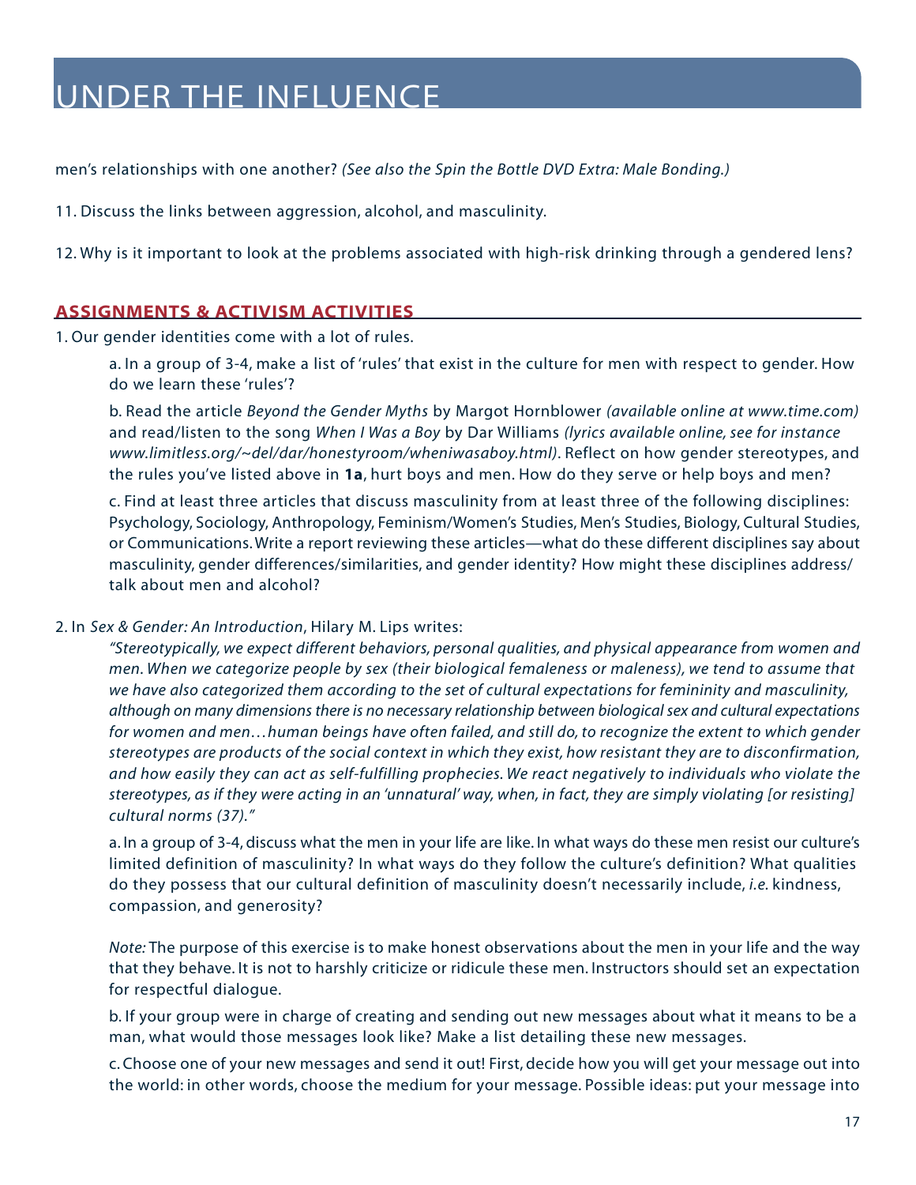men's relationships with one another? *(See also the Spin the Bottle DVD Extra: Male Bonding.)*

11. Discuss the links between aggression, alcohol, and masculinity.

12. Why is it important to look at the problems associated with high-risk drinking through a gendered lens?

## ASSIGNMENTS & ACTIVISM ACTIVITIES

1. Our gender identities come with a lot of rules.

   a. In a group of 3-4, make a list of 'rules' that exist in the culture for men with respect to gender. How do we learn these 'rules'?

   b. Read the article *Beyond the Gender Myths* by Margot Hornblower *(available online at www.time.com)* and read/listen to the song *When I Was a Boy* by Dar Williams *(lyrics available online, see for instance www.limitless.org/~del/dar/honestyroom/wheniwasaboy.html)*. Reflect on how gender stereotypes, and the rules you've listed above in **1a**, hurt boys and men. How do they serve or help boys and men?

   c. Find at least three articles that discuss masculinity from at least three of the following disciplines: Psychology, Sociology, Anthropology, Feminism/Women's Studies, Men's Studies, Biology, Cultural Studies, or Communications. Write a report reviewing these articles—what do these different disciplines say about masculinity, gender differences/similarities, and gender identity? How might these disciplines address/talk about men and alcohol?

2. In *Sex & Gender: An Introduction*, Hilary M. Lips writes:

   *"Stereotypically, we expect different behaviors, personal qualities, and physical appearance from women and men. When we categorize people by sex (their biological femaleness or maleness), we tend to assume that we have also categorized them according to the set of cultural expectations for femininity and masculinity, although on many dimensions there is no necessary relationship between biological sex and cultural expectations for women and men…human beings have often failed, and still do, to recognize the extent to which gender stereotypes are products of the social context in which they exist, how resistant they are to disconfirmation, and how easily they can act as self-fulfilling prophecies. We react negatively to individuals who violate the stereotypes, as if they were acting in an 'unnatural' way, when, in fact, they are simply violating [or resisting] cultural norms (37)."*

   a. In a group of 3-4, discuss what the men in your life are like. In what ways do these men resist our culture's limited definition of masculinity? In what ways do they follow the culture's definition? What qualities do they possess that our cultural definition of masculinity doesn't necessarily include, *i.e.* kindness, compassion, and generosity?

   *Note:* The purpose of this exercise is to make honest observations about the men in your life and the way that they behave. It is not to harshly criticize or ridicule these men. Instructors should set an expectation for respectful dialogue.

   b. If your group were in charge of creating and sending out new messages about what it means to be a man, what would those messages look like? Make a list detailing these new messages.

   c. Choose one of your new messages and send it out! First, decide how you will get your message out into the world: in other words, choose the medium for your message. Possible ideas: put your message into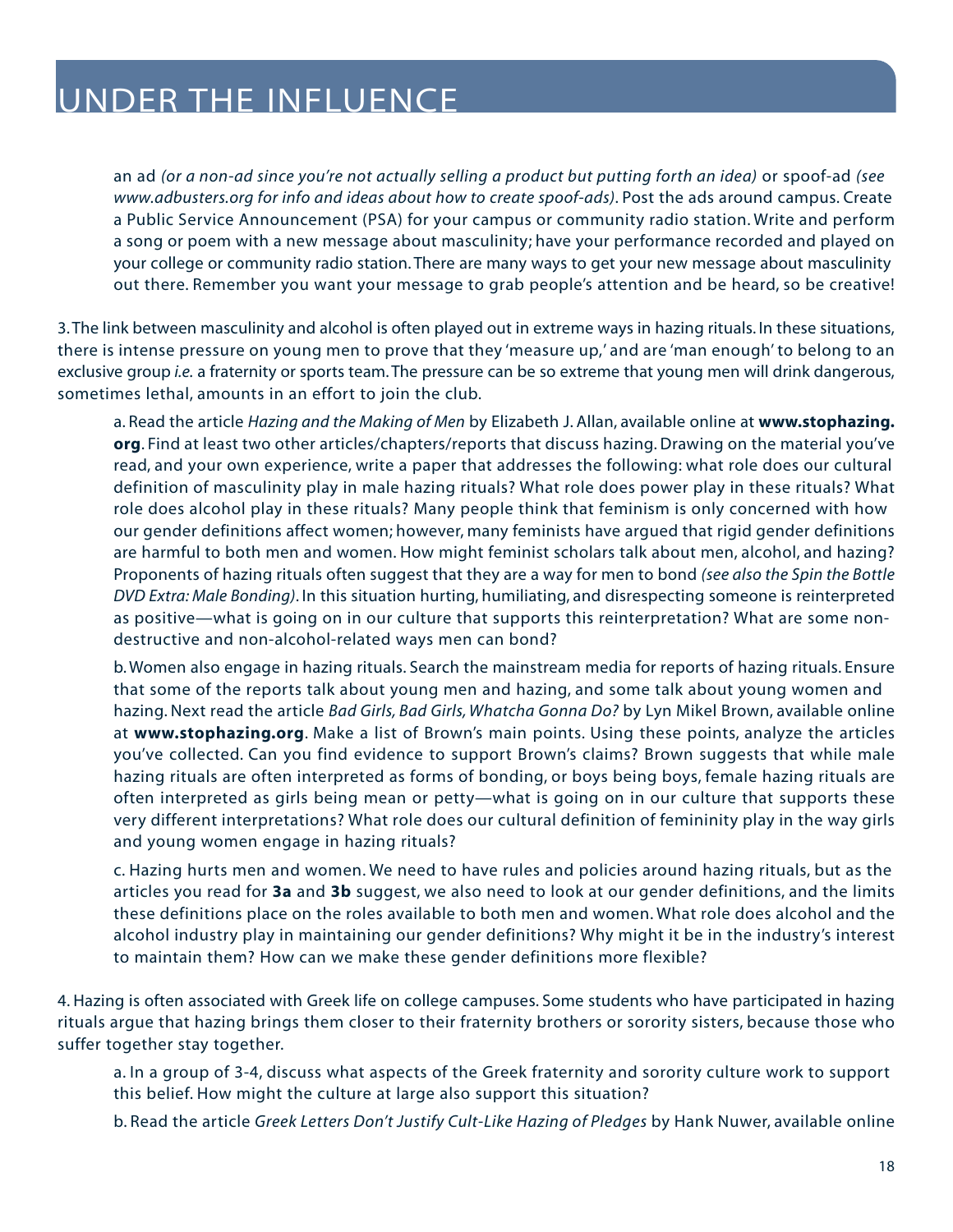an ad *(or a non-ad since you're not actually selling a product but putting forth an idea)* or spoof-ad *(see www.adbusters.org for info and ideas about how to create spoof-ads)*. Post the ads around campus. Create a Public Service Announcement (PSA) for your campus or community radio station. Write and perform a song or poem with a new message about masculinity; have your performance recorded and played on your college or community radio station. There are many ways to get your new message about masculinity out there. Remember you want your message to grab people's attention and be heard, so be creative!

3. The link between masculinity and alcohol is often played out in extreme ways in hazing rituals. In these situations, there is intense pressure on young men to prove that they 'measure up,' and are 'man enough' to belong to an exclusive group *i.e.* a fraternity or sports team. The pressure can be so extreme that young men will drink dangerous, sometimes lethal, amounts in an effort to join the club.

a. Read the article *Hazing and the Making of Men* by Elizabeth J. Allan, available online at **www.stophazing.org**. Find at least two other articles/chapters/reports that discuss hazing. Drawing on the material you've read, and your own experience, write a paper that addresses the following: what role does our cultural definition of masculinity play in male hazing rituals? What role does power play in these rituals? What role does alcohol play in these rituals? Many people think that feminism is only concerned with how our gender definitions affect women; however, many feminists have argued that rigid gender definitions are harmful to both men and women. How might feminist scholars talk about men, alcohol, and hazing? Proponents of hazing rituals often suggest that they are a way for men to bond *(see also the Spin the Bottle DVD Extra: Male Bonding)*. In this situation hurting, humiliating, and disrespecting someone is reinterpreted as positive—what is going on in our culture that supports this reinterpretation? What are some non-destructive and non-alcohol-related ways men can bond?

b. Women also engage in hazing rituals. Search the mainstream media for reports of hazing rituals. Ensure that some of the reports talk about young men and hazing, and some talk about young women and hazing. Next read the article *Bad Girls, Bad Girls, Whatcha Gonna Do?* by Lyn Mikel Brown, available online at **www.stophazing.org**. Make a list of Brown's main points. Using these points, analyze the articles you've collected. Can you find evidence to support Brown's claims? Brown suggests that while male hazing rituals are often interpreted as forms of bonding, or boys being boys, female hazing rituals are often interpreted as girls being mean or petty—what is going on in our culture that supports these very different interpretations? What role does our cultural definition of femininity play in the way girls and young women engage in hazing rituals?

c. Hazing hurts men and women. We need to have rules and policies around hazing rituals, but as the articles you read for **3a** and **3b** suggest, we also need to look at our gender definitions, and the limits these definitions place on the roles available to both men and women. What role does alcohol and the alcohol industry play in maintaining our gender definitions? Why might it be in the industry's interest to maintain them? How can we make these gender definitions more flexible?

4. Hazing is often associated with Greek life on college campuses. Some students who have participated in hazing rituals argue that hazing brings them closer to their fraternity brothers or sorority sisters, because those who suffer together stay together.

a. In a group of 3-4, discuss what aspects of the Greek fraternity and sorority culture work to support this belief. How might the culture at large also support this situation?

b. Read the article *Greek Letters Don't Justify Cult-Like Hazing of Pledges* by Hank Nuwer, available online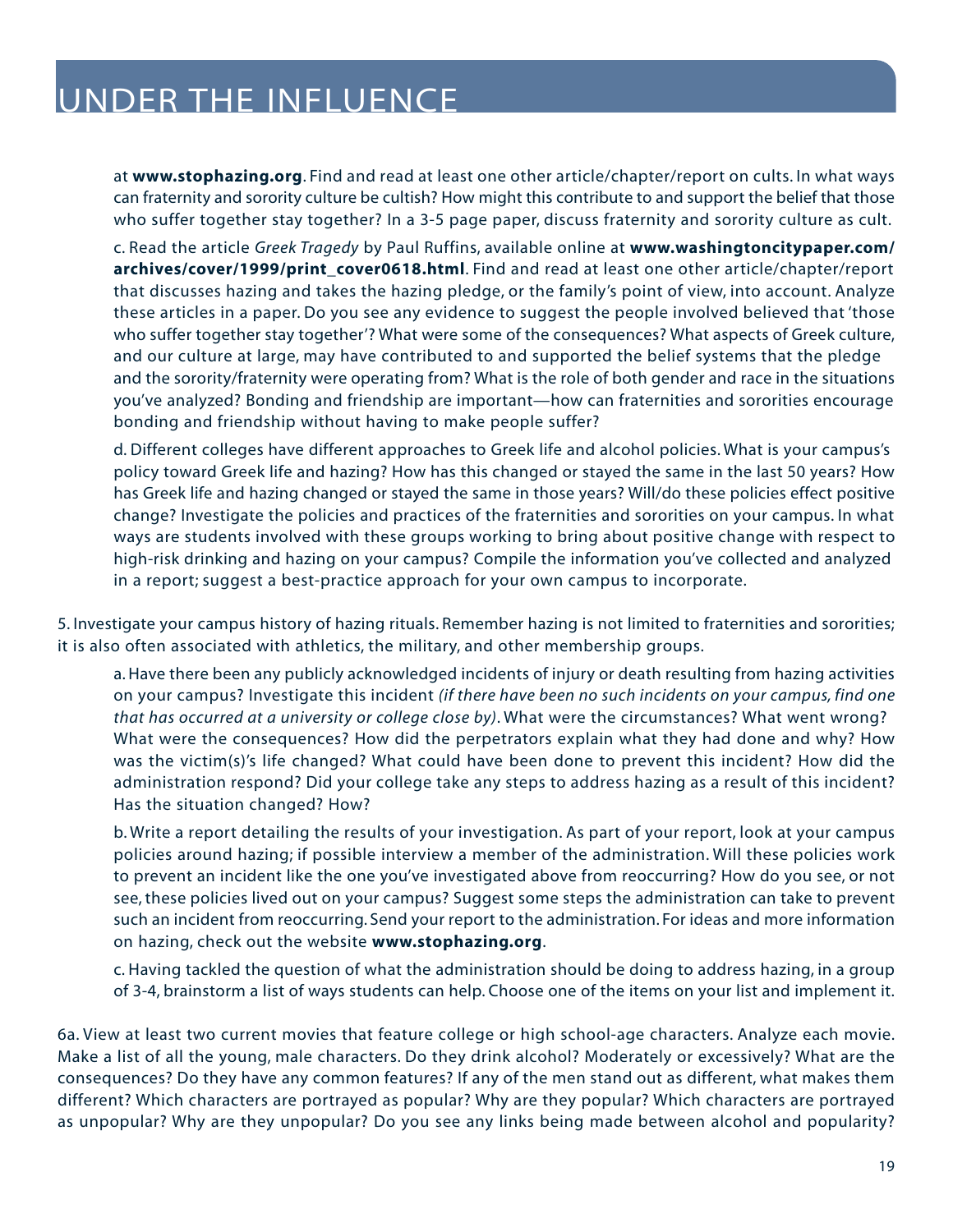at **www.stophazing.org**. Find and read at least one other article/chapter/report on cults. In what ways can fraternity and sorority culture be cultish? How might this contribute to and support the belief that those who suffer together stay together? In a 3-5 page paper, discuss fraternity and sorority culture as cult.

c. Read the article *Greek Tragedy* by Paul Ruffins, available online at **www.washingtoncitypaper.com/archives/cover/1999/print_cover0618.html**. Find and read at least one other article/chapter/report that discusses hazing and takes the hazing pledge, or the family's point of view, into account. Analyze these articles in a paper. Do you see any evidence to suggest the people involved believed that 'those who suffer together stay together'? What were some of the consequences? What aspects of Greek culture, and our culture at large, may have contributed to and supported the belief systems that the pledge and the sorority/fraternity were operating from? What is the role of both gender and race in the situations you've analyzed? Bonding and friendship are important—how can fraternities and sororities encourage bonding and friendship without having to make people suffer?

d. Different colleges have different approaches to Greek life and alcohol policies. What is your campus's policy toward Greek life and hazing? How has this changed or stayed the same in the last 50 years? How has Greek life and hazing changed or stayed the same in those years? Will/do these policies effect positive change? Investigate the policies and practices of the fraternities and sororities on your campus. In what ways are students involved with these groups working to bring about positive change with respect to high-risk drinking and hazing on your campus? Compile the information you've collected and analyzed in a report; suggest a best-practice approach for your own campus to incorporate.

5. Investigate your campus history of hazing rituals. Remember hazing is not limited to fraternities and sororities; it is also often associated with athletics, the military, and other membership groups.

a. Have there been any publicly acknowledged incidents of injury or death resulting from hazing activities on your campus? Investigate this incident *(if there have been no such incidents on your campus, find one that has occurred at a university or college close by)*. What were the circumstances? What went wrong? What were the consequences? How did the perpetrators explain what they had done and why? How was the victim(s)'s life changed? What could have been done to prevent this incident? How did the administration respond? Did your college take any steps to address hazing as a result of this incident? Has the situation changed? How?

b. Write a report detailing the results of your investigation. As part of your report, look at your campus policies around hazing; if possible interview a member of the administration. Will these policies work to prevent an incident like the one you've investigated above from reoccurring? How do you see, or not see, these policies lived out on your campus? Suggest some steps the administration can take to prevent such an incident from reoccurring. Send your report to the administration. For ideas and more information on hazing, check out the website **www.stophazing.org**.

c. Having tackled the question of what the administration should be doing to address hazing, in a group of 3-4, brainstorm a list of ways students can help. Choose one of the items on your list and implement it.

6a. View at least two current movies that feature college or high school-age characters. Analyze each movie. Make a list of all the young, male characters. Do they drink alcohol? Moderately or excessively? What are the consequences? Do they have any common features? If any of the men stand out as different, what makes them different? Which characters are portrayed as popular? Why are they popular? Which characters are portrayed as unpopular? Why are they unpopular? Do you see any links being made between alcohol and popularity?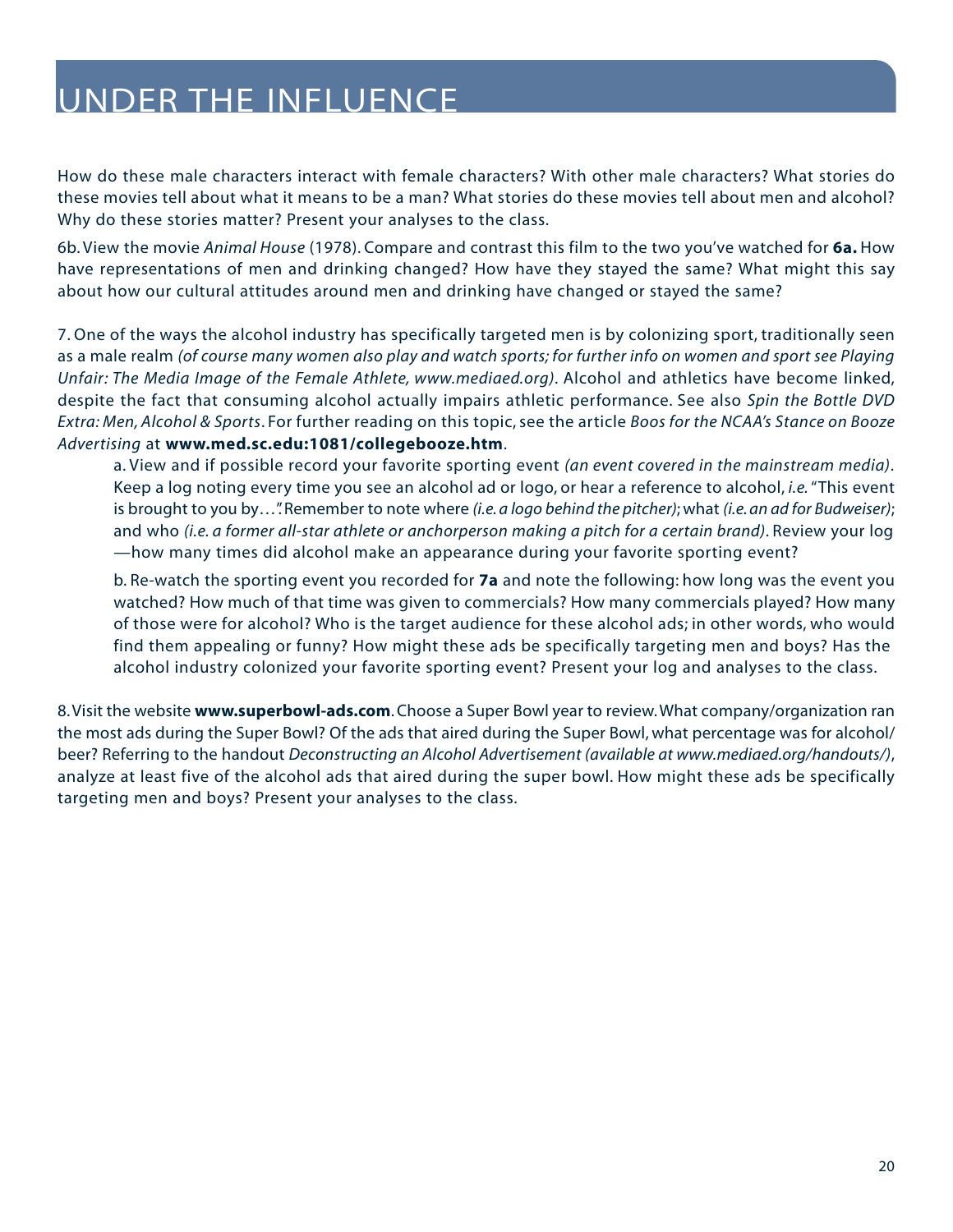How do these male characters interact with female characters? With other male characters? What stories do these movies tell about what it means to be a man? What stories do these movies tell about men and alcohol? Why do these stories matter? Present your analyses to the class.

6b. View the movie *Animal House* (1978). Compare and contrast this film to the two you've watched for **6a.** How have representations of men and drinking changed? How have they stayed the same? What might this say about how our cultural attitudes around men and drinking have changed or stayed the same?

7. One of the ways the alcohol industry has specifically targeted men is by colonizing sport, traditionally seen as a male realm *(of course many women also play and watch sports; for further info on women and sport see Playing Unfair: The Media Image of the Female Athlete, www.mediaed.org)*. Alcohol and athletics have become linked, despite the fact that consuming alcohol actually impairs athletic performance. See also *Spin the Bottle DVD Extra: Men, Alcohol & Sports*. For further reading on this topic, see the article *Boos for the NCAA's Stance on Booze Advertising* at **www.med.sc.edu:1081/collegebooze.htm**.

> a. View and if possible record your favorite sporting event *(an event covered in the mainstream media)*. Keep a log noting every time you see an alcohol ad or logo, or hear a reference to alcohol, *i.e.* "This event is brought to you by…". Remember to note where *(i.e. a logo behind the pitcher)*; what *(i.e. an ad for Budweiser)*; and who *(i.e. a former all-star athlete or anchorperson making a pitch for a certain brand)*. Review your log —how many times did alcohol make an appearance during your favorite sporting event?
>
> b. Re-watch the sporting event you recorded for **7a** and note the following: how long was the event you watched? How much of that time was given to commercials? How many commercials played? How many of those were for alcohol? Who is the target audience for these alcohol ads; in other words, who would find them appealing or funny? How might these ads be specifically targeting men and boys? Has the alcohol industry colonized your favorite sporting event? Present your log and analyses to the class.

8. Visit the website **www.superbowl-ads.com**. Choose a Super Bowl year to review. What company/organization ran the most ads during the Super Bowl? Of the ads that aired during the Super Bowl, what percentage was for alcohol/beer? Referring to the handout *Deconstructing an Alcohol Advertisement (available at www.mediaed.org/handouts/)*, analyze at least five of the alcohol ads that aired during the super bowl. How might these ads be specifically targeting men and boys? Present your analyses to the class.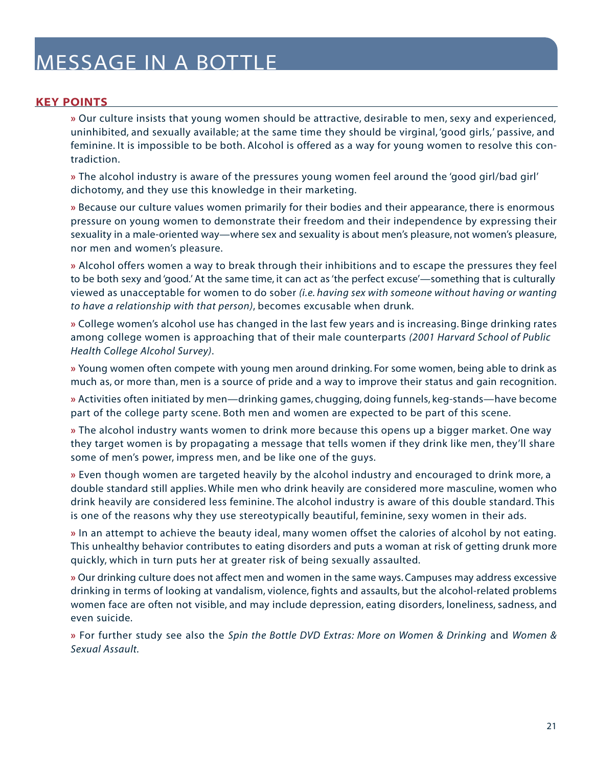# MESSAGE IN A BOTTLE

## KEY POINTS

» Our culture insists that young women should be attractive, desirable to men, sexy and experienced, uninhibited, and sexually available; at the same time they should be virginal, 'good girls,' passive, and feminine. It is impossible to be both. Alcohol is offered as a way for young women to resolve this contradiction.

» The alcohol industry is aware of the pressures young women feel around the 'good girl/bad girl' dichotomy, and they use this knowledge in their marketing.

» Because our culture values women primarily for their bodies and their appearance, there is enormous pressure on young women to demonstrate their freedom and their independence by expressing their sexuality in a male-oriented way—where sex and sexuality is about men's pleasure, not women's pleasure, nor men and women's pleasure.

» Alcohol offers women a way to break through their inhibitions and to escape the pressures they feel to be both sexy and 'good.' At the same time, it can act as 'the perfect excuse'—something that is culturally viewed as unacceptable for women to do sober *(i.e. having sex with someone without having or wanting to have a relationship with that person)*, becomes excusable when drunk.

» College women's alcohol use has changed in the last few years and is increasing. Binge drinking rates among college women is approaching that of their male counterparts *(2001 Harvard School of Public Health College Alcohol Survey)*.

» Young women often compete with young men around drinking. For some women, being able to drink as much as, or more than, men is a source of pride and a way to improve their status and gain recognition.

» Activities often initiated by men—drinking games, chugging, doing funnels, keg-stands—have become part of the college party scene. Both men and women are expected to be part of this scene.

» The alcohol industry wants women to drink more because this opens up a bigger market. One way they target women is by propagating a message that tells women if they drink like men, they'll share some of men's power, impress men, and be like one of the guys.

» Even though women are targeted heavily by the alcohol industry and encouraged to drink more, a double standard still applies. While men who drink heavily are considered more masculine, women who drink heavily are considered less feminine. The alcohol industry is aware of this double standard. This is one of the reasons why they use stereotypically beautiful, feminine, sexy women in their ads.

» In an attempt to achieve the beauty ideal, many women offset the calories of alcohol by not eating. This unhealthy behavior contributes to eating disorders and puts a woman at risk of getting drunk more quickly, which in turn puts her at greater risk of being sexually assaulted.

» Our drinking culture does not affect men and women in the same ways. Campuses may address excessive drinking in terms of looking at vandalism, violence, fights and assaults, but the alcohol-related problems women face are often not visible, and may include depression, eating disorders, loneliness, sadness, and even suicide.

» For further study see also the *Spin the Bottle DVD Extras: More on Women & Drinking* and *Women & Sexual Assault.*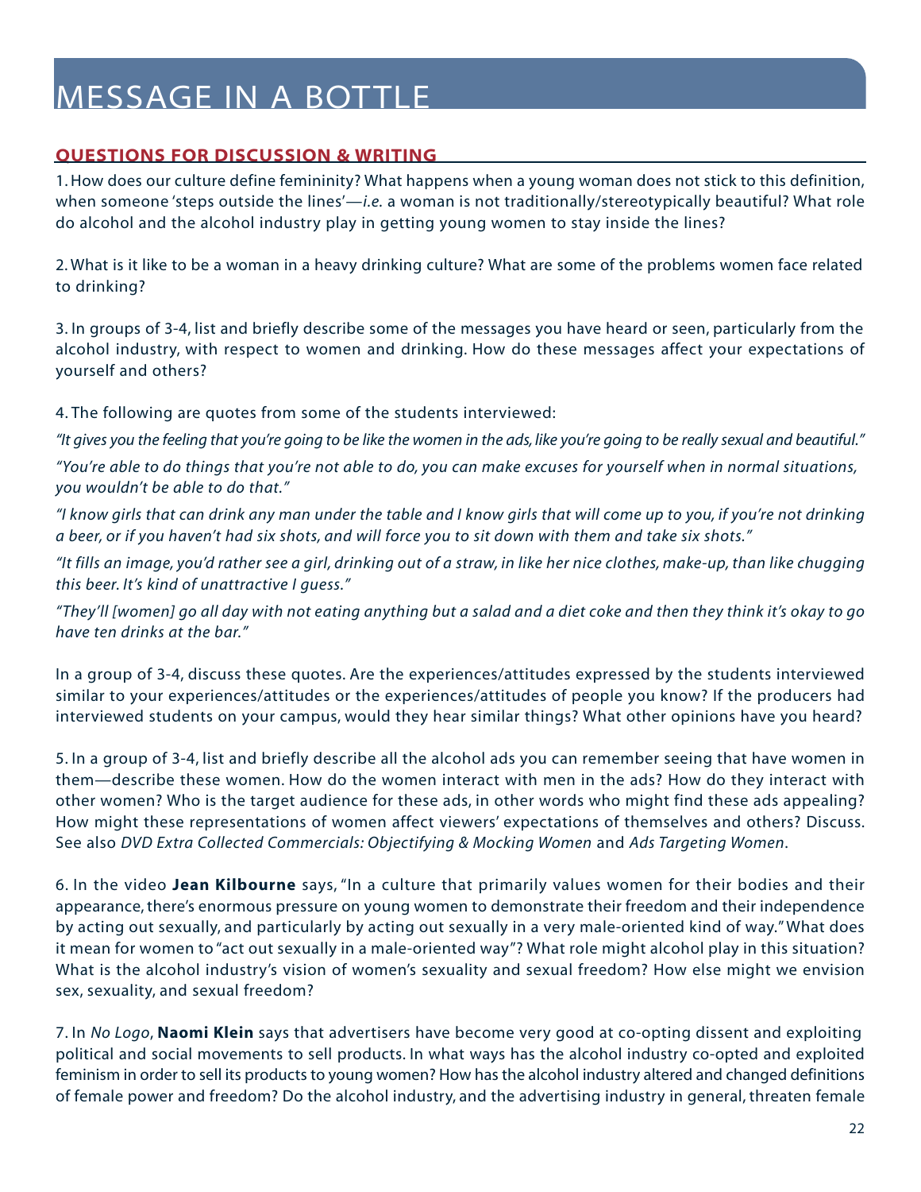# MESSAGE IN A BOTTLE

## QUESTIONS FOR DISCUSSION & WRITING

1. How does our culture define femininity? What happens when a young woman does not stick to this definition, when someone 'steps outside the lines'—*i.e.* a woman is not traditionally/stereotypically beautiful? What role do alcohol and the alcohol industry play in getting young women to stay inside the lines?

2. What is it like to be a woman in a heavy drinking culture? What are some of the problems women face related to drinking?

3. In groups of 3-4, list and briefly describe some of the messages you have heard or seen, particularly from the alcohol industry, with respect to women and drinking. How do these messages affect your expectations of yourself and others?

4. The following are quotes from some of the students interviewed:

*"It gives you the feeling that you're going to be like the women in the ads, like you're going to be really sexual and beautiful."*

*"You're able to do things that you're not able to do, you can make excuses for yourself when in normal situations, you wouldn't be able to do that."*

*"I know girls that can drink any man under the table and I know girls that will come up to you, if you're not drinking a beer, or if you haven't had six shots, and will force you to sit down with them and take six shots."*

*"It fills an image, you'd rather see a girl, drinking out of a straw, in like her nice clothes, make-up, than like chugging this beer. It's kind of unattractive I guess."*

*"They'll [women] go all day with not eating anything but a salad and a diet coke and then they think it's okay to go have ten drinks at the bar."*

In a group of 3-4, discuss these quotes. Are the experiences/attitudes expressed by the students interviewed similar to your experiences/attitudes or the experiences/attitudes of people you know? If the producers had interviewed students on your campus, would they hear similar things? What other opinions have you heard?

5. In a group of 3-4, list and briefly describe all the alcohol ads you can remember seeing that have women in them—describe these women. How do the women interact with men in the ads? How do they interact with other women? Who is the target audience for these ads, in other words who might find these ads appealing? How might these representations of women affect viewers' expectations of themselves and others? Discuss. See also *DVD Extra Collected Commercials: Objectifying & Mocking Women* and *Ads Targeting Women*.

6. In the video **Jean Kilbourne** says, "In a culture that primarily values women for their bodies and their appearance, there's enormous pressure on young women to demonstrate their freedom and their independence by acting out sexually, and particularly by acting out sexually in a very male-oriented kind of way." What does it mean for women to "act out sexually in a male-oriented way"? What role might alcohol play in this situation? What is the alcohol industry's vision of women's sexuality and sexual freedom? How else might we envision sex, sexuality, and sexual freedom?

7. In *No Logo*, **Naomi Klein** says that advertisers have become very good at co-opting dissent and exploiting political and social movements to sell products. In what ways has the alcohol industry co-opted and exploited feminism in order to sell its products to young women? How has the alcohol industry altered and changed definitions of female power and freedom? Do the alcohol industry, and the advertising industry in general, threaten female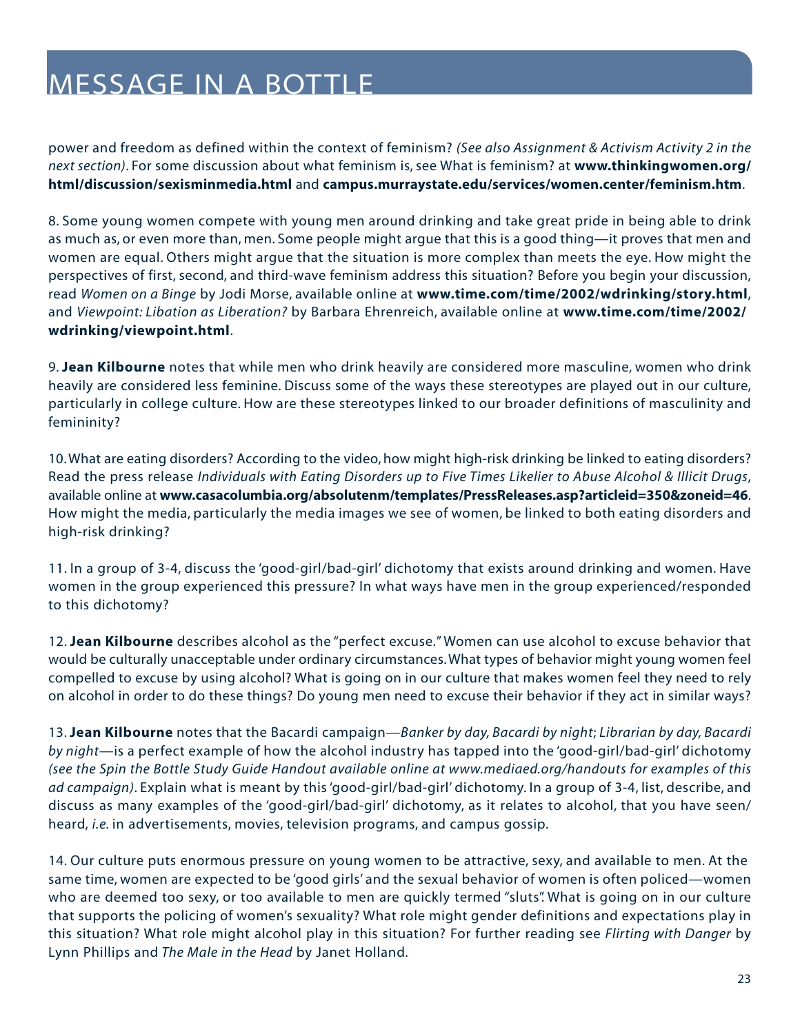power and freedom as defined within the context of feminism? *(See also Assignment & Activism Activity 2 in the next section)*. For some discussion about what feminism is, see What is feminism? at **www.thinkingwomen.org/html/discussion/sexisminmedia.html** and **campus.murraystate.edu/services/women.center/feminism.htm**.

8. Some young women compete with young men around drinking and take great pride in being able to drink as much as, or even more than, men. Some people might argue that this is a good thing—it proves that men and women are equal. Others might argue that the situation is more complex than meets the eye. How might the perspectives of first, second, and third-wave feminism address this situation? Before you begin your discussion, read *Women on a Binge* by Jodi Morse, available online at **www.time.com/time/2002/wdrinking/story.html**, and *Viewpoint: Libation as Liberation?* by Barbara Ehrenreich, available online at **www.time.com/time/2002/wdrinking/viewpoint.html**.

9. **Jean Kilbourne** notes that while men who drink heavily are considered more masculine, women who drink heavily are considered less feminine. Discuss some of the ways these stereotypes are played out in our culture, particularly in college culture. How are these stereotypes linked to our broader definitions of masculinity and femininity?

10. What are eating disorders? According to the video, how might high-risk drinking be linked to eating disorders? Read the press release *Individuals with Eating Disorders up to Five Times Likelier to Abuse Alcohol & Illicit Drugs*, available online at **www.casacolumbia.org/absolutenm/templates/PressReleases.asp?articleid=350&zoneid=46**. How might the media, particularly the media images we see of women, be linked to both eating disorders and high-risk drinking?

11. In a group of 3-4, discuss the 'good-girl/bad-girl' dichotomy that exists around drinking and women. Have women in the group experienced this pressure? In what ways have men in the group experienced/responded to this dichotomy?

12. **Jean Kilbourne** describes alcohol as the "perfect excuse." Women can use alcohol to excuse behavior that would be culturally unacceptable under ordinary circumstances. What types of behavior might young women feel compelled to excuse by using alcohol? What is going on in our culture that makes women feel they need to rely on alcohol in order to do these things? Do young men need to excuse their behavior if they act in similar ways?

13. **Jean Kilbourne** notes that the Bacardi campaign—*Banker by day, Bacardi by night*; *Librarian by day, Bacardi by night*—is a perfect example of how the alcohol industry has tapped into the 'good-girl/bad-girl' dichotomy *(see the Spin the Bottle Study Guide Handout available online at www.mediaed.org/handouts for examples of this ad campaign)*. Explain what is meant by this 'good-girl/bad-girl' dichotomy. In a group of 3-4, list, describe, and discuss as many examples of the 'good-girl/bad-girl' dichotomy, as it relates to alcohol, that you have seen/heard, *i.e.* in advertisements, movies, television programs, and campus gossip.

14. Our culture puts enormous pressure on young women to be attractive, sexy, and available to men. At the same time, women are expected to be 'good girls' and the sexual behavior of women is often policed—women who are deemed too sexy, or too available to men are quickly termed "sluts". What is going on in our culture that supports the policing of women's sexuality? What role might gender definitions and expectations play in this situation? What role might alcohol play in this situation? For further reading see *Flirting with Danger* by Lynn Phillips and *The Male in the Head* by Janet Holland.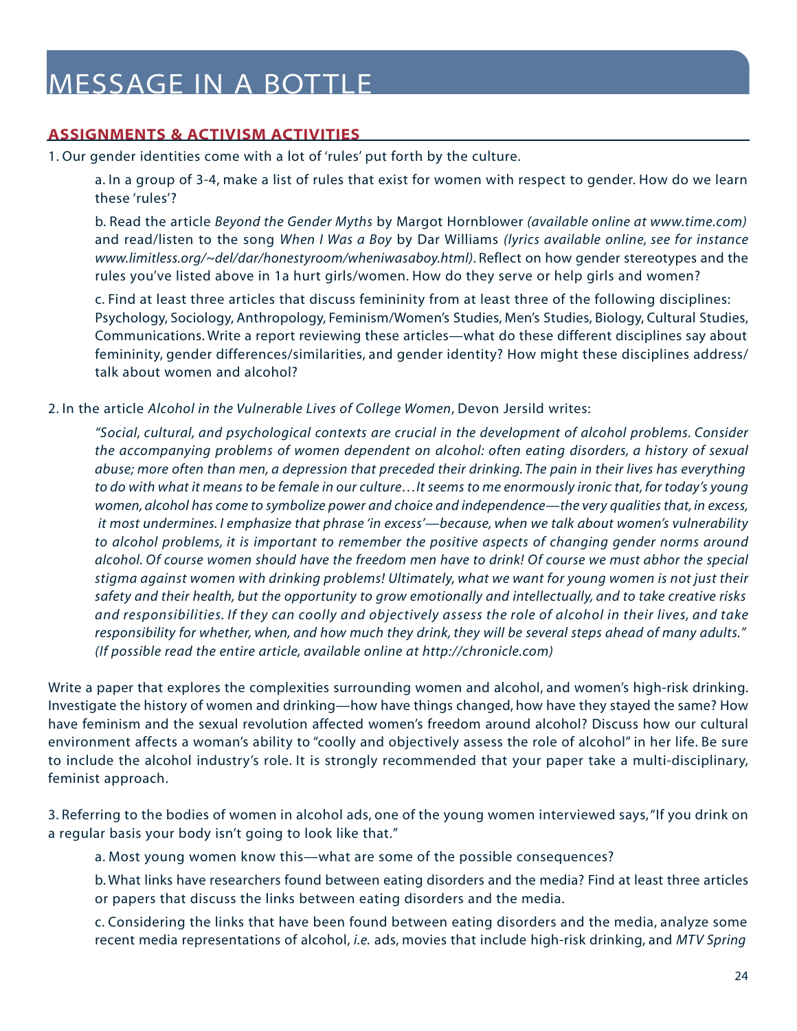# MESSAGE IN A BOTTLE

## ASSIGNMENTS & ACTIVISM ACTIVITIES

1. Our gender identities come with a lot of 'rules' put forth by the culture.

   a. In a group of 3-4, make a list of rules that exist for women with respect to gender. How do we learn these 'rules'?

   b. Read the article *Beyond the Gender Myths* by Margot Hornblower *(available online at www.time.com)* and read/listen to the song *When I Was a Boy* by Dar Williams *(lyrics available online, see for instance www.limitless.org/~del/dar/honestyroom/wheniwasaboy.html)*. Reflect on how gender stereotypes and the rules you've listed above in 1a hurt girls/women. How do they serve or help girls and women?

   c. Find at least three articles that discuss femininity from at least three of the following disciplines: Psychology, Sociology, Anthropology, Feminism/Women's Studies, Men's Studies, Biology, Cultural Studies, Communications. Write a report reviewing these articles—what do these different disciplines say about femininity, gender differences/similarities, and gender identity? How might these disciplines address/talk about women and alcohol?

2. In the article *Alcohol in the Vulnerable Lives of College Women*, Devon Jersild writes:

   *"Social, cultural, and psychological contexts are crucial in the development of alcohol problems. Consider the accompanying problems of women dependent on alcohol: often eating disorders, a history of sexual abuse; more often than men, a depression that preceded their drinking. The pain in their lives has everything to do with what it means to be female in our culture…It seems to me enormously ironic that, for today's young women, alcohol has come to symbolize power and choice and independence—the very qualities that, in excess, it most undermines. I emphasize that phrase 'in excess'—because, when we talk about women's vulnerability to alcohol problems, it is important to remember the positive aspects of changing gender norms around alcohol. Of course women should have the freedom men have to drink! Of course we must abhor the special stigma against women with drinking problems! Ultimately, what we want for young women is not just their safety and their health, but the opportunity to grow emotionally and intellectually, and to take creative risks and responsibilities. If they can coolly and objectively assess the role of alcohol in their lives, and take responsibility for whether, when, and how much they drink, they will be several steps ahead of many adults." (If possible read the entire article, available online at http://chronicle.com)*

Write a paper that explores the complexities surrounding women and alcohol, and women's high-risk drinking. Investigate the history of women and drinking—how have things changed, how have they stayed the same? How have feminism and the sexual revolution affected women's freedom around alcohol? Discuss how our cultural environment affects a woman's ability to "coolly and objectively assess the role of alcohol" in her life. Be sure to include the alcohol industry's role. It is strongly recommended that your paper take a multi-disciplinary, feminist approach.

3. Referring to the bodies of women in alcohol ads, one of the young women interviewed says, "If you drink on a regular basis your body isn't going to look like that."

   a. Most young women know this—what are some of the possible consequences?

   b. What links have researchers found between eating disorders and the media? Find at least three articles or papers that discuss the links between eating disorders and the media.

   c. Considering the links that have been found between eating disorders and the media, analyze some recent media representations of alcohol, *i.e.* ads, movies that include high-risk drinking, and *MTV Spring*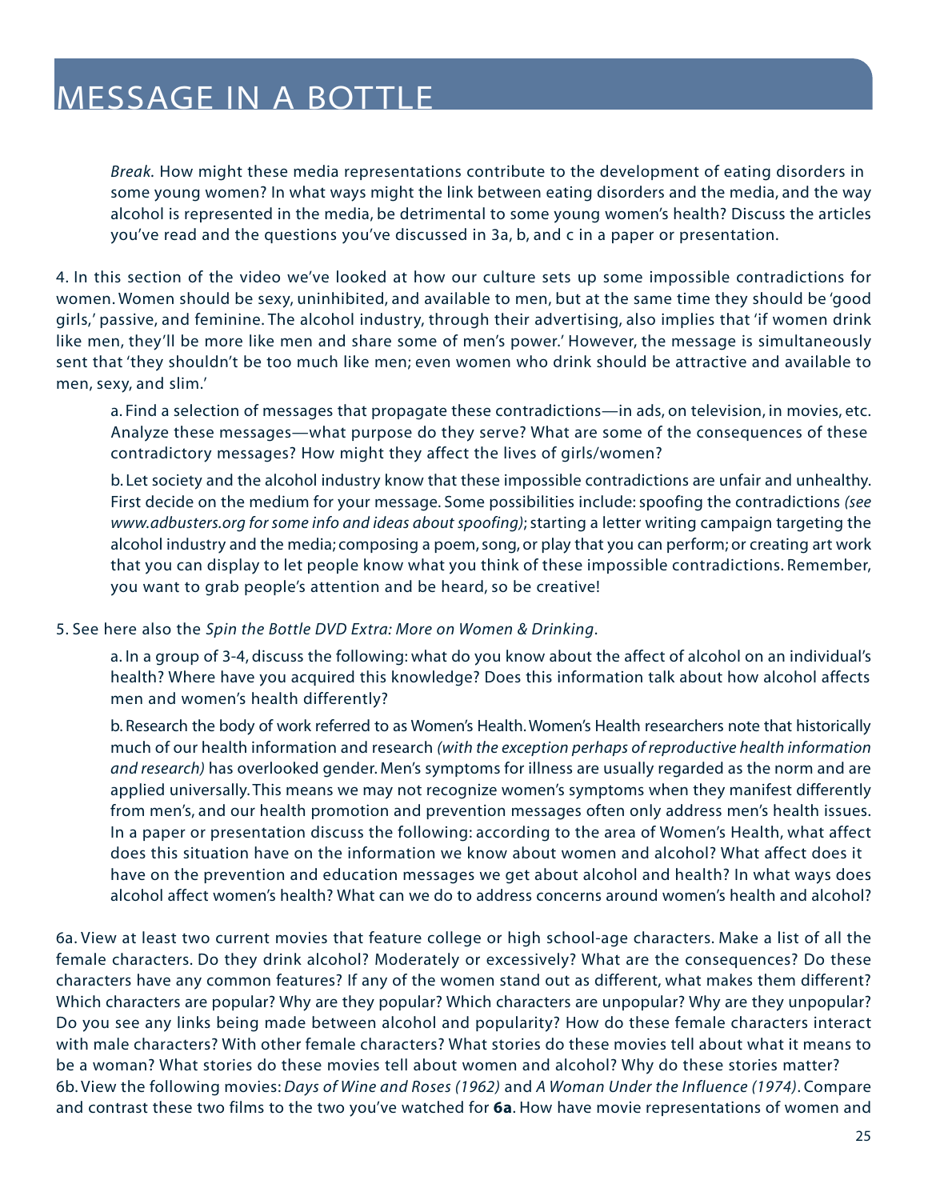*Break*. How might these media representations contribute to the development of eating disorders in some young women? In what ways might the link between eating disorders and the media, and the way alcohol is represented in the media, be detrimental to some young women's health? Discuss the articles you've read and the questions you've discussed in 3a, b, and c in a paper or presentation.

4. In this section of the video we've looked at how our culture sets up some impossible contradictions for women. Women should be sexy, uninhibited, and available to men, but at the same time they should be 'good girls,' passive, and feminine. The alcohol industry, through their advertising, also implies that 'if women drink like men, they'll be more like men and share some of men's power.' However, the message is simultaneously sent that 'they shouldn't be too much like men; even women who drink should be attractive and available to men, sexy, and slim.'

a. Find a selection of messages that propagate these contradictions—in ads, on television, in movies, etc. Analyze these messages—what purpose do they serve? What are some of the consequences of these contradictory messages? How might they affect the lives of girls/women?

b. Let society and the alcohol industry know that these impossible contradictions are unfair and unhealthy. First decide on the medium for your message. Some possibilities include: spoofing the contradictions *(see www.adbusters.org for some info and ideas about spoofing)*; starting a letter writing campaign targeting the alcohol industry and the media; composing a poem, song, or play that you can perform; or creating art work that you can display to let people know what you think of these impossible contradictions. Remember, you want to grab people's attention and be heard, so be creative!

5. See here also the *Spin the Bottle DVD Extra: More on Women & Drinking*.

a. In a group of 3-4, discuss the following: what do you know about the affect of alcohol on an individual's health? Where have you acquired this knowledge? Does this information talk about how alcohol affects men and women's health differently?

b. Research the body of work referred to as Women's Health. Women's Health researchers note that historically much of our health information and research *(with the exception perhaps of reproductive health information and research)* has overlooked gender. Men's symptoms for illness are usually regarded as the norm and are applied universally. This means we may not recognize women's symptoms when they manifest differently from men's, and our health promotion and prevention messages often only address men's health issues. In a paper or presentation discuss the following: according to the area of Women's Health, what affect does this situation have on the information we know about women and alcohol? What affect does it have on the prevention and education messages we get about alcohol and health? In what ways does alcohol affect women's health? What can we do to address concerns around women's health and alcohol?

6a. View at least two current movies that feature college or high school-age characters. Make a list of all the female characters. Do they drink alcohol? Moderately or excessively? What are the consequences? Do these characters have any common features? If any of the women stand out as different, what makes them different? Which characters are popular? Why are they popular? Which characters are unpopular? Why are they unpopular? Do you see any links being made between alcohol and popularity? How do these female characters interact with male characters? With other female characters? What stories do these movies tell about what it means to be a woman? What stories do these movies tell about women and alcohol? Why do these stories matter?

6b. View the following movies: *Days of Wine and Roses (1962)* and *A Woman Under the Influence (1974)*. Compare and contrast these two films to the two you've watched for **6a**. How have movie representations of women and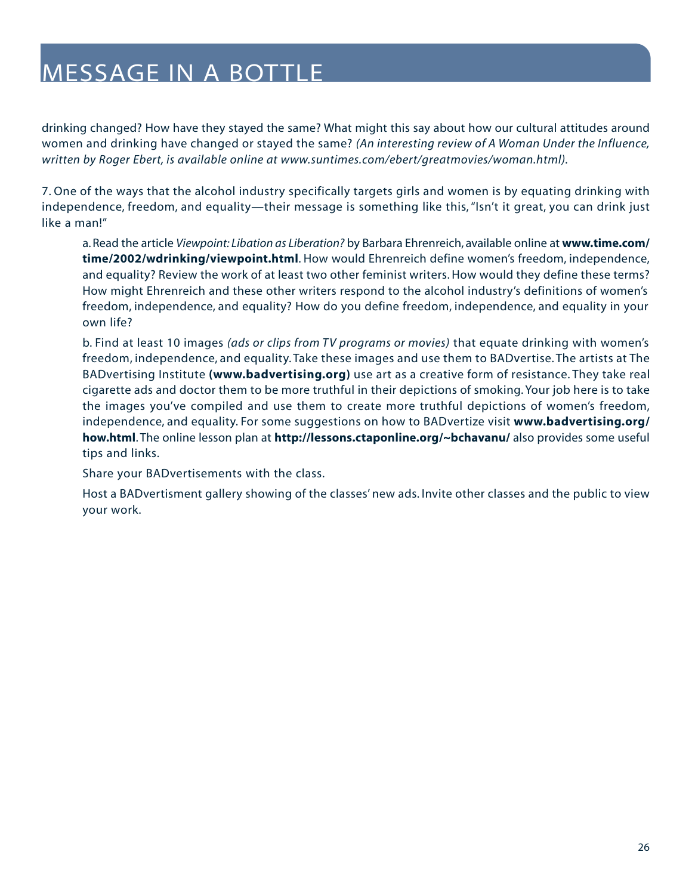drinking changed? How have they stayed the same? What might this say about how our cultural attitudes around women and drinking have changed or stayed the same? *(An interesting review of A Woman Under the Influence, written by Roger Ebert, is available online at www.suntimes.com/ebert/greatmovies/woman.html).*

7. One of the ways that the alcohol industry specifically targets girls and women is by equating drinking with independence, freedom, and equality—their message is something like this, "Isn't it great, you can drink just like a man!"

a. Read the article *Viewpoint: Libation as Liberation?* by Barbara Ehrenreich, available online at **www.time.com/time/2002/wdrinking/viewpoint.html**. How would Ehrenreich define women's freedom, independence, and equality? Review the work of at least two other feminist writers. How would they define these terms? How might Ehrenreich and these other writers respond to the alcohol industry's definitions of women's freedom, independence, and equality? How do you define freedom, independence, and equality in your own life?

b. Find at least 10 images *(ads or clips from TV programs or movies)* that equate drinking with women's freedom, independence, and equality. Take these images and use them to BADvertise. The artists at The BADvertising Institute **(www.badvertising.org)** use art as a creative form of resistance. They take real cigarette ads and doctor them to be more truthful in their depictions of smoking. Your job here is to take the images you've compiled and use them to create more truthful depictions of women's freedom, independence, and equality. For some suggestions on how to BADvertize visit **www.badvertising.org/how.html**. The online lesson plan at **http://lessons.ctaponline.org/~bchavanu/** also provides some useful tips and links.

Share your BADvertisements with the class.

Host a BADvertisment gallery showing of the classes' new ads. Invite other classes and the public to view your work.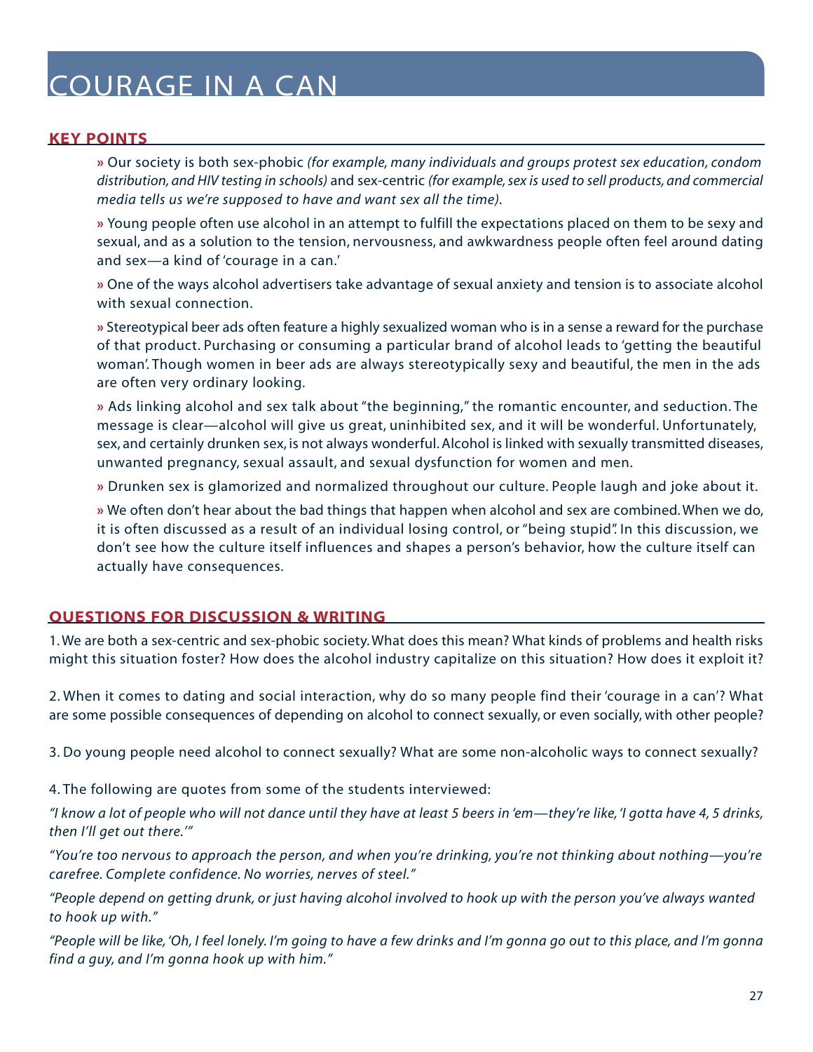# COURAGE IN A CAN

## KEY POINTS

» Our society is both sex-phobic *(for example, many individuals and groups protest sex education, condom distribution, and HIV testing in schools)* and sex-centric *(for example, sex is used to sell products, and commercial media tells us we're supposed to have and want sex all the time).*

» Young people often use alcohol in an attempt to fulfill the expectations placed on them to be sexy and sexual, and as a solution to the tension, nervousness, and awkwardness people often feel around dating and sex—a kind of 'courage in a can.'

» One of the ways alcohol advertisers take advantage of sexual anxiety and tension is to associate alcohol with sexual connection.

» Stereotypical beer ads often feature a highly sexualized woman who is in a sense a reward for the purchase of that product. Purchasing or consuming a particular brand of alcohol leads to 'getting the beautiful woman'. Though women in beer ads are always stereotypically sexy and beautiful, the men in the ads are often very ordinary looking.

» Ads linking alcohol and sex talk about "the beginning," the romantic encounter, and seduction. The message is clear—alcohol will give us great, uninhibited sex, and it will be wonderful. Unfortunately, sex, and certainly drunken sex, is not always wonderful. Alcohol is linked with sexually transmitted diseases, unwanted pregnancy, sexual assault, and sexual dysfunction for women and men.

» Drunken sex is glamorized and normalized throughout our culture. People laugh and joke about it.

» We often don't hear about the bad things that happen when alcohol and sex are combined. When we do, it is often discussed as a result of an individual losing control, or "being stupid". In this discussion, we don't see how the culture itself influences and shapes a person's behavior, how the culture itself can actually have consequences.

## QUESTIONS FOR DISCUSSION & WRITING

1. We are both a sex-centric and sex-phobic society. What does this mean? What kinds of problems and health risks might this situation foster? How does the alcohol industry capitalize on this situation? How does it exploit it?

2. When it comes to dating and social interaction, why do so many people find their 'courage in a can'? What are some possible consequences of depending on alcohol to connect sexually, or even socially, with other people?

3. Do young people need alcohol to connect sexually? What are some non-alcoholic ways to connect sexually?

4. The following are quotes from some of the students interviewed:

*"I know a lot of people who will not dance until they have at least 5 beers in 'em—they're like, 'I gotta have 4, 5 drinks, then I'll get out there.'"*

*"You're too nervous to approach the person, and when you're drinking, you're not thinking about nothing—you're carefree. Complete confidence. No worries, nerves of steel."*

*"People depend on getting drunk, or just having alcohol involved to hook up with the person you've always wanted to hook up with."*

*"People will be like, 'Oh, I feel lonely. I'm going to have a few drinks and I'm gonna go out to this place, and I'm gonna find a guy, and I'm gonna hook up with him."*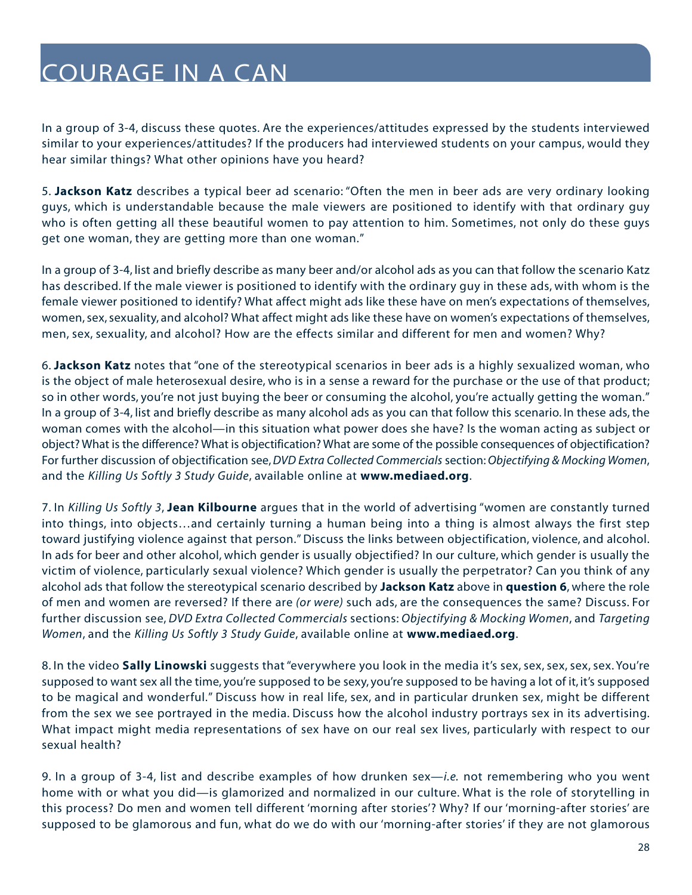# COURAGE IN A CAN

In a group of 3-4, discuss these quotes. Are the experiences/attitudes expressed by the students interviewed similar to your experiences/attitudes? If the producers had interviewed students on your campus, would they hear similar things? What other opinions have you heard?

5. **Jackson Katz** describes a typical beer ad scenario: "Often the men in beer ads are very ordinary looking guys, which is understandable because the male viewers are positioned to identify with that ordinary guy who is often getting all these beautiful women to pay attention to him. Sometimes, not only do these guys get one woman, they are getting more than one woman."

In a group of 3-4, list and briefly describe as many beer and/or alcohol ads as you can that follow the scenario Katz has described. If the male viewer is positioned to identify with the ordinary guy in these ads, with whom is the female viewer positioned to identify? What affect might ads like these have on men's expectations of themselves, women, sex, sexuality, and alcohol? What affect might ads like these have on women's expectations of themselves, men, sex, sexuality, and alcohol? How are the effects similar and different for men and women? Why?

6. **Jackson Katz** notes that "one of the stereotypical scenarios in beer ads is a highly sexualized woman, who is the object of male heterosexual desire, who is in a sense a reward for the purchase or the use of that product; so in other words, you're not just buying the beer or consuming the alcohol, you're actually getting the woman." In a group of 3-4, list and briefly describe as many alcohol ads as you can that follow this scenario. In these ads, the woman comes with the alcohol—in this situation what power does she have? Is the woman acting as subject or object? What is the difference? What is objectification? What are some of the possible consequences of objectification? For further discussion of objectification see, *DVD Extra Collected Commercials* section: *Objectifying & Mocking Women*, and the *Killing Us Softly 3 Study Guide*, available online at **www.mediaed.org**.

7. In *Killing Us Softly 3*, **Jean Kilbourne** argues that in the world of advertising "women are constantly turned into things, into objects…and certainly turning a human being into a thing is almost always the first step toward justifying violence against that person." Discuss the links between objectification, violence, and alcohol. In ads for beer and other alcohol, which gender is usually objectified? In our culture, which gender is usually the victim of violence, particularly sexual violence? Which gender is usually the perpetrator? Can you think of any alcohol ads that follow the stereotypical scenario described by **Jackson Katz** above in **question 6**, where the role of men and women are reversed? If there are *(or were)* such ads, are the consequences the same? Discuss. For further discussion see, *DVD Extra Collected Commercials* sections: *Objectifying & Mocking Women*, and *Targeting Women*, and the *Killing Us Softly 3 Study Guide*, available online at **www.mediaed.org**.

8. In the video **Sally Linowski** suggests that "everywhere you look in the media it's sex, sex, sex, sex, sex. You're supposed to want sex all the time, you're supposed to be sexy, you're supposed to be having a lot of it, it's supposed to be magical and wonderful." Discuss how in real life, sex, and in particular drunken sex, might be different from the sex we see portrayed in the media. Discuss how the alcohol industry portrays sex in its advertising. What impact might media representations of sex have on our real sex lives, particularly with respect to our sexual health?

9. In a group of 3-4, list and describe examples of how drunken sex—*i.e.* not remembering who you went home with or what you did—is glamorized and normalized in our culture. What is the role of storytelling in this process? Do men and women tell different 'morning after stories'? Why? If our 'morning-after stories' are supposed to be glamorous and fun, what do we do with our 'morning-after stories' if they are not glamorous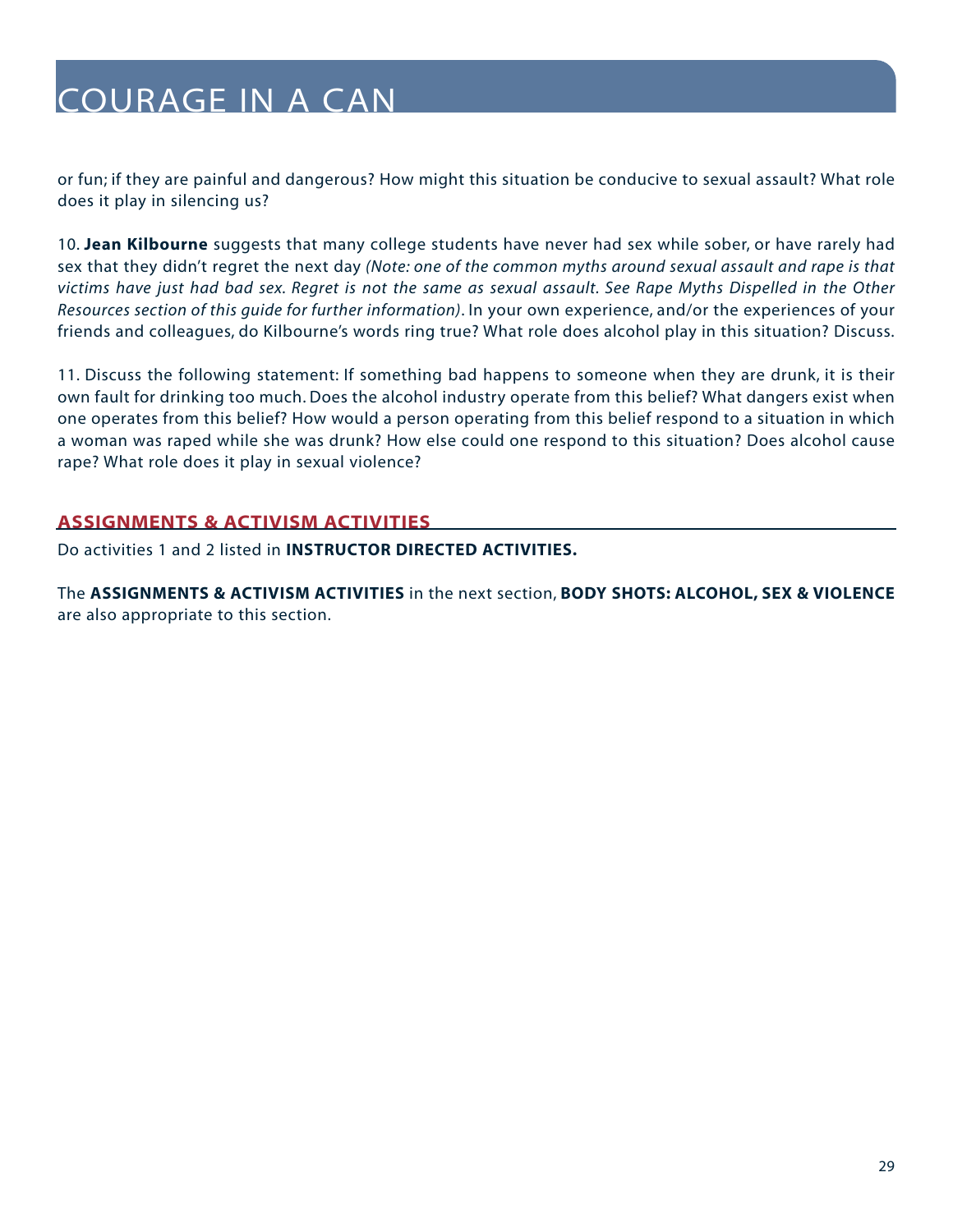# COURAGE IN A CAN

or fun; if they are painful and dangerous? How might this situation be conducive to sexual assault? What role does it play in silencing us?

10. **Jean Kilbourne** suggests that many college students have never had sex while sober, or have rarely had sex that they didn't regret the next day *(Note: one of the common myths around sexual assault and rape is that victims have just had bad sex. Regret is not the same as sexual assault. See Rape Myths Dispelled in the Other Resources section of this guide for further information)*. In your own experience, and/or the experiences of your friends and colleagues, do Kilbourne's words ring true? What role does alcohol play in this situation? Discuss.

11. Discuss the following statement: If something bad happens to someone when they are drunk, it is their own fault for drinking too much. Does the alcohol industry operate from this belief? What dangers exist when one operates from this belief? How would a person operating from this belief respond to a situation in which a woman was raped while she was drunk? How else could one respond to this situation? Does alcohol cause rape? What role does it play in sexual violence?

## ASSIGNMENTS & ACTIVISM ACTIVITIES

Do activities 1 and 2 listed in **INSTRUCTOR DIRECTED ACTIVITIES.**

The **ASSIGNMENTS & ACTIVISM ACTIVITIES** in the next section, **BODY SHOTS: ALCOHOL, SEX & VIOLENCE** are also appropriate to this section.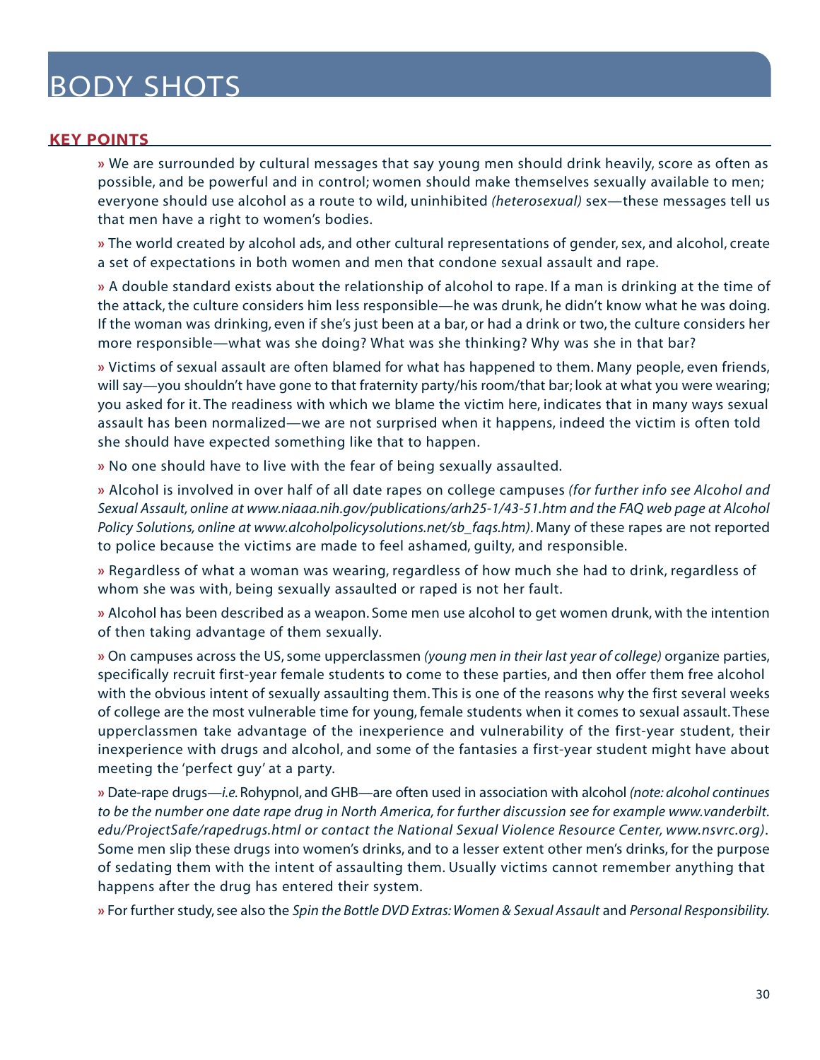# BODY SHOTS

## KEY POINTS

» We are surrounded by cultural messages that say young men should drink heavily, score as often as possible, and be powerful and in control; women should make themselves sexually available to men; everyone should use alcohol as a route to wild, uninhibited *(heterosexual)* sex—these messages tell us that men have a right to women's bodies.

» The world created by alcohol ads, and other cultural representations of gender, sex, and alcohol, create a set of expectations in both women and men that condone sexual assault and rape.

» A double standard exists about the relationship of alcohol to rape. If a man is drinking at the time of the attack, the culture considers him less responsible—he was drunk, he didn't know what he was doing. If the woman was drinking, even if she's just been at a bar, or had a drink or two, the culture considers her more responsible—what was she doing? What was she thinking? Why was she in that bar?

» Victims of sexual assault are often blamed for what has happened to them. Many people, even friends, will say—you shouldn't have gone to that fraternity party/his room/that bar; look at what you were wearing; you asked for it. The readiness with which we blame the victim here, indicates that in many ways sexual assault has been normalized—we are not surprised when it happens, indeed the victim is often told she should have expected something like that to happen.

» No one should have to live with the fear of being sexually assaulted.

» Alcohol is involved in over half of all date rapes on college campuses *(for further info see Alcohol and Sexual Assault, online at www.niaaa.nih.gov/publications/arh25-1/43-51.htm and the FAQ web page at Alcohol Policy Solutions, online at www.alcoholpolicysolutions.net/sb_faqs.htm)*. Many of these rapes are not reported to police because the victims are made to feel ashamed, guilty, and responsible.

» Regardless of what a woman was wearing, regardless of how much she had to drink, regardless of whom she was with, being sexually assaulted or raped is not her fault.

» Alcohol has been described as a weapon. Some men use alcohol to get women drunk, with the intention of then taking advantage of them sexually.

» On campuses across the US, some upperclassmen *(young men in their last year of college)* organize parties, specifically recruit first-year female students to come to these parties, and then offer them free alcohol with the obvious intent of sexually assaulting them. This is one of the reasons why the first several weeks of college are the most vulnerable time for young, female students when it comes to sexual assault. These upperclassmen take advantage of the inexperience and vulnerability of the first-year student, their inexperience with drugs and alcohol, and some of the fantasies a first-year student might have about meeting the 'perfect guy' at a party.

» Date-rape drugs—*i.e.* Rohypnol, and GHB—are often used in association with alcohol *(note: alcohol continues to be the number one date rape drug in North America, for further discussion see for example www.vanderbilt.edu/ProjectSafe/rapedrugs.html or contact the National Sexual Violence Resource Center, www.nsvrc.org)*. Some men slip these drugs into women's drinks, and to a lesser extent other men's drinks, for the purpose of sedating them with the intent of assaulting them. Usually victims cannot remember anything that happens after the drug has entered their system.

» For further study, see also the *Spin the Bottle DVD Extras: Women & Sexual Assault* and *Personal Responsibility.*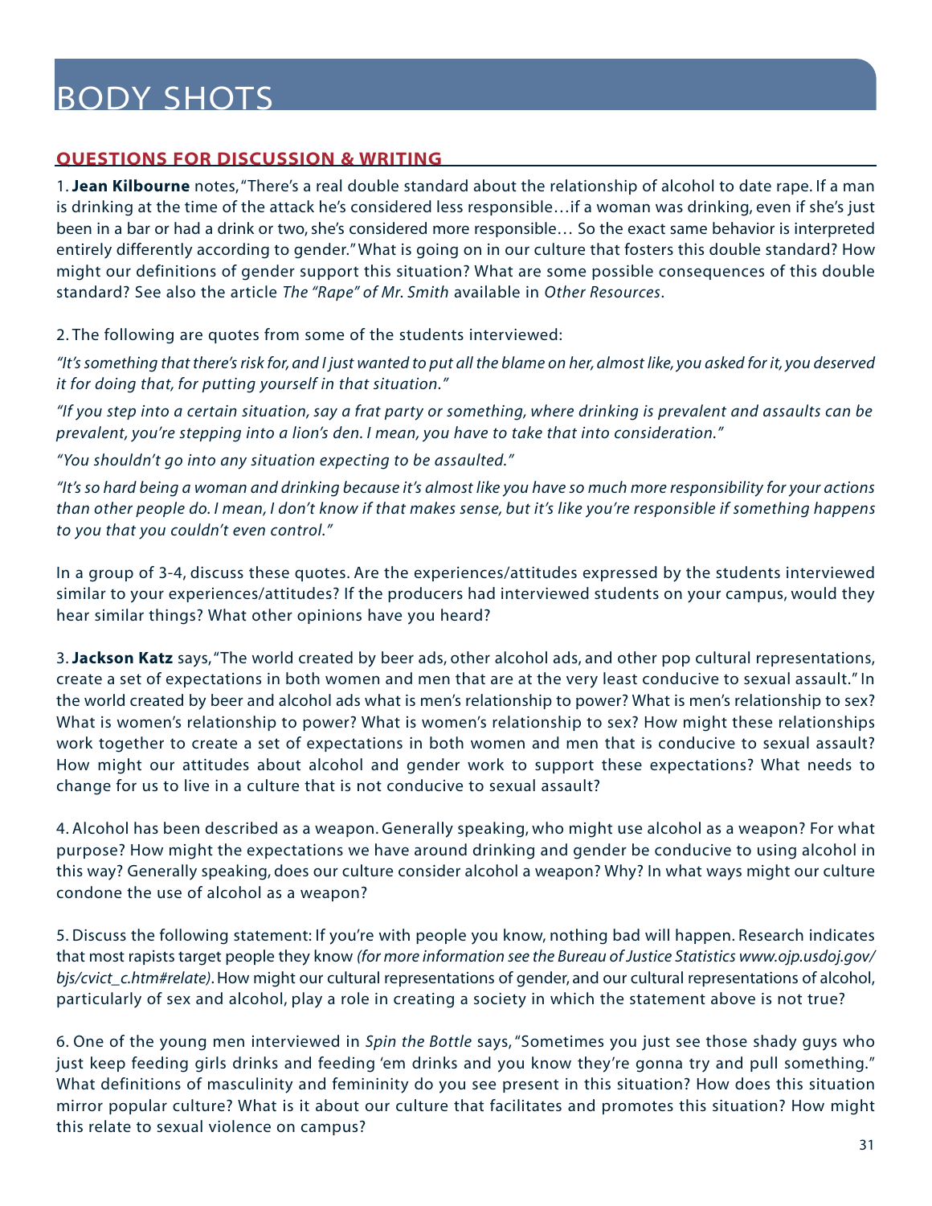# BODY SHOTS

## QUESTIONS FOR DISCUSSION & WRITING

1. **Jean Kilbourne** notes, "There's a real double standard about the relationship of alcohol to date rape. If a man is drinking at the time of the attack he's considered less responsible…if a woman was drinking, even if she's just been in a bar or had a drink or two, she's considered more responsible… So the exact same behavior is interpreted entirely differently according to gender." What is going on in our culture that fosters this double standard? How might our definitions of gender support this situation? What are some possible consequences of this double standard? See also the article *The "Rape" of Mr. Smith* available in *Other Resources*.

2. The following are quotes from some of the students interviewed:

*"It's something that there's risk for, and I just wanted to put all the blame on her, almost like, you asked for it, you deserved it for doing that, for putting yourself in that situation."*

*"If you step into a certain situation, say a frat party or something, where drinking is prevalent and assaults can be prevalent, you're stepping into a lion's den. I mean, you have to take that into consideration."*

*"You shouldn't go into any situation expecting to be assaulted."*

*"It's so hard being a woman and drinking because it's almost like you have so much more responsibility for your actions than other people do. I mean, I don't know if that makes sense, but it's like you're responsible if something happens to you that you couldn't even control."*

In a group of 3-4, discuss these quotes. Are the experiences/attitudes expressed by the students interviewed similar to your experiences/attitudes? If the producers had interviewed students on your campus, would they hear similar things? What other opinions have you heard?

3. **Jackson Katz** says, "The world created by beer ads, other alcohol ads, and other pop cultural representations, create a set of expectations in both women and men that are at the very least conducive to sexual assault." In the world created by beer and alcohol ads what is men's relationship to power? What is men's relationship to sex? What is women's relationship to power? What is women's relationship to sex? How might these relationships work together to create a set of expectations in both women and men that is conducive to sexual assault? How might our attitudes about alcohol and gender work to support these expectations? What needs to change for us to live in a culture that is not conducive to sexual assault?

4. Alcohol has been described as a weapon. Generally speaking, who might use alcohol as a weapon? For what purpose? How might the expectations we have around drinking and gender be conducive to using alcohol in this way? Generally speaking, does our culture consider alcohol a weapon? Why? In what ways might our culture condone the use of alcohol as a weapon?

5. Discuss the following statement: If you're with people you know, nothing bad will happen. Research indicates that most rapists target people they know *(for more information see the Bureau of Justice Statistics www.ojp.usdoj.gov/bjs/cvict_c.htm#relate)*. How might our cultural representations of gender, and our cultural representations of alcohol, particularly of sex and alcohol, play a role in creating a society in which the statement above is not true?

6. One of the young men interviewed in *Spin the Bottle* says, "Sometimes you just see those shady guys who just keep feeding girls drinks and feeding 'em drinks and you know they're gonna try and pull something." What definitions of masculinity and femininity do you see present in this situation? How does this situation mirror popular culture? What is it about our culture that facilitates and promotes this situation? How might this relate to sexual violence on campus?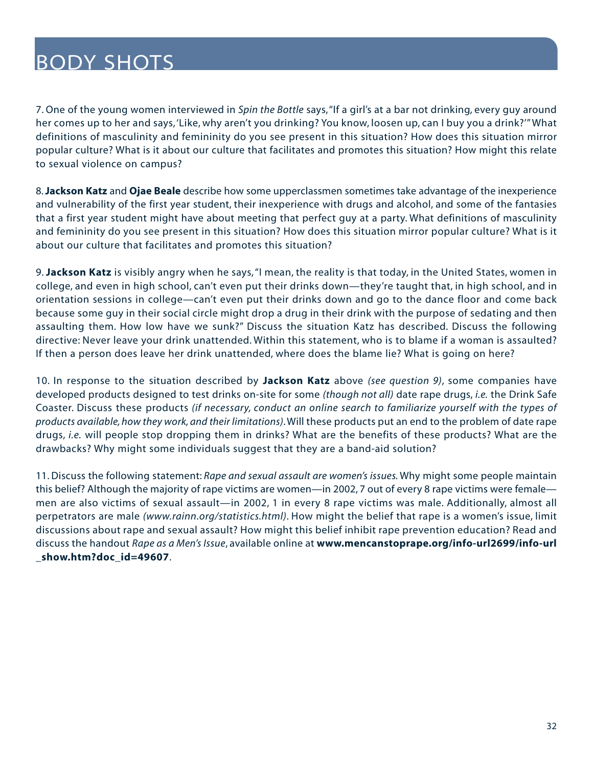# BODY SHOTS

7. One of the young women interviewed in *Spin the Bottle* says, "If a girl's at a bar not drinking, every guy around her comes up to her and says, 'Like, why aren't you drinking? You know, loosen up, can I buy you a drink?'" What definitions of masculinity and femininity do you see present in this situation? How does this situation mirror popular culture? What is it about our culture that facilitates and promotes this situation? How might this relate to sexual violence on campus?

8. **Jackson Katz** and **Ojae Beale** describe how some upperclassmen sometimes take advantage of the inexperience and vulnerability of the first year student, their inexperience with drugs and alcohol, and some of the fantasies that a first year student might have about meeting that perfect guy at a party. What definitions of masculinity and femininity do you see present in this situation? How does this situation mirror popular culture? What is it about our culture that facilitates and promotes this situation?

9. **Jackson Katz** is visibly angry when he says, "I mean, the reality is that today, in the United States, women in college, and even in high school, can't even put their drinks down—they're taught that, in high school, and in orientation sessions in college—can't even put their drinks down and go to the dance floor and come back because some guy in their social circle might drop a drug in their drink with the purpose of sedating and then assaulting them. How low have we sunk?" Discuss the situation Katz has described. Discuss the following directive: Never leave your drink unattended. Within this statement, who is to blame if a woman is assaulted? If then a person does leave her drink unattended, where does the blame lie? What is going on here?

10. In response to the situation described by **Jackson Katz** above *(see question 9)*, some companies have developed products designed to test drinks on-site for some *(though not all)* date rape drugs, *i.e.* the Drink Safe Coaster. Discuss these products *(if necessary, conduct an online search to familiarize yourself with the types of products available, how they work, and their limitations)*. Will these products put an end to the problem of date rape drugs, *i.e.* will people stop dropping them in drinks? What are the benefits of these products? What are the drawbacks? Why might some individuals suggest that they are a band-aid solution?

11. Discuss the following statement: *Rape and sexual assault are women's issues.* Why might some people maintain this belief? Although the majority of rape victims are women—in 2002, 7 out of every 8 rape victims were female—men are also victims of sexual assault—in 2002, 1 in every 8 rape victims was male. Additionally, almost all perpetrators are male *(www.rainn.org/statistics.html)*. How might the belief that rape is a women's issue, limit discussions about rape and sexual assault? How might this belief inhibit rape prevention education? Read and discuss the handout *Rape as a Men's Issue*, available online at **www.mencanstoprape.org/info-url2699/info-url_show.htm?doc_id=49607**.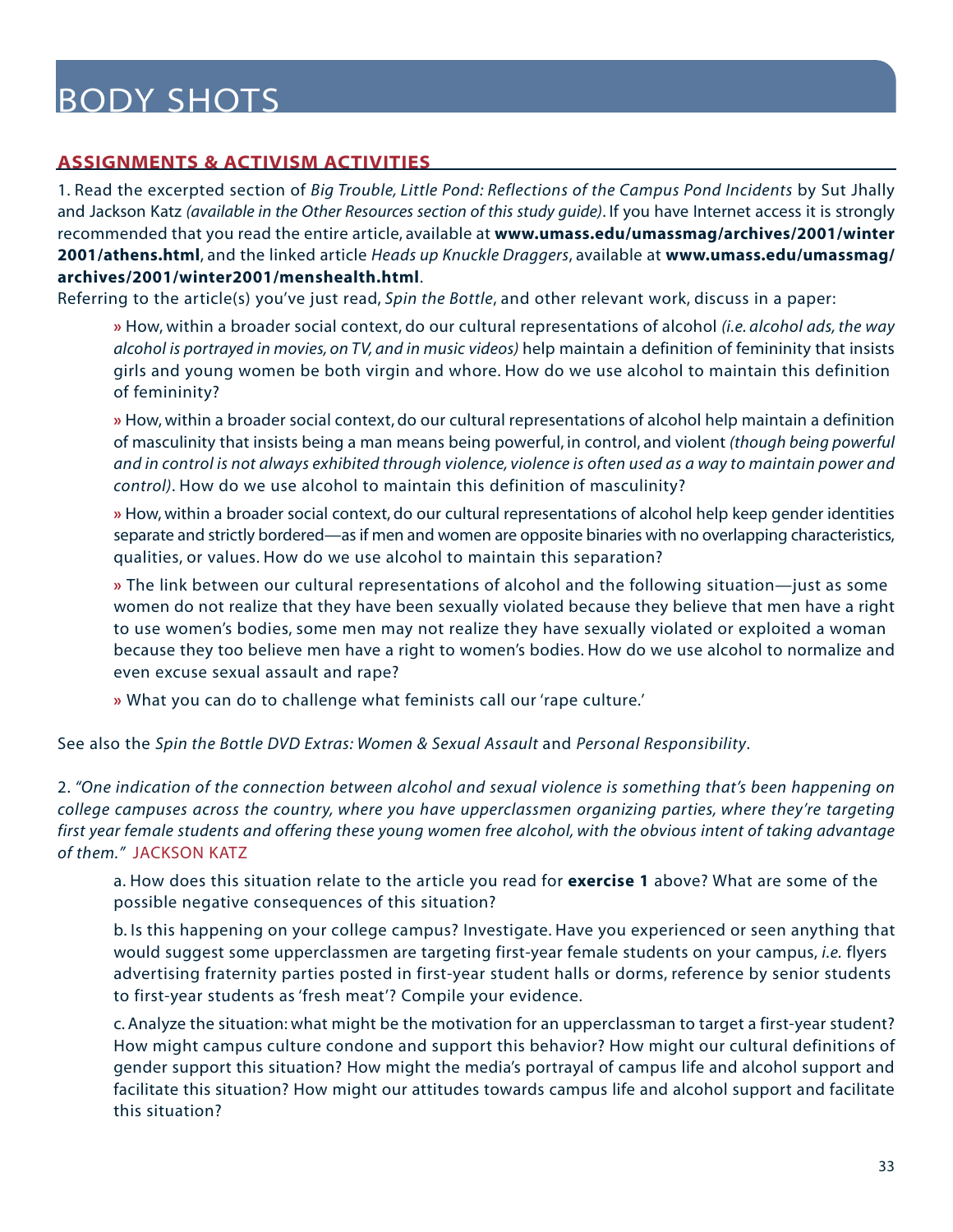# BODY SHOTS

## ASSIGNMENTS & ACTIVISM ACTIVITIES

1. Read the excerpted section of *Big Trouble, Little Pond: Reflections of the Campus Pond Incidents* by Sut Jhally and Jackson Katz *(available in the Other Resources section of this study guide)*. If you have Internet access it is strongly recommended that you read the entire article, available at **www.umass.edu/umassmag/archives/2001/winter 2001/athens.html**, and the linked article *Heads up Knuckle Draggers*, available at **www.umass.edu/umassmag/ archives/2001/winter2001/menshealth.html**.

Referring to the article(s) you've just read, *Spin the Bottle*, and other relevant work, discuss in a paper:

» How, within a broader social context, do our cultural representations of alcohol *(i.e. alcohol ads, the way alcohol is portrayed in movies, on TV, and in music videos)* help maintain a definition of femininity that insists girls and young women be both virgin and whore. How do we use alcohol to maintain this definition of femininity?

» How, within a broader social context, do our cultural representations of alcohol help maintain a definition of masculinity that insists being a man means being powerful, in control, and violent *(though being powerful and in control is not always exhibited through violence, violence is often used as a way to maintain power and control)*. How do we use alcohol to maintain this definition of masculinity?

» How, within a broader social context, do our cultural representations of alcohol help keep gender identities separate and strictly bordered—as if men and women are opposite binaries with no overlapping characteristics, qualities, or values. How do we use alcohol to maintain this separation?

» The link between our cultural representations of alcohol and the following situation—just as some women do not realize that they have been sexually violated because they believe that men have a right to use women's bodies, some men may not realize they have sexually violated or exploited a woman because they too believe men have a right to women's bodies. How do we use alcohol to normalize and even excuse sexual assault and rape?

» What you can do to challenge what feminists call our 'rape culture.'

See also the *Spin the Bottle DVD Extras: Women & Sexual Assault* and *Personal Responsibility*.

2. *"One indication of the connection between alcohol and sexual violence is something that's been happening on college campuses across the country, where you have upperclassmen organizing parties, where they're targeting first year female students and offering these young women free alcohol, with the obvious intent of taking advantage of them."* JACKSON KATZ

a. How does this situation relate to the article you read for **exercise 1** above? What are some of the possible negative consequences of this situation?

b. Is this happening on your college campus? Investigate. Have you experienced or seen anything that would suggest some upperclassmen are targeting first-year female students on your campus, *i.e.* flyers advertising fraternity parties posted in first-year student halls or dorms, reference by senior students to first-year students as 'fresh meat'? Compile your evidence.

c. Analyze the situation: what might be the motivation for an upperclassman to target a first-year student? How might campus culture condone and support this behavior? How might our cultural definitions of gender support this situation? How might the media's portrayal of campus life and alcohol support and facilitate this situation? How might our attitudes towards campus life and alcohol support and facilitate this situation?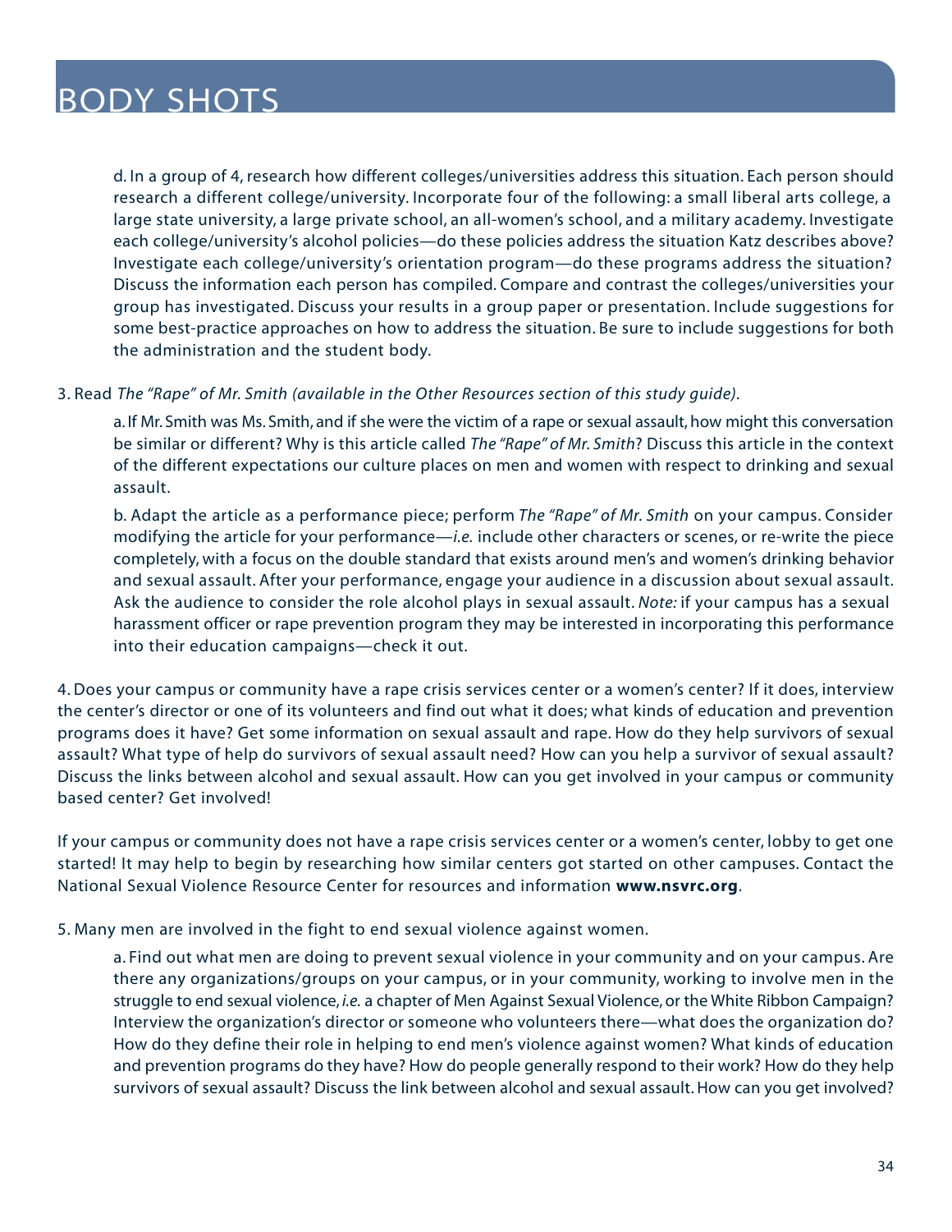d. In a group of 4, research how different colleges/universities address this situation. Each person should research a different college/university. Incorporate four of the following: a small liberal arts college, a large state university, a large private school, an all-women's school, and a military academy. Investigate each college/university's alcohol policies—do these policies address the situation Katz describes above? Investigate each college/university's orientation program—do these programs address the situation? Discuss the information each person has compiled. Compare and contrast the colleges/universities your group has investigated. Discuss your results in a group paper or presentation. Include suggestions for some best-practice approaches on how to address the situation. Be sure to include suggestions for both the administration and the student body.

3. Read *The "Rape" of Mr. Smith (available in the Other Resources section of this study guide)*.

a. If Mr. Smith was Ms. Smith, and if she were the victim of a rape or sexual assault, how might this conversation be similar or different? Why is this article called *The "Rape" of Mr. Smith*? Discuss this article in the context of the different expectations our culture places on men and women with respect to drinking and sexual assault.

b. Adapt the article as a performance piece; perform *The "Rape" of Mr. Smith* on your campus. Consider modifying the article for your performance—*i.e.* include other characters or scenes, or re-write the piece completely, with a focus on the double standard that exists around men's and women's drinking behavior and sexual assault. After your performance, engage your audience in a discussion about sexual assault. Ask the audience to consider the role alcohol plays in sexual assault. *Note:* if your campus has a sexual harassment officer or rape prevention program they may be interested in incorporating this performance into their education campaigns—check it out.

4. Does your campus or community have a rape crisis services center or a women's center? If it does, interview the center's director or one of its volunteers and find out what it does; what kinds of education and prevention programs does it have? Get some information on sexual assault and rape. How do they help survivors of sexual assault? What type of help do survivors of sexual assault need? How can you help a survivor of sexual assault? Discuss the links between alcohol and sexual assault. How can you get involved in your campus or community based center? Get involved!

If your campus or community does not have a rape crisis services center or a women's center, lobby to get one started! It may help to begin by researching how similar centers got started on other campuses. Contact the National Sexual Violence Resource Center for resources and information **www.nsvrc.org**.

5. Many men are involved in the fight to end sexual violence against women.

a. Find out what men are doing to prevent sexual violence in your community and on your campus. Are there any organizations/groups on your campus, or in your community, working to involve men in the struggle to end sexual violence, *i.e.* a chapter of Men Against Sexual Violence, or the White Ribbon Campaign? Interview the organization's director or someone who volunteers there—what does the organization do? How do they define their role in helping to end men's violence against women? What kinds of education and prevention programs do they have? How do people generally respond to their work? How do they help survivors of sexual assault? Discuss the link between alcohol and sexual assault. How can you get involved?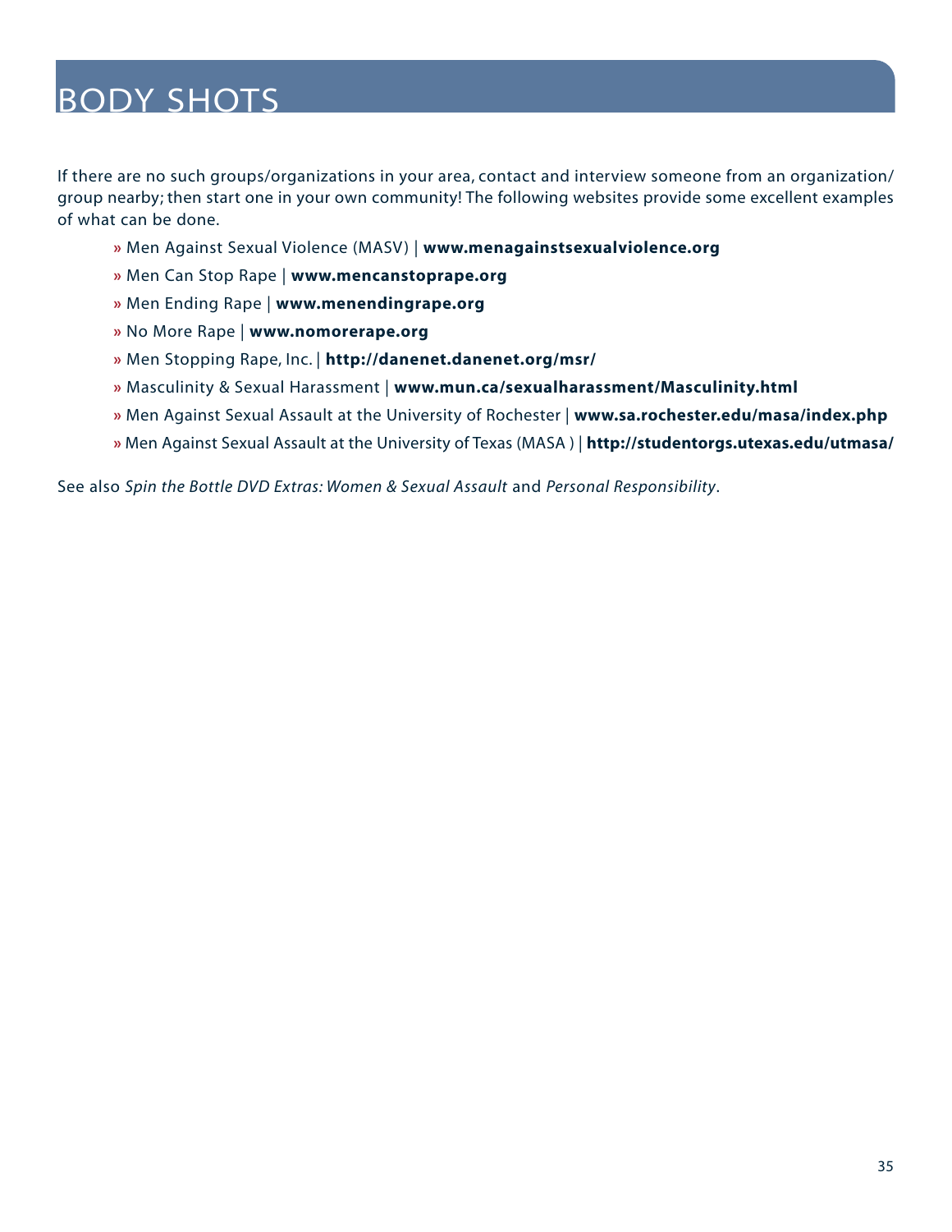# BODY SHOTS

If there are no such groups/organizations in your area, contact and interview someone from an organization/ group nearby; then start one in your own community! The following websites provide some excellent examples of what can be done.

- » Men Against Sexual Violence (MASV) | **www.menagainstsexualviolence.org**
- » Men Can Stop Rape | **www.mencanstoprape.org**
- » Men Ending Rape | **www.menendingrape.org**
- » No More Rape | **www.nomorerape.org**
- » Men Stopping Rape, Inc. | **http://danenet.danenet.org/msr/**
- » Masculinity & Sexual Harassment | **www.mun.ca/sexualharassment/Masculinity.html**
- » Men Against Sexual Assault at the University of Rochester | **www.sa.rochester.edu/masa/index.php**
- » Men Against Sexual Assault at the University of Texas (MASA ) | **http://studentorgs.utexas.edu/utmasa/**

See also *Spin the Bottle DVD Extras: Women & Sexual Assault* and *Personal Responsibility*.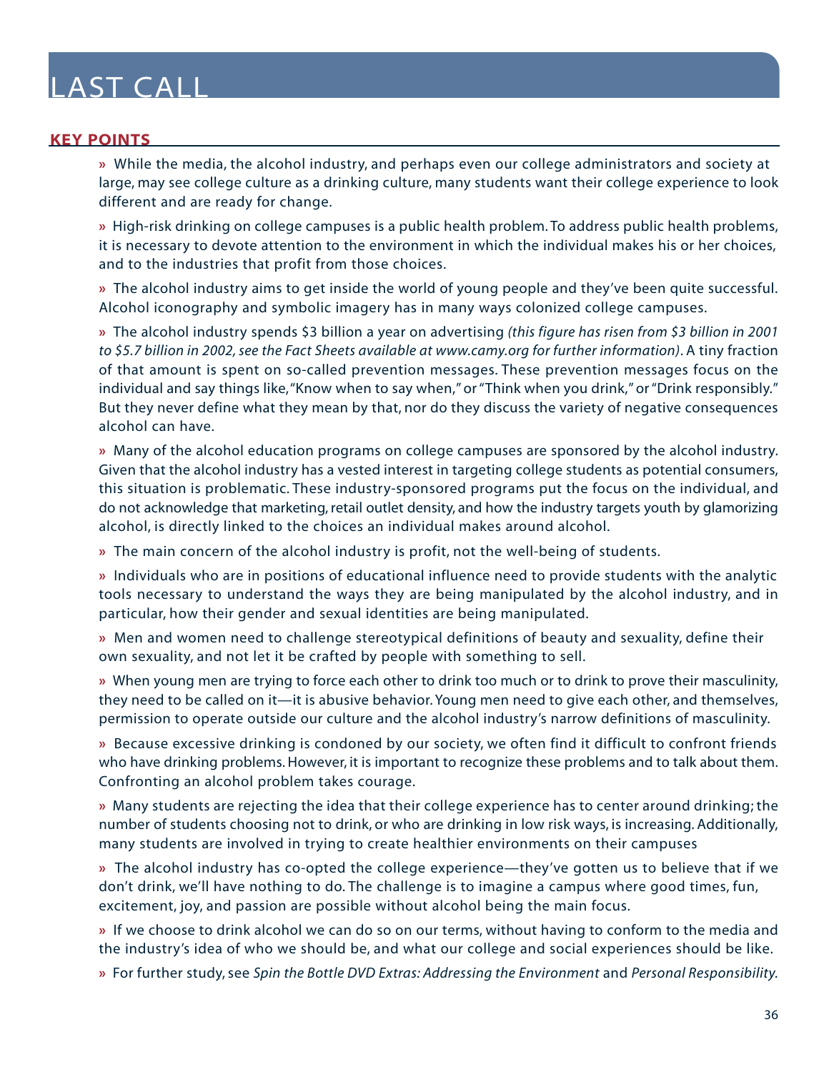# LAST CALL

## KEY POINTS

» While the media, the alcohol industry, and perhaps even our college administrators and society at large, may see college culture as a drinking culture, many students want their college experience to look different and are ready for change.

» High-risk drinking on college campuses is a public health problem. To address public health problems, it is necessary to devote attention to the environment in which the individual makes his or her choices, and to the industries that profit from those choices.

» The alcohol industry aims to get inside the world of young people and they've been quite successful. Alcohol iconography and symbolic imagery has in many ways colonized college campuses.

» The alcohol industry spends $3 billion a year on advertising *(this figure has risen from $3 billion in 2001 to $5.7 billion in 2002, see the Fact Sheets available at www.camy.org for further information)*. A tiny fraction of that amount is spent on so-called prevention messages. These prevention messages focus on the individual and say things like, "Know when to say when," or "Think when you drink," or "Drink responsibly." But they never define what they mean by that, nor do they discuss the variety of negative consequences alcohol can have.

» Many of the alcohol education programs on college campuses are sponsored by the alcohol industry. Given that the alcohol industry has a vested interest in targeting college students as potential consumers, this situation is problematic. These industry-sponsored programs put the focus on the individual, and do not acknowledge that marketing, retail outlet density, and how the industry targets youth by glamorizing alcohol, is directly linked to the choices an individual makes around alcohol.

» The main concern of the alcohol industry is profit, not the well-being of students.

» Individuals who are in positions of educational influence need to provide students with the analytic tools necessary to understand the ways they are being manipulated by the alcohol industry, and in particular, how their gender and sexual identities are being manipulated.

» Men and women need to challenge stereotypical definitions of beauty and sexuality, define their own sexuality, and not let it be crafted by people with something to sell.

» When young men are trying to force each other to drink too much or to drink to prove their masculinity, they need to be called on it—it is abusive behavior. Young men need to give each other, and themselves, permission to operate outside our culture and the alcohol industry's narrow definitions of masculinity.

» Because excessive drinking is condoned by our society, we often find it difficult to confront friends who have drinking problems. However, it is important to recognize these problems and to talk about them. Confronting an alcohol problem takes courage.

» Many students are rejecting the idea that their college experience has to center around drinking; the number of students choosing not to drink, or who are drinking in low risk ways, is increasing. Additionally, many students are involved in trying to create healthier environments on their campuses

» The alcohol industry has co-opted the college experience—they've gotten us to believe that if we don't drink, we'll have nothing to do. The challenge is to imagine a campus where good times, fun, excitement, joy, and passion are possible without alcohol being the main focus.

» If we choose to drink alcohol we can do so on our terms, without having to conform to the media and the industry's idea of who we should be, and what our college and social experiences should be like.

» For further study, see *Spin the Bottle DVD Extras: Addressing the Environment* and *Personal Responsibility.*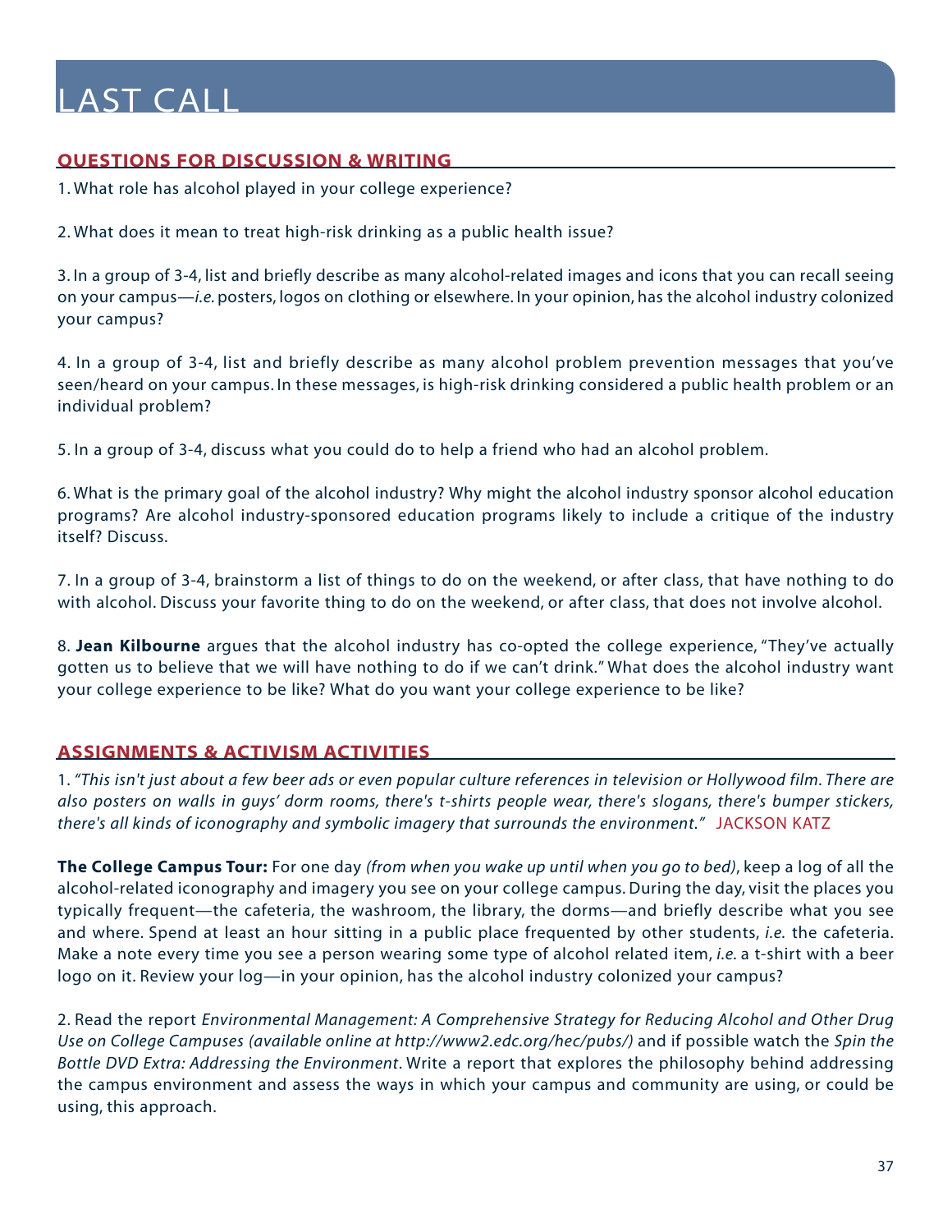# LAST CALL

## QUESTIONS FOR DISCUSSION & WRITING

1. What role has alcohol played in your college experience?

2. What does it mean to treat high-risk drinking as a public health issue?

3. In a group of 3-4, list and briefly describe as many alcohol-related images and icons that you can recall seeing on your campus—*i.e.* posters, logos on clothing or elsewhere. In your opinion, has the alcohol industry colonized your campus?

4. In a group of 3-4, list and briefly describe as many alcohol problem prevention messages that you've seen/heard on your campus. In these messages, is high-risk drinking considered a public health problem or an individual problem?

5. In a group of 3-4, discuss what you could do to help a friend who had an alcohol problem.

6. What is the primary goal of the alcohol industry? Why might the alcohol industry sponsor alcohol education programs? Are alcohol industry-sponsored education programs likely to include a critique of the industry itself? Discuss.

7. In a group of 3-4, brainstorm a list of things to do on the weekend, or after class, that have nothing to do with alcohol. Discuss your favorite thing to do on the weekend, or after class, that does not involve alcohol.

8. **Jean Kilbourne** argues that the alcohol industry has co-opted the college experience, "They've actually gotten us to believe that we will have nothing to do if we can't drink." What does the alcohol industry want your college experience to be like? What do you want your college experience to be like?

## ASSIGNMENTS & ACTIVISM ACTIVITIES

1. *"This isn't just about a few beer ads or even popular culture references in television or Hollywood film. There are also posters on walls in guys' dorm rooms, there's t-shirts people wear, there's slogans, there's bumper stickers, there's all kinds of iconography and symbolic imagery that surrounds the environment."* JACKSON KATZ

**The College Campus Tour:** For one day *(from when you wake up until when you go to bed)*, keep a log of all the alcohol-related iconography and imagery you see on your college campus. During the day, visit the places you typically frequent—the cafeteria, the washroom, the library, the dorms—and briefly describe what you see and where. Spend at least an hour sitting in a public place frequented by other students, *i.e.* the cafeteria. Make a note every time you see a person wearing some type of alcohol related item, *i.e.* a t-shirt with a beer logo on it. Review your log—in your opinion, has the alcohol industry colonized your campus?

2. Read the report *Environmental Management: A Comprehensive Strategy for Reducing Alcohol and Other Drug Use on College Campuses (available online at http://www2.edc.org/hec/pubs/)* and if possible watch the *Spin the Bottle DVD Extra: Addressing the Environment*. Write a report that explores the philosophy behind addressing the campus environment and assess the ways in which your campus and community are using, or could be using, this approach.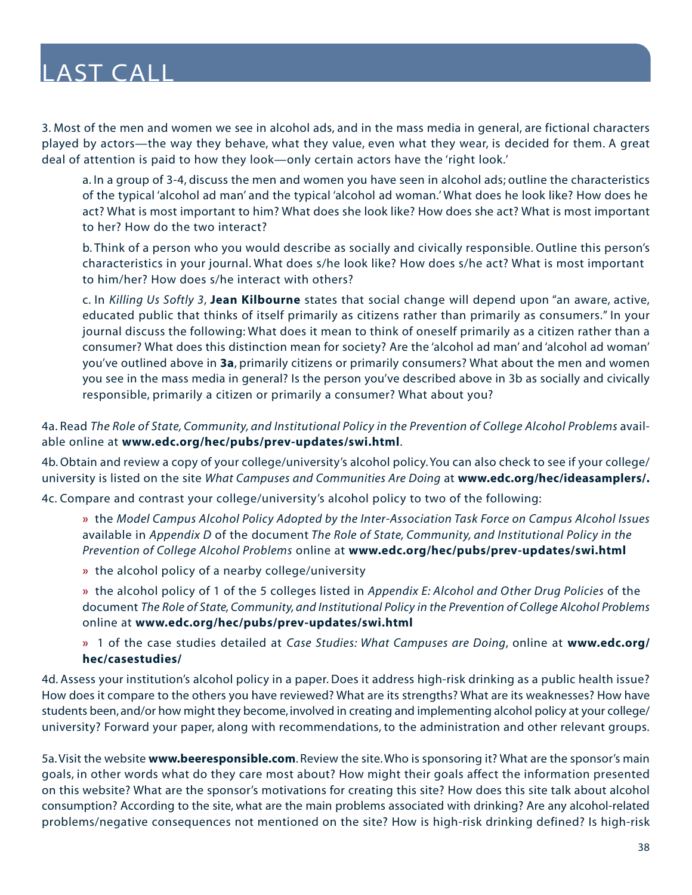# LAST CALL

3. Most of the men and women we see in alcohol ads, and in the mass media in general, are fictional characters played by actors—the way they behave, what they value, even what they wear, is decided for them. A great deal of attention is paid to how they look—only certain actors have the 'right look.'

a. In a group of 3-4, discuss the men and women you have seen in alcohol ads; outline the characteristics of the typical 'alcohol ad man' and the typical 'alcohol ad woman.' What does he look like? How does he act? What is most important to him? What does she look like? How does she act? What is most important to her? How do the two interact?

b. Think of a person who you would describe as socially and civically responsible. Outline this person's characteristics in your journal. What does s/he look like? How does s/he act? What is most important to him/her? How does s/he interact with others?

c. In *Killing Us Softly 3*, **Jean Kilbourne** states that social change will depend upon "an aware, active, educated public that thinks of itself primarily as citizens rather than primarily as consumers." In your journal discuss the following: What does it mean to think of oneself primarily as a citizen rather than a consumer? What does this distinction mean for society? Are the 'alcohol ad man' and 'alcohol ad woman' you've outlined above in **3a**, primarily citizens or primarily consumers? What about the men and women you see in the mass media in general? Is the person you've described above in 3b as socially and civically responsible, primarily a citizen or primarily a consumer? What about you?

4a. Read *The Role of State, Community, and Institutional Policy in the Prevention of College Alcohol Problems* available online at **www.edc.org/hec/pubs/prev-updates/swi.html**.

4b. Obtain and review a copy of your college/university's alcohol policy. You can also check to see if your college/university is listed on the site *What Campuses and Communities Are Doing* at **www.edc.org/hec/ideasamplers/.**

4c. Compare and contrast your college/university's alcohol policy to two of the following:

- the *Model Campus Alcohol Policy Adopted by the Inter-Association Task Force on Campus Alcohol Issues* available in *Appendix D* of the document *The Role of State, Community, and Institutional Policy in the Prevention of College Alcohol Problems* online at **www.edc.org/hec/pubs/prev-updates/swi.html**
- the alcohol policy of a nearby college/university
- the alcohol policy of 1 of the 5 colleges listed in *Appendix E: Alcohol and Other Drug Policies* of the document *The Role of State, Community, and Institutional Policy in the Prevention of College Alcohol Problems* online at **www.edc.org/hec/pubs/prev-updates/swi.html**
- 1 of the case studies detailed at *Case Studies: What Campuses are Doing*, online at **www.edc.org/hec/casestudies/**

4d. Assess your institution's alcohol policy in a paper. Does it address high-risk drinking as a public health issue? How does it compare to the others you have reviewed? What are its strengths? What are its weaknesses? How have students been, and/or how might they become, involved in creating and implementing alcohol policy at your college/university? Forward your paper, along with recommendations, to the administration and other relevant groups.

5a. Visit the website **www.beeresponsible.com**. Review the site. Who is sponsoring it? What are the sponsor's main goals, in other words what do they care most about? How might their goals affect the information presented on this website? What are the sponsor's motivations for creating this site? How does this site talk about alcohol consumption? According to the site, what are the main problems associated with drinking? Are any alcohol-related problems/negative consequences not mentioned on the site? How is high-risk drinking defined? Is high-risk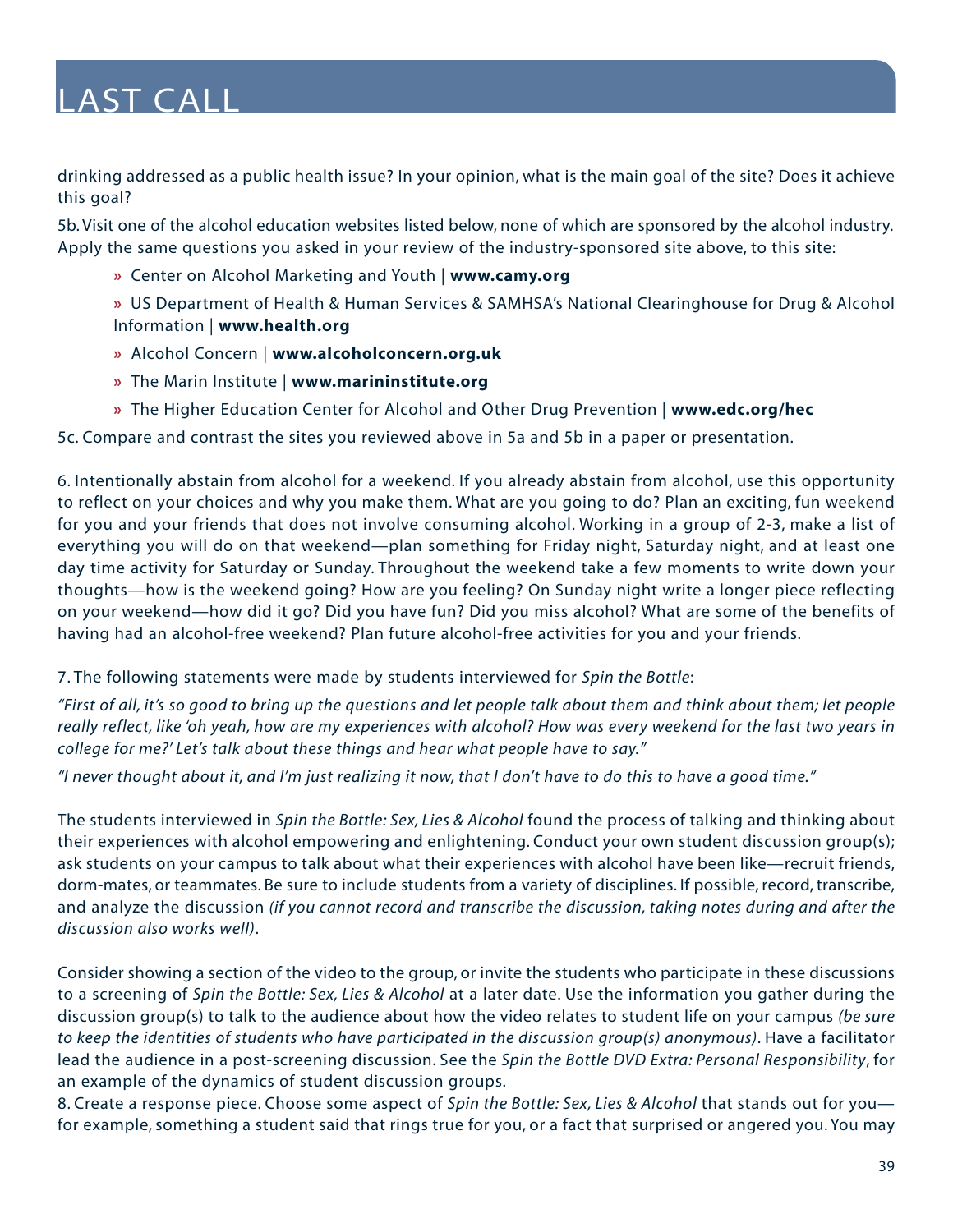drinking addressed as a public health issue? In your opinion, what is the main goal of the site? Does it achieve this goal?

5b. Visit one of the alcohol education websites listed below, none of which are sponsored by the alcohol industry. Apply the same questions you asked in your review of the industry-sponsored site above, to this site:

- Center on Alcohol Marketing and Youth | **www.camy.org**
- US Department of Health & Human Services & SAMHSA's National Clearinghouse for Drug & Alcohol Information | **www.health.org**
- Alcohol Concern | **www.alcoholconcern.org.uk**
- The Marin Institute | **www.marininstitute.org**
- The Higher Education Center for Alcohol and Other Drug Prevention | **www.edc.org/hec**

5c. Compare and contrast the sites you reviewed above in 5a and 5b in a paper or presentation.

6. Intentionally abstain from alcohol for a weekend. If you already abstain from alcohol, use this opportunity to reflect on your choices and why you make them. What are you going to do? Plan an exciting, fun weekend for you and your friends that does not involve consuming alcohol. Working in a group of 2-3, make a list of everything you will do on that weekend—plan something for Friday night, Saturday night, and at least one day time activity for Saturday or Sunday. Throughout the weekend take a few moments to write down your thoughts—how is the weekend going? How are you feeling? On Sunday night write a longer piece reflecting on your weekend—how did it go? Did you have fun? Did you miss alcohol? What are some of the benefits of having had an alcohol-free weekend? Plan future alcohol-free activities for you and your friends.

7. The following statements were made by students interviewed for *Spin the Bottle*:

*"First of all, it's so good to bring up the questions and let people talk about them and think about them; let people really reflect, like 'oh yeah, how are my experiences with alcohol? How was every weekend for the last two years in college for me?' Let's talk about these things and hear what people have to say."*

*"I never thought about it, and I'm just realizing it now, that I don't have to do this to have a good time."*

The students interviewed in *Spin the Bottle: Sex, Lies & Alcohol* found the process of talking and thinking about their experiences with alcohol empowering and enlightening. Conduct your own student discussion group(s); ask students on your campus to talk about what their experiences with alcohol have been like—recruit friends, dorm-mates, or teammates. Be sure to include students from a variety of disciplines. If possible, record, transcribe, and analyze the discussion *(if you cannot record and transcribe the discussion, taking notes during and after the discussion also works well)*.

Consider showing a section of the video to the group, or invite the students who participate in these discussions to a screening of *Spin the Bottle: Sex, Lies & Alcohol* at a later date. Use the information you gather during the discussion group(s) to talk to the audience about how the video relates to student life on your campus *(be sure to keep the identities of students who have participated in the discussion group(s) anonymous)*. Have a facilitator lead the audience in a post-screening discussion. See the *Spin the Bottle DVD Extra: Personal Responsibility*, for an example of the dynamics of student discussion groups.

8. Create a response piece. Choose some aspect of *Spin the Bottle: Sex, Lies & Alcohol* that stands out for you—for example, something a student said that rings true for you, or a fact that surprised or angered you. You may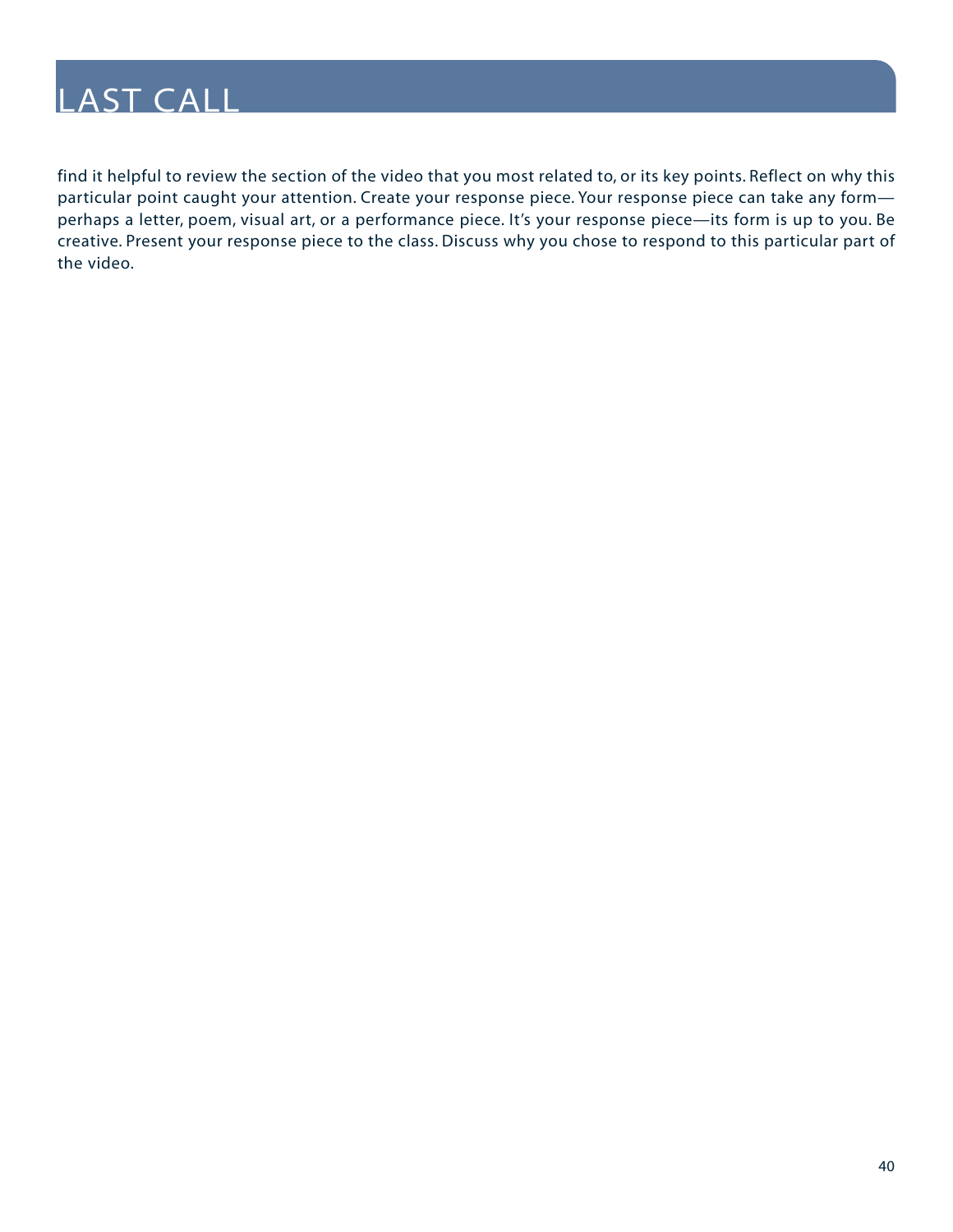# LAST CALL

find it helpful to review the section of the video that you most related to, or its key points. Reflect on why this particular point caught your attention. Create your response piece. Your response piece can take any form—perhaps a letter, poem, visual art, or a performance piece. It's your response piece—its form is up to you. Be creative. Present your response piece to the class. Discuss why you chose to respond to this particular part of the video.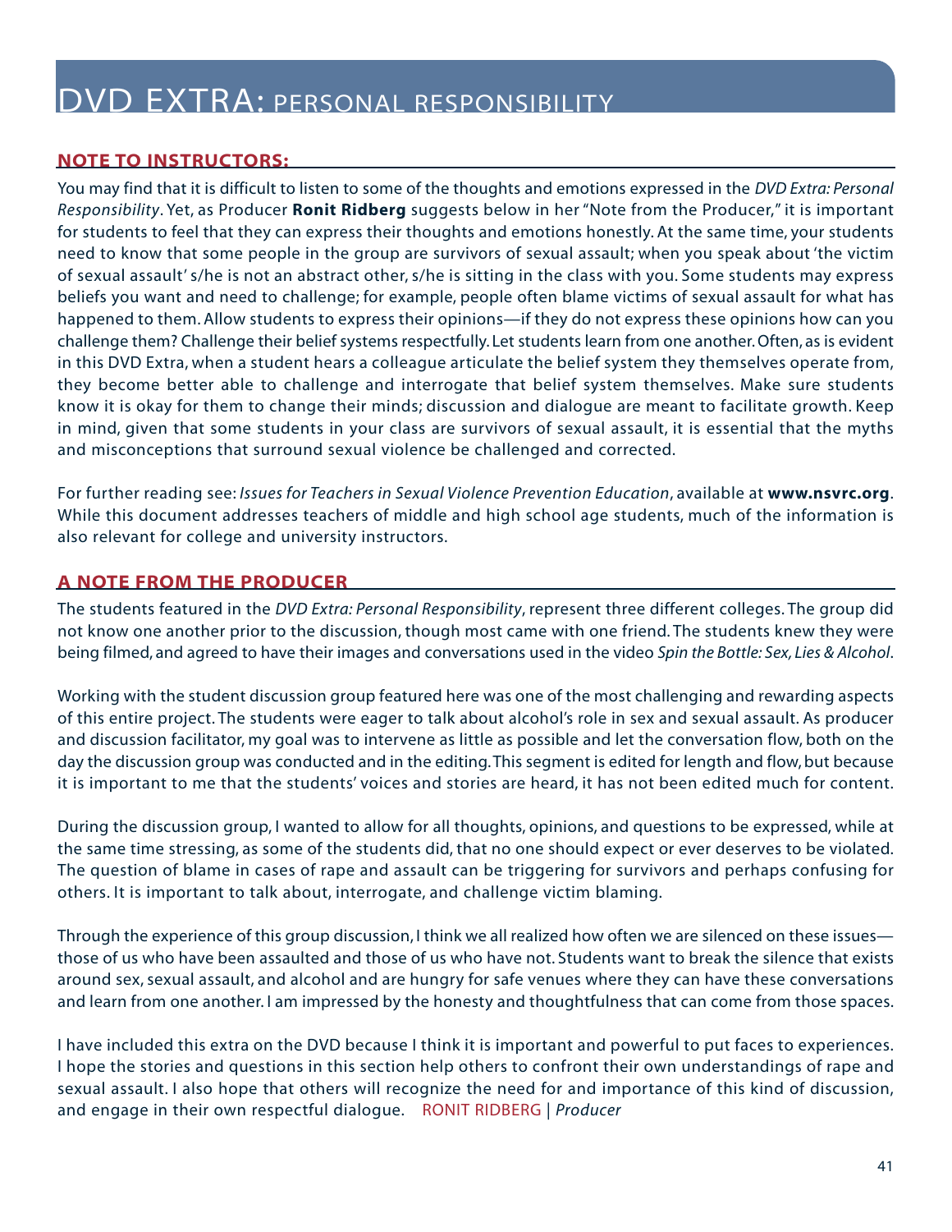# DVD EXTRA: PERSONAL RESPONSIBILITY

## NOTE TO INSTRUCTORS:

You may find that it is difficult to listen to some of the thoughts and emotions expressed in the *DVD Extra: Personal Responsibility*. Yet, as Producer **Ronit Ridberg** suggests below in her "Note from the Producer," it is important for students to feel that they can express their thoughts and emotions honestly. At the same time, your students need to know that some people in the group are survivors of sexual assault; when you speak about 'the victim of sexual assault' s/he is not an abstract other, s/he is sitting in the class with you. Some students may express beliefs you want and need to challenge; for example, people often blame victims of sexual assault for what has happened to them. Allow students to express their opinions—if they do not express these opinions how can you challenge them? Challenge their belief systems respectfully. Let students learn from one another. Often, as is evident in this DVD Extra, when a student hears a colleague articulate the belief system they themselves operate from, they become better able to challenge and interrogate that belief system themselves. Make sure students know it is okay for them to change their minds; discussion and dialogue are meant to facilitate growth. Keep in mind, given that some students in your class are survivors of sexual assault, it is essential that the myths and misconceptions that surround sexual violence be challenged and corrected.

For further reading see: *Issues for Teachers in Sexual Violence Prevention Education*, available at **www.nsvrc.org**. While this document addresses teachers of middle and high school age students, much of the information is also relevant for college and university instructors.

## A NOTE FROM THE PRODUCER

The students featured in the *DVD Extra: Personal Responsibility*, represent three different colleges. The group did not know one another prior to the discussion, though most came with one friend. The students knew they were being filmed, and agreed to have their images and conversations used in the video *Spin the Bottle: Sex, Lies & Alcohol*.

Working with the student discussion group featured here was one of the most challenging and rewarding aspects of this entire project. The students were eager to talk about alcohol's role in sex and sexual assault. As producer and discussion facilitator, my goal was to intervene as little as possible and let the conversation flow, both on the day the discussion group was conducted and in the editing. This segment is edited for length and flow, but because it is important to me that the students' voices and stories are heard, it has not been edited much for content.

During the discussion group, I wanted to allow for all thoughts, opinions, and questions to be expressed, while at the same time stressing, as some of the students did, that no one should expect or ever deserves to be violated. The question of blame in cases of rape and assault can be triggering for survivors and perhaps confusing for others. It is important to talk about, interrogate, and challenge victim blaming.

Through the experience of this group discussion, I think we all realized how often we are silenced on these issues—those of us who have been assaulted and those of us who have not. Students want to break the silence that exists around sex, sexual assault, and alcohol and are hungry for safe venues where they can have these conversations and learn from one another. I am impressed by the honesty and thoughtfulness that can come from those spaces.

I have included this extra on the DVD because I think it is important and powerful to put faces to experiences. I hope the stories and questions in this section help others to confront their own understandings of rape and sexual assault. I also hope that others will recognize the need for and importance of this kind of discussion, and engage in their own respectful dialogue. RONIT RIDBERG | *Producer*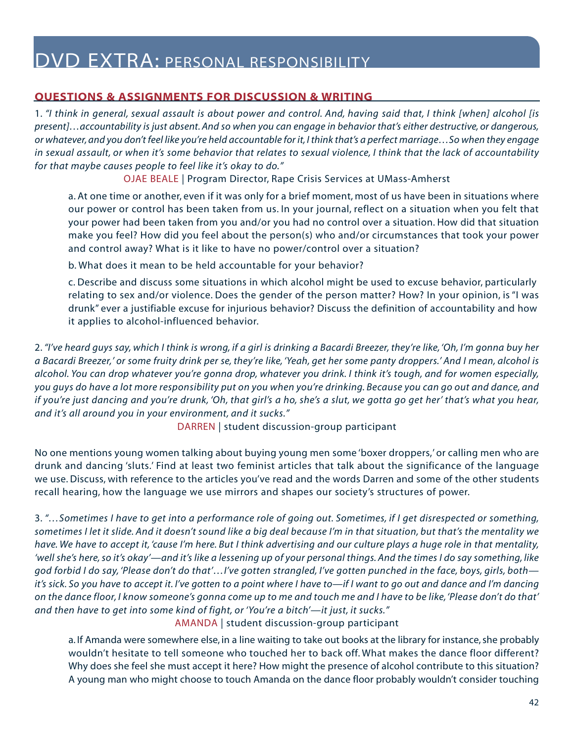# DVD EXTRA: PERSONAL RESPONSIBILITY

## QUESTIONS & ASSIGNMENTS FOR DISCUSSION & WRITING

1. *"I think in general, sexual assault is about power and control. And, having said that, I think [when] alcohol [is present]…accountability is just absent. And so when you can engage in behavior that's either destructive, or dangerous, or whatever, and you don't feel like you're held accountable for it, I think that's a perfect marriage…So when they engage in sexual assault, or when it's some behavior that relates to sexual violence, I think that the lack of accountability for that maybe causes people to feel like it's okay to do."*

OJAE BEALE | Program Director, Rape Crisis Services at UMass-Amherst

a. At one time or another, even if it was only for a brief moment, most of us have been in situations where our power or control has been taken from us. In your journal, reflect on a situation when you felt that your power had been taken from you and/or you had no control over a situation. How did that situation make you feel? How did you feel about the person(s) who and/or circumstances that took your power and control away? What is it like to have no power/control over a situation?

b. What does it mean to be held accountable for your behavior?

c. Describe and discuss some situations in which alcohol might be used to excuse behavior, particularly relating to sex and/or violence. Does the gender of the person matter? How? In your opinion, is "I was drunk" ever a justifiable excuse for injurious behavior? Discuss the definition of accountability and how it applies to alcohol-influenced behavior.

2. *"I've heard guys say, which I think is wrong, if a girl is drinking a Bacardi Breezer, they're like, 'Oh, I'm gonna buy her a Bacardi Breezer,' or some fruity drink per se, they're like, 'Yeah, get her some panty droppers.' And I mean, alcohol is alcohol. You can drop whatever you're gonna drop, whatever you drink. I think it's tough, and for women especially, you guys do have a lot more responsibility put on you when you're drinking. Because you can go out and dance, and if you're just dancing and you're drunk, 'Oh, that girl's a ho, she's a slut, we gotta go get her' that's what you hear, and it's all around you in your environment, and it sucks."*

DARREN | student discussion-group participant

No one mentions young women talking about buying young men some 'boxer droppers,' or calling men who are drunk and dancing 'sluts.' Find at least two feminist articles that talk about the significance of the language we use. Discuss, with reference to the articles you've read and the words Darren and some of the other students recall hearing, how the language we use mirrors and shapes our society's structures of power.

3. *"…Sometimes I have to get into a performance role of going out. Sometimes, if I get disrespected or something, sometimes I let it slide. And it doesn't sound like a big deal because I'm in that situation, but that's the mentality we have. We have to accept it, 'cause I'm here. But I think advertising and our culture plays a huge role in that mentality, 'well she's here, so it's okay'—and it's like a lessening up of your personal things. And the times I do say something, like god forbid I do say, 'Please don't do that'…I've gotten strangled, I've gotten punched in the face, boys, girls, both—it's sick. So you have to accept it. I've gotten to a point where I have to—if I want to go out and dance and I'm dancing on the dance floor, I know someone's gonna come up to me and touch me and I have to be like, 'Please don't do that' and then have to get into some kind of fight, or 'You're a bitch'—it just, it sucks."*

AMANDA | student discussion-group participant

a. If Amanda were somewhere else, in a line waiting to take out books at the library for instance, she probably wouldn't hesitate to tell someone who touched her to back off. What makes the dance floor different? Why does she feel she must accept it here? How might the presence of alcohol contribute to this situation? A young man who might choose to touch Amanda on the dance floor probably wouldn't consider touching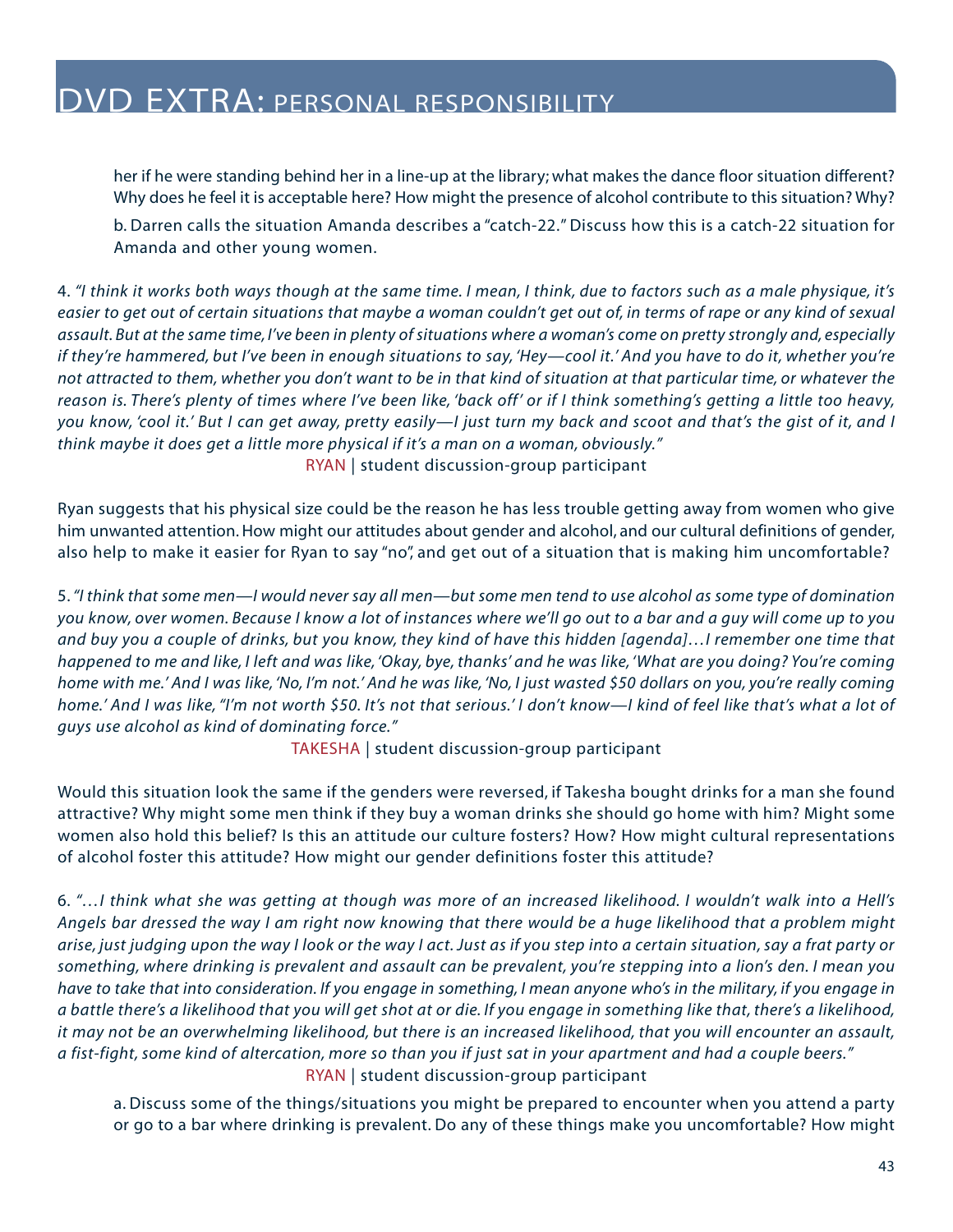# DVD EXTRA: PERSONAL RESPONSIBILITY

her if he were standing behind her in a line-up at the library; what makes the dance floor situation different? Why does he feel it is acceptable here? How might the presence of alcohol contribute to this situation? Why?

b. Darren calls the situation Amanda describes a "catch-22." Discuss how this is a catch-22 situation for Amanda and other young women.

4. *"I think it works both ways though at the same time. I mean, I think, due to factors such as a male physique, it's easier to get out of certain situations that maybe a woman couldn't get out of, in terms of rape or any kind of sexual assault. But at the same time, I've been in plenty of situations where a woman's come on pretty strongly and, especially if they're hammered, but I've been in enough situations to say, 'Hey—cool it.' And you have to do it, whether you're not attracted to them, whether you don't want to be in that kind of situation at that particular time, or whatever the reason is. There's plenty of times where I've been like, 'back off' or if I think something's getting a little too heavy, you know, 'cool it.' But I can get away, pretty easily—I just turn my back and scoot and that's the gist of it, and I think maybe it does get a little more physical if it's a man on a woman, obviously."*

RYAN | student discussion-group participant

Ryan suggests that his physical size could be the reason he has less trouble getting away from women who give him unwanted attention. How might our attitudes about gender and alcohol, and our cultural definitions of gender, also help to make it easier for Ryan to say "no", and get out of a situation that is making him uncomfortable?

5. *"I think that some men—I would never say all men—but some men tend to use alcohol as some type of domination you know, over women. Because I know a lot of instances where we'll go out to a bar and a guy will come up to you and buy you a couple of drinks, but you know, they kind of have this hidden [agenda]…I remember one time that happened to me and like, I left and was like, 'Okay, bye, thanks' and he was like, 'What are you doing? You're coming home with me.' And I was like, 'No, I'm not.' And he was like, 'No, I just wasted $50 dollars on you, you're really coming home.' And I was like, "I'm not worth $50. It's not that serious.' I don't know—I kind of feel like that's what a lot of guys use alcohol as kind of dominating force."*

TAKESHA | student discussion-group participant

Would this situation look the same if the genders were reversed, if Takesha bought drinks for a man she found attractive? Why might some men think if they buy a woman drinks she should go home with him? Might some women also hold this belief? Is this an attitude our culture fosters? How? How might cultural representations of alcohol foster this attitude? How might our gender definitions foster this attitude?

6. *"…I think what she was getting at though was more of an increased likelihood. I wouldn't walk into a Hell's Angels bar dressed the way I am right now knowing that there would be a huge likelihood that a problem might arise, just judging upon the way I look or the way I act. Just as if you step into a certain situation, say a frat party or something, where drinking is prevalent and assault can be prevalent, you're stepping into a lion's den. I mean you have to take that into consideration. If you engage in something, I mean anyone who's in the military, if you engage in a battle there's a likelihood that you will get shot at or die. If you engage in something like that, there's a likelihood, it may not be an overwhelming likelihood, but there is an increased likelihood, that you will encounter an assault, a fist-fight, some kind of altercation, more so than you if just sat in your apartment and had a couple beers."*

RYAN | student discussion-group participant

a. Discuss some of the things/situations you might be prepared to encounter when you attend a party or go to a bar where drinking is prevalent. Do any of these things make you uncomfortable? How might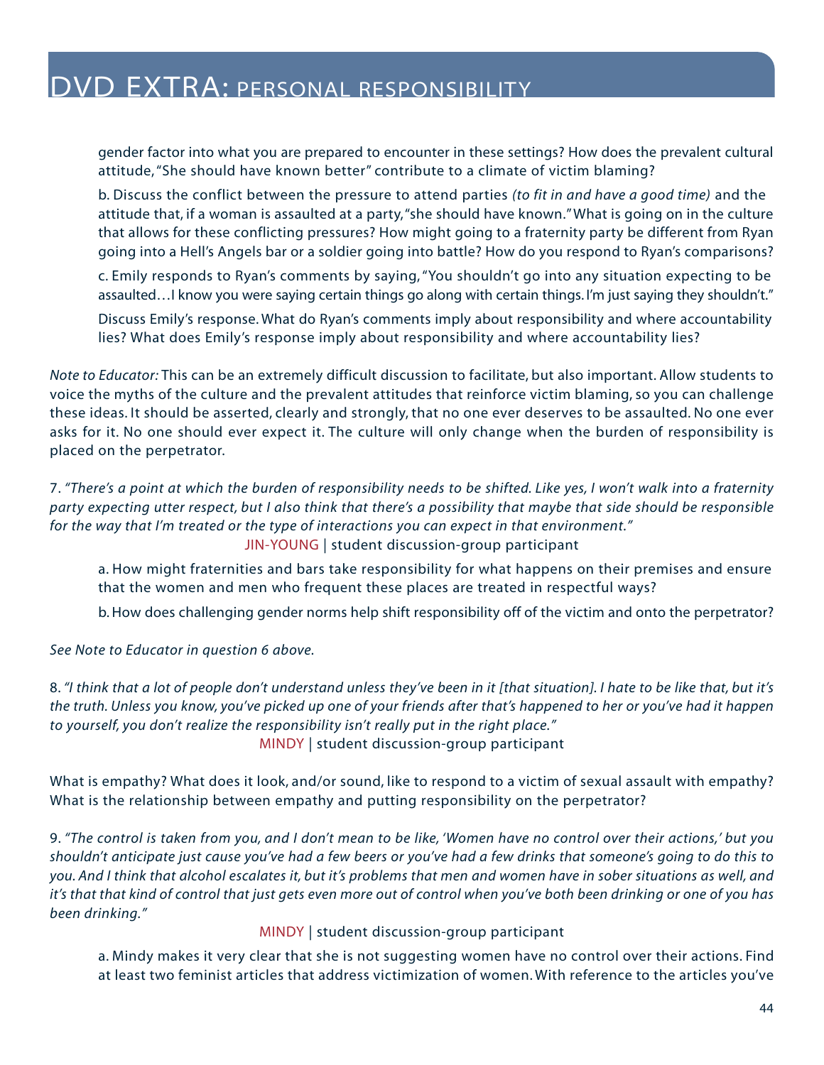# DVD EXTRA: PERSONAL RESPONSIBILITY

gender factor into what you are prepared to encounter in these settings? How does the prevalent cultural attitude, "She should have known better" contribute to a climate of victim blaming?

b. Discuss the conflict between the pressure to attend parties *(to fit in and have a good time)* and the attitude that, if a woman is assaulted at a party, "she should have known." What is going on in the culture that allows for these conflicting pressures? How might going to a fraternity party be different from Ryan going into a Hell's Angels bar or a soldier going into battle? How do you respond to Ryan's comparisons?

c. Emily responds to Ryan's comments by saying, "You shouldn't go into any situation expecting to be assaulted…I know you were saying certain things go along with certain things. I'm just saying they shouldn't."

Discuss Emily's response. What do Ryan's comments imply about responsibility and where accountability lies? What does Emily's response imply about responsibility and where accountability lies?

*Note to Educator:* This can be an extremely difficult discussion to facilitate, but also important. Allow students to voice the myths of the culture and the prevalent attitudes that reinforce victim blaming, so you can challenge these ideas. It should be asserted, clearly and strongly, that no one ever deserves to be assaulted. No one ever asks for it. No one should ever expect it. The culture will only change when the burden of responsibility is placed on the perpetrator.

7. *"There's a point at which the burden of responsibility needs to be shifted. Like yes, I won't walk into a fraternity party expecting utter respect, but I also think that there's a possibility that maybe that side should be responsible for the way that I'm treated or the type of interactions you can expect in that environment."*

JIN-YOUNG | student discussion-group participant

a. How might fraternities and bars take responsibility for what happens on their premises and ensure that the women and men who frequent these places are treated in respectful ways?

b. How does challenging gender norms help shift responsibility off of the victim and onto the perpetrator?

*See Note to Educator in question 6 above.*

8. *"I think that a lot of people don't understand unless they've been in it [that situation]. I hate to be like that, but it's the truth. Unless you know, you've picked up one of your friends after that's happened to her or you've had it happen to yourself, you don't realize the responsibility isn't really put in the right place."*

MINDY | student discussion-group participant

What is empathy? What does it look, and/or sound, like to respond to a victim of sexual assault with empathy? What is the relationship between empathy and putting responsibility on the perpetrator?

9. *"The control is taken from you, and I don't mean to be like, 'Women have no control over their actions,' but you shouldn't anticipate just cause you've had a few beers or you've had a few drinks that someone's going to do this to you. And I think that alcohol escalates it, but it's problems that men and women have in sober situations as well, and it's that that kind of control that just gets even more out of control when you've both been drinking or one of you has been drinking."*

MINDY | student discussion-group participant

a. Mindy makes it very clear that she is not suggesting women have no control over their actions. Find at least two feminist articles that address victimization of women. With reference to the articles you've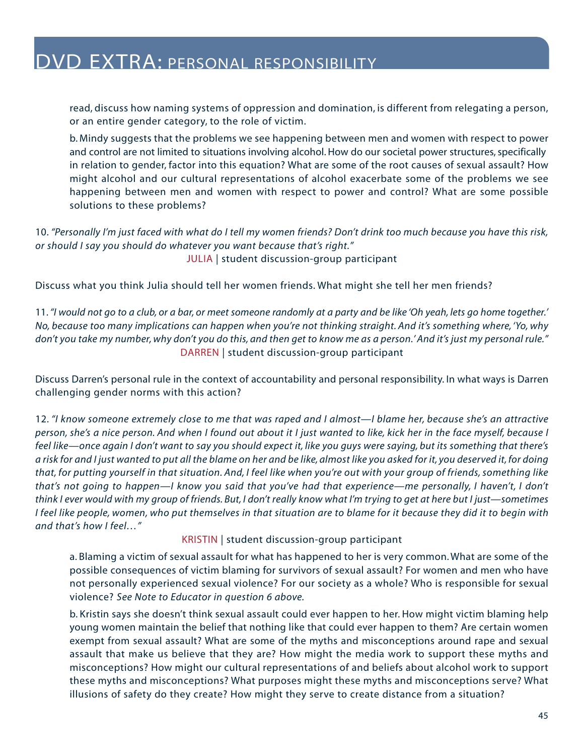read, discuss how naming systems of oppression and domination, is different from relegating a person, or an entire gender category, to the role of victim.

b. Mindy suggests that the problems we see happening between men and women with respect to power and control are not limited to situations involving alcohol. How do our societal power structures, specifically in relation to gender, factor into this equation? What are some of the root causes of sexual assault? How might alcohol and our cultural representations of alcohol exacerbate some of the problems we see happening between men and women with respect to power and control? What are some possible solutions to these problems?

10. *"Personally I'm just faced with what do I tell my women friends? Don't drink too much because you have this risk, or should I say you should do whatever you want because that's right."*

JULIA | student discussion-group participant

Discuss what you think Julia should tell her women friends. What might she tell her men friends?

11. *"I would not go to a club, or a bar, or meet someone randomly at a party and be like 'Oh yeah, lets go home together.' No, because too many implications can happen when you're not thinking straight. And it's something where, 'Yo, why don't you take my number, why don't you do this, and then get to know me as a person.' And it's just my personal rule."*

DARREN | student discussion-group participant

Discuss Darren's personal rule in the context of accountability and personal responsibility. In what ways is Darren challenging gender norms with this action?

12. *"I know someone extremely close to me that was raped and I almost—I blame her, because she's an attractive person, she's a nice person. And when I found out about it I just wanted to like, kick her in the face myself, because I feel like—once again I don't want to say you should expect it, like you guys were saying, but its something that there's a risk for and I just wanted to put all the blame on her and be like, almost like you asked for it, you deserved it, for doing that, for putting yourself in that situation. And, I feel like when you're out with your group of friends, something like that's not going to happen—I know you said that you've had that experience—me personally, I haven't, I don't think I ever would with my group of friends. But, I don't really know what I'm trying to get at here but I just—sometimes I feel like people, women, who put themselves in that situation are to blame for it because they did it to begin with and that's how I feel…"*

KRISTIN | student discussion-group participant

a. Blaming a victim of sexual assault for what has happened to her is very common. What are some of the possible consequences of victim blaming for survivors of sexual assault? For women and men who have not personally experienced sexual violence? For our society as a whole? Who is responsible for sexual violence? *See Note to Educator in question 6 above.*

b. Kristin says she doesn't think sexual assault could ever happen to her. How might victim blaming help young women maintain the belief that nothing like that could ever happen to them? Are certain women exempt from sexual assault? What are some of the myths and misconceptions around rape and sexual assault that make us believe that they are? How might the media work to support these myths and misconceptions? How might our cultural representations of and beliefs about alcohol work to support these myths and misconceptions? What purposes might these myths and misconceptions serve? What illusions of safety do they create? How might they serve to create distance from a situation?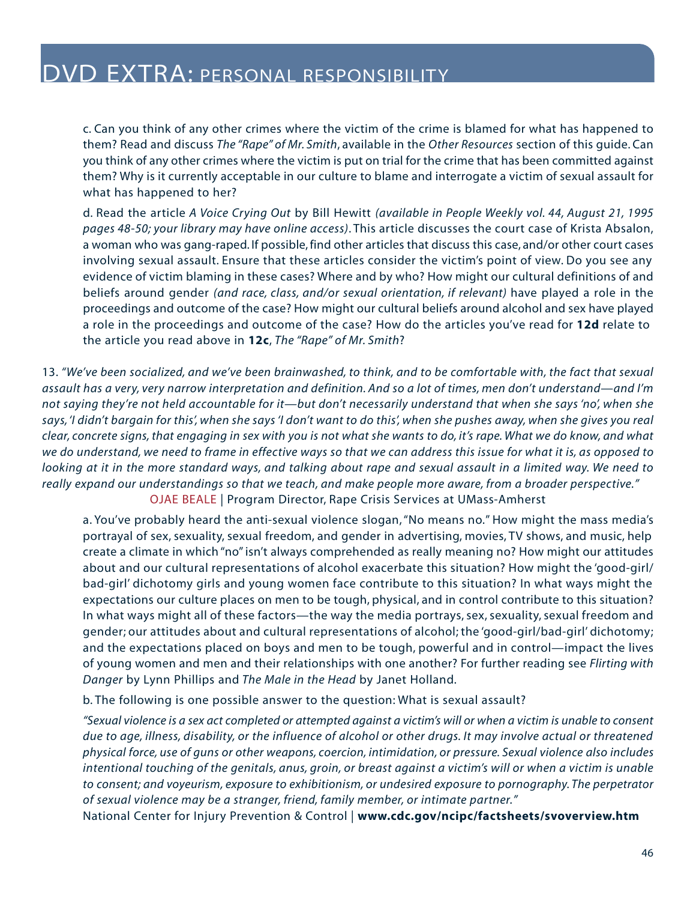# DVD EXTRA: PERSONAL RESPONSIBILITY

c. Can you think of any other crimes where the victim of the crime is blamed for what has happened to them? Read and discuss *The "Rape" of Mr. Smith*, available in the *Other Resources* section of this guide. Can you think of any other crimes where the victim is put on trial for the crime that has been committed against them? Why is it currently acceptable in our culture to blame and interrogate a victim of sexual assault for what has happened to her?

d. Read the article *A Voice Crying Out* by Bill Hewitt *(available in People Weekly vol. 44, August 21, 1995 pages 48-50; your library may have online access)*. This article discusses the court case of Krista Absalon, a woman who was gang-raped. If possible, find other articles that discuss this case, and/or other court cases involving sexual assault. Ensure that these articles consider the victim's point of view. Do you see any evidence of victim blaming in these cases? Where and by who? How might our cultural definitions of and beliefs around gender *(and race, class, and/or sexual orientation, if relevant)* have played a role in the proceedings and outcome of the case? How might our cultural beliefs around alcohol and sex have played a role in the proceedings and outcome of the case? How do the articles you've read for **12d** relate to the article you read above in **12c**, *The "Rape" of Mr. Smith*?

13. *"We've been socialized, and we've been brainwashed, to think, and to be comfortable with, the fact that sexual assault has a very, very narrow interpretation and definition. And so a lot of times, men don't understand—and I'm not saying they're not held accountable for it—but don't necessarily understand that when she says 'no', when she says, 'I didn't bargain for this', when she says 'I don't want to do this', when she pushes away, when she gives you real clear, concrete signs, that engaging in sex with you is not what she wants to do, it's rape. What we do know, and what we do understand, we need to frame in effective ways so that we can address this issue for what it is, as opposed to looking at it in the more standard ways, and talking about rape and sexual assault in a limited way. We need to really expand our understandings so that we teach, and make people more aware, from a broader perspective."*

OJAE BEALE | Program Director, Rape Crisis Services at UMass-Amherst

a. You've probably heard the anti-sexual violence slogan, "No means no." How might the mass media's portrayal of sex, sexuality, sexual freedom, and gender in advertising, movies, TV shows, and music, help create a climate in which "no" isn't always comprehended as really meaning no? How might our attitudes about and our cultural representations of alcohol exacerbate this situation? How might the 'good-girl/bad-girl' dichotomy girls and young women face contribute to this situation? In what ways might the expectations our culture places on men to be tough, physical, and in control contribute to this situation? In what ways might all of these factors—the way the media portrays, sex, sexuality, sexual freedom and gender; our attitudes about and cultural representations of alcohol; the 'good-girl/bad-girl' dichotomy; and the expectations placed on boys and men to be tough, powerful and in control—impact the lives of young women and men and their relationships with one another? For further reading see *Flirting with Danger* by Lynn Phillips and *The Male in the Head* by Janet Holland.

b. The following is one possible answer to the question: What is sexual assault?

*"Sexual violence is a sex act completed or attempted against a victim's will or when a victim is unable to consent due to age, illness, disability, or the influence of alcohol or other drugs. It may involve actual or threatened physical force, use of guns or other weapons, coercion, intimidation, or pressure. Sexual violence also includes intentional touching of the genitals, anus, groin, or breast against a victim's will or when a victim is unable to consent; and voyeurism, exposure to exhibitionism, or undesired exposure to pornography. The perpetrator of sexual violence may be a stranger, friend, family member, or intimate partner."*

National Center for Injury Prevention & Control | **www.cdc.gov/ncipc/factsheets/svoverview.htm**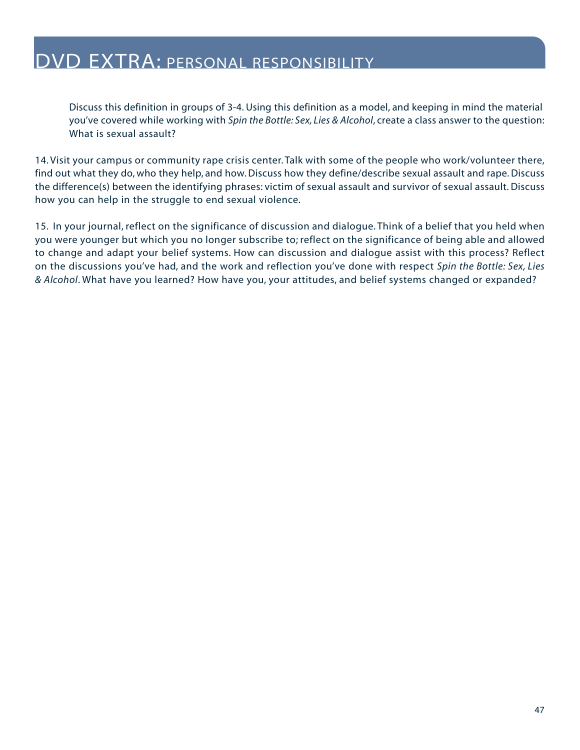# DVD EXTRA: PERSONAL RESPONSIBILITY

Discuss this definition in groups of 3-4. Using this definition as a model, and keeping in mind the material you've covered while working with *Spin the Bottle: Sex, Lies & Alcohol*, create a class answer to the question: What is sexual assault?

14. Visit your campus or community rape crisis center. Talk with some of the people who work/volunteer there, find out what they do, who they help, and how. Discuss how they define/describe sexual assault and rape. Discuss the difference(s) between the identifying phrases: victim of sexual assault and survivor of sexual assault. Discuss how you can help in the struggle to end sexual violence.

15. In your journal, reflect on the significance of discussion and dialogue. Think of a belief that you held when you were younger but which you no longer subscribe to; reflect on the significance of being able and allowed to change and adapt your belief systems. How can discussion and dialogue assist with this process? Reflect on the discussions you've had, and the work and reflection you've done with respect *Spin the Bottle: Sex, Lies & Alcohol*. What have you learned? How have you, your attitudes, and belief systems changed or expanded?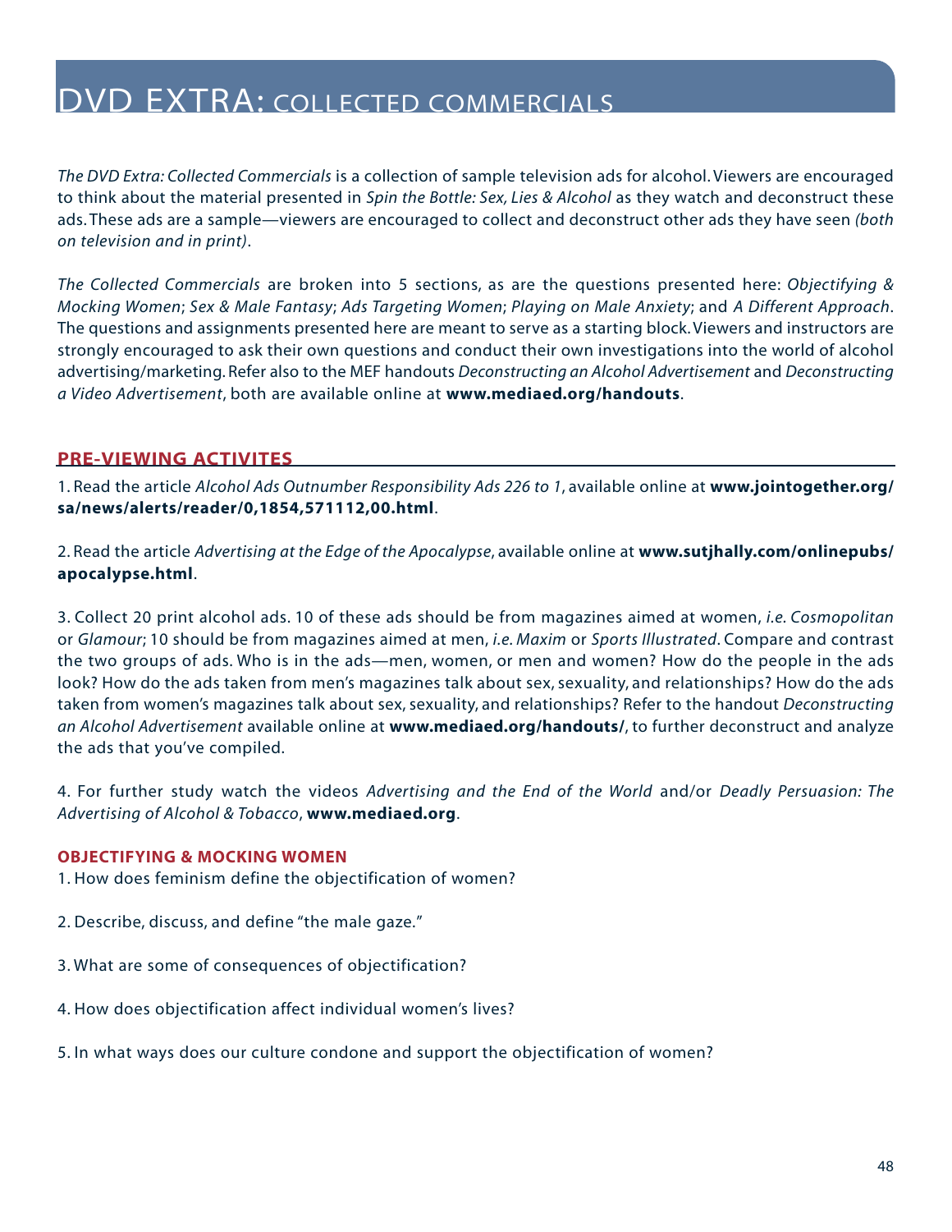# DVD EXTRA: COLLECTED COMMERCIALS

*The DVD Extra: Collected Commercials* is a collection of sample television ads for alcohol. Viewers are encouraged to think about the material presented in *Spin the Bottle: Sex, Lies & Alcohol* as they watch and deconstruct these ads. These ads are a sample—viewers are encouraged to collect and deconstruct other ads they have seen *(both on television and in print)*.

*The Collected Commercials* are broken into 5 sections, as are the questions presented here: *Objectifying & Mocking Women*; *Sex & Male Fantasy*; *Ads Targeting Women*; *Playing on Male Anxiety*; and *A Different Approach*. The questions and assignments presented here are meant to serve as a starting block. Viewers and instructors are strongly encouraged to ask their own questions and conduct their own investigations into the world of alcohol advertising/marketing. Refer also to the MEF handouts *Deconstructing an Alcohol Advertisement* and *Deconstructing a Video Advertisement*, both are available online at **www.mediaed.org/handouts**.

## PRE-VIEWING ACTIVITES

1. Read the article *Alcohol Ads Outnumber Responsibility Ads 226 to 1*, available online at **www.jointogether.org/sa/news/alerts/reader/0,1854,571112,00.html**.

2. Read the article *Advertising at the Edge of the Apocalypse*, available online at **www.sutjhally.com/onlinepubs/apocalypse.html**.

3. Collect 20 print alcohol ads. 10 of these ads should be from magazines aimed at women, *i.e. Cosmopolitan* or *Glamour*; 10 should be from magazines aimed at men, *i.e. Maxim* or *Sports Illustrated*. Compare and contrast the two groups of ads. Who is in the ads—men, women, or men and women? How do the people in the ads look? How do the ads taken from men's magazines talk about sex, sexuality, and relationships? How do the ads taken from women's magazines talk about sex, sexuality, and relationships? Refer to the handout *Deconstructing an Alcohol Advertisement* available online at **www.mediaed.org/handouts/**, to further deconstruct and analyze the ads that you've compiled.

4. For further study watch the videos *Advertising and the End of the World* and/or *Deadly Persuasion: The Advertising of Alcohol & Tobacco*, **www.mediaed.org**.

### OBJECTIFYING & MOCKING WOMEN

1. How does feminism define the objectification of women?

2. Describe, discuss, and define "the male gaze."

3. What are some of consequences of objectification?

4. How does objectification affect individual women's lives?

5. In what ways does our culture condone and support the objectification of women?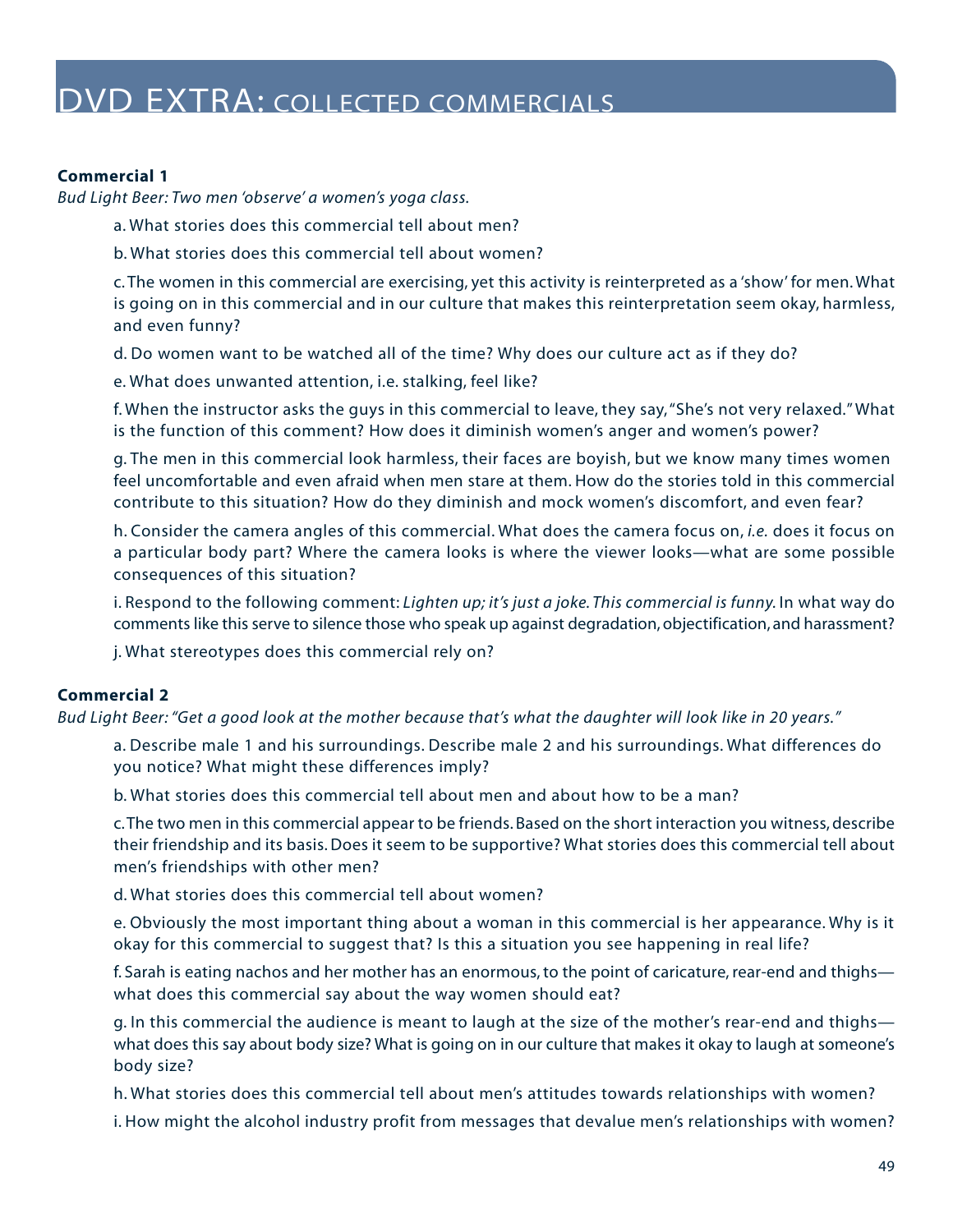# DVD EXTRA: COLLECTED COMMERCIALS

**Commercial 1**

*Bud Light Beer: Two men 'observe' a women's yoga class.*

a. What stories does this commercial tell about men?

b. What stories does this commercial tell about women?

c. The women in this commercial are exercising, yet this activity is reinterpreted as a 'show' for men. What is going on in this commercial and in our culture that makes this reinterpretation seem okay, harmless, and even funny?

d. Do women want to be watched all of the time? Why does our culture act as if they do?

e. What does unwanted attention, i.e. stalking, feel like?

f. When the instructor asks the guys in this commercial to leave, they say, "She's not very relaxed." What is the function of this comment? How does it diminish women's anger and women's power?

g. The men in this commercial look harmless, their faces are boyish, but we know many times women feel uncomfortable and even afraid when men stare at them. How do the stories told in this commercial contribute to this situation? How do they diminish and mock women's discomfort, and even fear?

h. Consider the camera angles of this commercial. What does the camera focus on, *i.e.* does it focus on a particular body part? Where the camera looks is where the viewer looks—what are some possible consequences of this situation?

i. Respond to the following comment: *Lighten up; it's just a joke. This commercial is funny.* In what way do comments like this serve to silence those who speak up against degradation, objectification, and harassment?

j. What stereotypes does this commercial rely on?

**Commercial 2**

*Bud Light Beer: "Get a good look at the mother because that's what the daughter will look like in 20 years."*

a. Describe male 1 and his surroundings. Describe male 2 and his surroundings. What differences do you notice? What might these differences imply?

b. What stories does this commercial tell about men and about how to be a man?

c. The two men in this commercial appear to be friends. Based on the short interaction you witness, describe their friendship and its basis. Does it seem to be supportive? What stories does this commercial tell about men's friendships with other men?

d. What stories does this commercial tell about women?

e. Obviously the most important thing about a woman in this commercial is her appearance. Why is it okay for this commercial to suggest that? Is this a situation you see happening in real life?

f. Sarah is eating nachos and her mother has an enormous, to the point of caricature, rear-end and thighs—what does this commercial say about the way women should eat?

g. In this commercial the audience is meant to laugh at the size of the mother's rear-end and thighs—what does this say about body size? What is going on in our culture that makes it okay to laugh at someone's body size?

h. What stories does this commercial tell about men's attitudes towards relationships with women?

i. How might the alcohol industry profit from messages that devalue men's relationships with women?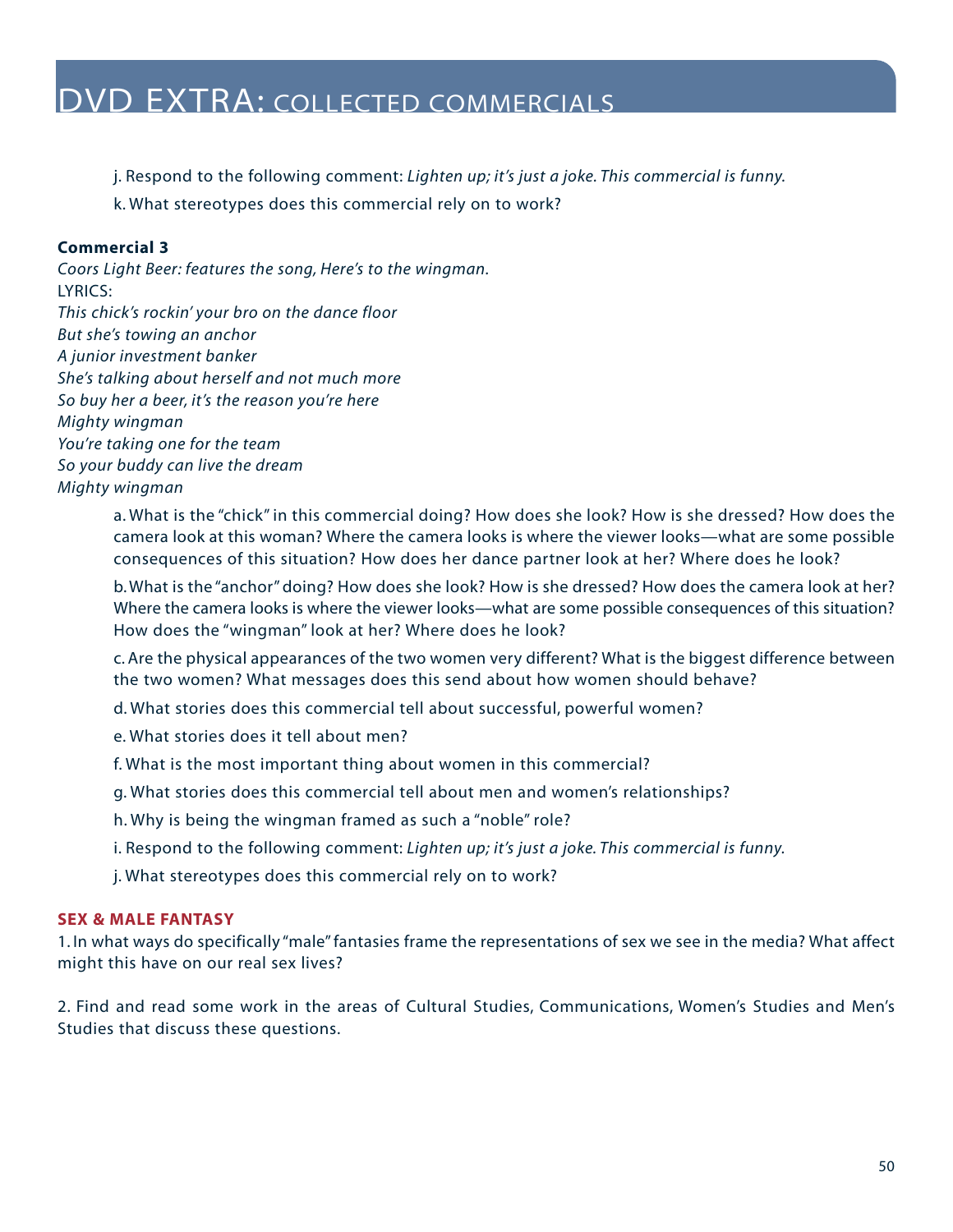# DVD EXTRA: COLLECTED COMMERCIALS

j. Respond to the following comment: *Lighten up; it's just a joke. This commercial is funny.*

k. What stereotypes does this commercial rely on to work?

**Commercial 3**

*Coors Light Beer: features the song, Here's to the wingman.*

LYRICS:

*This chick's rockin' your bro on the dance floor*
*But she's towing an anchor*
*A junior investment banker*
*She's talking about herself and not much more*
*So buy her a beer, it's the reason you're here*
*Mighty wingman*
*You're taking one for the team*
*So your buddy can live the dream*
*Mighty wingman*

a. What is the "chick" in this commercial doing? How does she look? How is she dressed? How does the camera look at this woman? Where the camera looks is where the viewer looks—what are some possible consequences of this situation? How does her dance partner look at her? Where does he look?

b. What is the "anchor" doing? How does she look? How is she dressed? How does the camera look at her? Where the camera looks is where the viewer looks—what are some possible consequences of this situation? How does the "wingman" look at her? Where does he look?

c. Are the physical appearances of the two women very different? What is the biggest difference between the two women? What messages does this send about how women should behave?

d. What stories does this commercial tell about successful, powerful women?

e. What stories does it tell about men?

f. What is the most important thing about women in this commercial?

g. What stories does this commercial tell about men and women's relationships?

h. Why is being the wingman framed as such a "noble" role?

i. Respond to the following comment: *Lighten up; it's just a joke. This commercial is funny.*

j. What stereotypes does this commercial rely on to work?

### SEX & MALE FANTASY

1. In what ways do specifically "male" fantasies frame the representations of sex we see in the media? What affect might this have on our real sex lives?

2. Find and read some work in the areas of Cultural Studies, Communications, Women's Studies and Men's Studies that discuss these questions.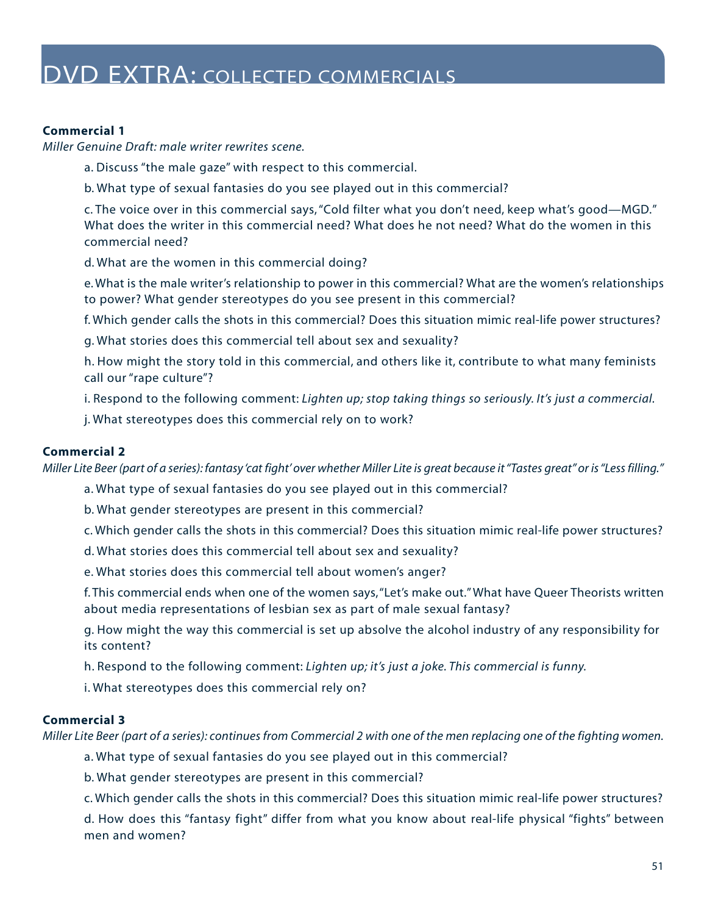# DVD EXTRA: COLLECTED COMMERCIALS

**Commercial 1**

*Miller Genuine Draft: male writer rewrites scene.*

a. Discuss "the male gaze" with respect to this commercial.

b. What type of sexual fantasies do you see played out in this commercial?

c. The voice over in this commercial says, "Cold filter what you don't need, keep what's good—MGD." What does the writer in this commercial need? What does he not need? What do the women in this commercial need?

d. What are the women in this commercial doing?

e. What is the male writer's relationship to power in this commercial? What are the women's relationships to power? What gender stereotypes do you see present in this commercial?

f. Which gender calls the shots in this commercial? Does this situation mimic real-life power structures?

g. What stories does this commercial tell about sex and sexuality?

h. How might the story told in this commercial, and others like it, contribute to what many feminists call our "rape culture"?

i. Respond to the following comment: *Lighten up; stop taking things so seriously. It's just a commercial.*

j. What stereotypes does this commercial rely on to work?

**Commercial 2**

*Miller Lite Beer (part of a series): fantasy 'cat fight' over whether Miller Lite is great because it "Tastes great" or is "Less filling."*

a. What type of sexual fantasies do you see played out in this commercial?

b. What gender stereotypes are present in this commercial?

c. Which gender calls the shots in this commercial? Does this situation mimic real-life power structures?

d. What stories does this commercial tell about sex and sexuality?

e. What stories does this commercial tell about women's anger?

f. This commercial ends when one of the women says, "Let's make out." What have Queer Theorists written about media representations of lesbian sex as part of male sexual fantasy?

g. How might the way this commercial is set up absolve the alcohol industry of any responsibility for its content?

h. Respond to the following comment: *Lighten up; it's just a joke. This commercial is funny.*

i. What stereotypes does this commercial rely on?

**Commercial 3**

*Miller Lite Beer (part of a series): continues from Commercial 2 with one of the men replacing one of the fighting women.*

a. What type of sexual fantasies do you see played out in this commercial?

b. What gender stereotypes are present in this commercial?

c. Which gender calls the shots in this commercial? Does this situation mimic real-life power structures?

d. How does this "fantasy fight" differ from what you know about real-life physical "fights" between men and women?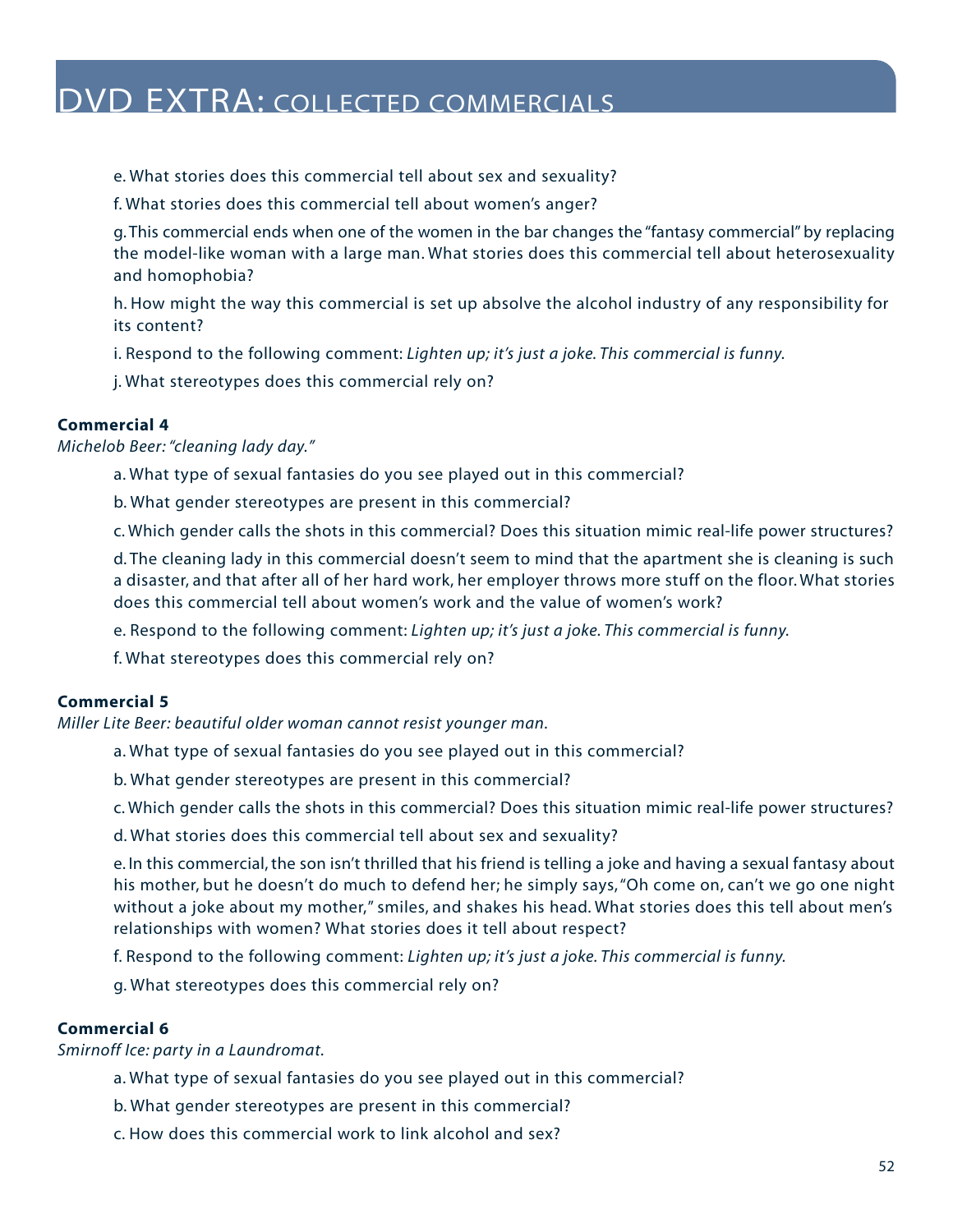# DVD EXTRA: COLLECTED COMMERCIALS

e. What stories does this commercial tell about sex and sexuality?

f. What stories does this commercial tell about women's anger?

g. This commercial ends when one of the women in the bar changes the "fantasy commercial" by replacing the model-like woman with a large man. What stories does this commercial tell about heterosexuality and homophobia?

h. How might the way this commercial is set up absolve the alcohol industry of any responsibility for its content?

i. Respond to the following comment: *Lighten up; it's just a joke. This commercial is funny.*

j. What stereotypes does this commercial rely on?

**Commercial 4**

*Michelob Beer: "cleaning lady day."*

a. What type of sexual fantasies do you see played out in this commercial?

b. What gender stereotypes are present in this commercial?

c. Which gender calls the shots in this commercial? Does this situation mimic real-life power structures?

d. The cleaning lady in this commercial doesn't seem to mind that the apartment she is cleaning is such a disaster, and that after all of her hard work, her employer throws more stuff on the floor. What stories does this commercial tell about women's work and the value of women's work?

e. Respond to the following comment: *Lighten up; it's just a joke. This commercial is funny.*

f. What stereotypes does this commercial rely on?

**Commercial 5**

*Miller Lite Beer: beautiful older woman cannot resist younger man.*

a. What type of sexual fantasies do you see played out in this commercial?

b. What gender stereotypes are present in this commercial?

c. Which gender calls the shots in this commercial? Does this situation mimic real-life power structures?

d. What stories does this commercial tell about sex and sexuality?

e. In this commercial, the son isn't thrilled that his friend is telling a joke and having a sexual fantasy about his mother, but he doesn't do much to defend her; he simply says, "Oh come on, can't we go one night without a joke about my mother," smiles, and shakes his head. What stories does this tell about men's relationships with women? What stories does it tell about respect?

f. Respond to the following comment: *Lighten up; it's just a joke. This commercial is funny.*

g. What stereotypes does this commercial rely on?

**Commercial 6**

*Smirnoff Ice: party in a Laundromat.*

a. What type of sexual fantasies do you see played out in this commercial?

b. What gender stereotypes are present in this commercial?

c. How does this commercial work to link alcohol and sex?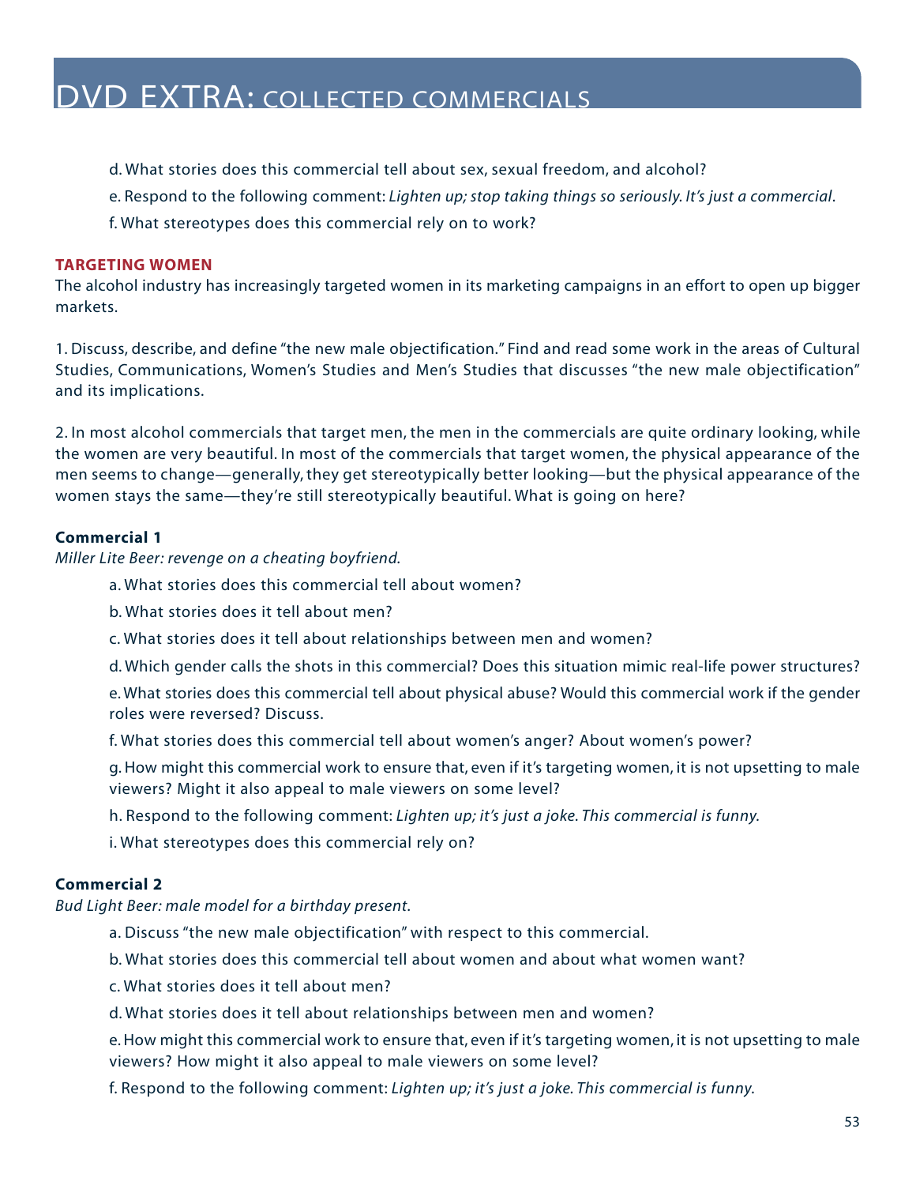# DVD EXTRA: COLLECTED COMMERCIALS

d. What stories does this commercial tell about sex, sexual freedom, and alcohol?

e. Respond to the following comment: *Lighten up; stop taking things so seriously. It's just a commercial*.

f. What stereotypes does this commercial rely on to work?

### TARGETING WOMEN

The alcohol industry has increasingly targeted women in its marketing campaigns in an effort to open up bigger markets.

1. Discuss, describe, and define "the new male objectification." Find and read some work in the areas of Cultural Studies, Communications, Women's Studies and Men's Studies that discusses "the new male objectification" and its implications.

2. In most alcohol commercials that target men, the men in the commercials are quite ordinary looking, while the women are very beautiful. In most of the commercials that target women, the physical appearance of the men seems to change—generally, they get stereotypically better looking—but the physical appearance of the women stays the same—they're still stereotypically beautiful. What is going on here?

**Commercial 1**

*Miller Lite Beer: revenge on a cheating boyfriend.*

a. What stories does this commercial tell about women?

b. What stories does it tell about men?

c. What stories does it tell about relationships between men and women?

d. Which gender calls the shots in this commercial? Does this situation mimic real-life power structures?

e. What stories does this commercial tell about physical abuse? Would this commercial work if the gender roles were reversed? Discuss.

f. What stories does this commercial tell about women's anger? About women's power?

g. How might this commercial work to ensure that, even if it's targeting women, it is not upsetting to male viewers? Might it also appeal to male viewers on some level?

h. Respond to the following comment: *Lighten up; it's just a joke. This commercial is funny.*

i. What stereotypes does this commercial rely on?

**Commercial 2**

*Bud Light Beer: male model for a birthday present.*

a. Discuss "the new male objectification" with respect to this commercial.

b. What stories does this commercial tell about women and about what women want?

c. What stories does it tell about men?

d. What stories does it tell about relationships between men and women?

e. How might this commercial work to ensure that, even if it's targeting women, it is not upsetting to male viewers? How might it also appeal to male viewers on some level?

f. Respond to the following comment: *Lighten up; it's just a joke. This commercial is funny.*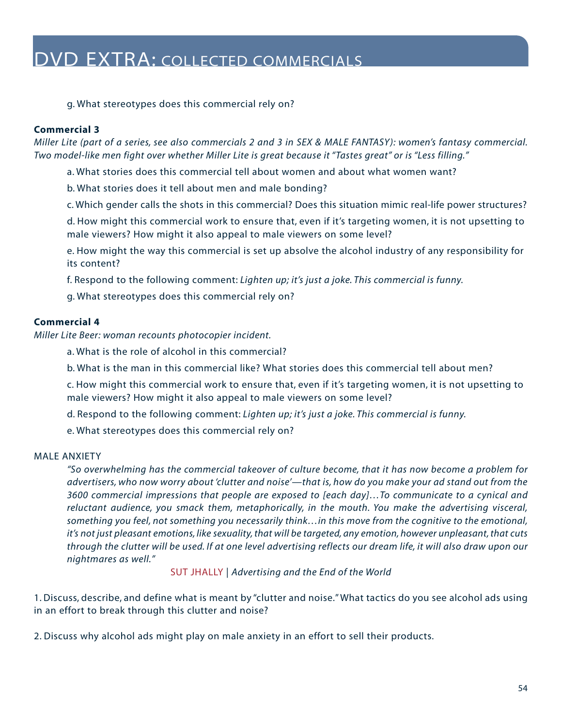g. What stereotypes does this commercial rely on?

**Commercial 3**

*Miller Lite (part of a series, see also commercials 2 and 3 in SEX & MALE FANTASY): women's fantasy commercial. Two model-like men fight over whether Miller Lite is great because it "Tastes great" or is "Less filling."*

a. What stories does this commercial tell about women and about what women want?

b. What stories does it tell about men and male bonding?

c. Which gender calls the shots in this commercial? Does this situation mimic real-life power structures?

d. How might this commercial work to ensure that, even if it's targeting women, it is not upsetting to male viewers? How might it also appeal to male viewers on some level?

e. How might the way this commercial is set up absolve the alcohol industry of any responsibility for its content?

f. Respond to the following comment: *Lighten up; it's just a joke. This commercial is funny.*

g. What stereotypes does this commercial rely on?

**Commercial 4**

*Miller Lite Beer: woman recounts photocopier incident.*

a. What is the role of alcohol in this commercial?

b. What is the man in this commercial like? What stories does this commercial tell about men?

c. How might this commercial work to ensure that, even if it's targeting women, it is not upsetting to male viewers? How might it also appeal to male viewers on some level?

d. Respond to the following comment: *Lighten up; it's just a joke. This commercial is funny.*

e. What stereotypes does this commercial rely on?

## MALE ANXIETY

> *"So overwhelming has the commercial takeover of culture become, that it has now become a problem for advertisers, who now worry about 'clutter and noise'—that is, how do you make your ad stand out from the 3600 commercial impressions that people are exposed to [each day]…To communicate to a cynical and reluctant audience, you smack them, metaphorically, in the mouth. You make the advertising visceral, something you feel, not something you necessarily think…in this move from the cognitive to the emotional, it's not just pleasant emotions, like sexuality, that will be targeted, any emotion, however unpleasant, that cuts through the clutter will be used. If at one level advertising reflects our dream life, it will also draw upon our nightmares as well."*
>
> SUT JHALLY | *Advertising and the End of the World*

1. Discuss, describe, and define what is meant by "clutter and noise." What tactics do you see alcohol ads using in an effort to break through this clutter and noise?

2. Discuss why alcohol ads might play on male anxiety in an effort to sell their products.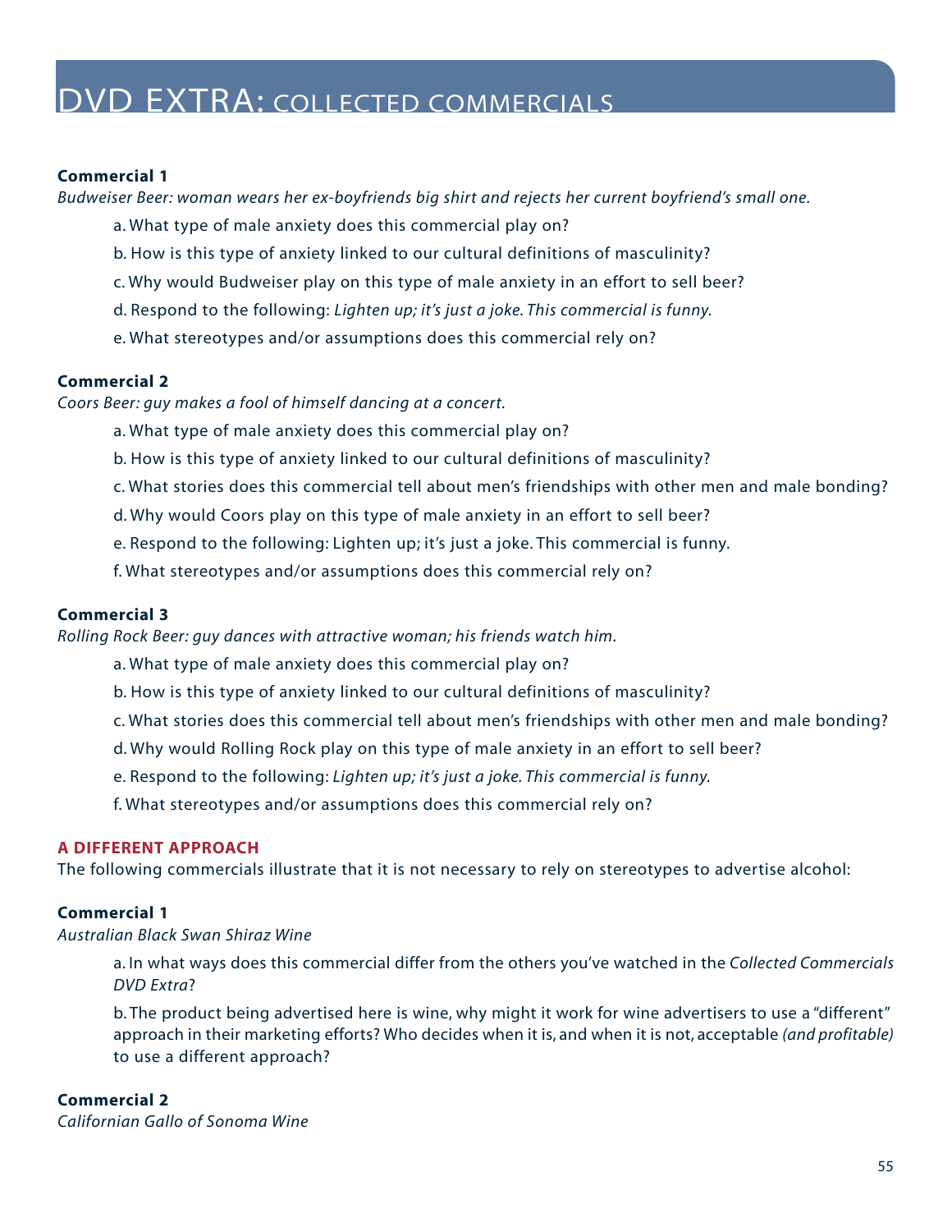# DVD EXTRA: COLLECTED COMMERCIALS

**Commercial 1**

*Budweiser Beer: woman wears her ex-boyfriends big shirt and rejects her current boyfriend's small one.*

a. What type of male anxiety does this commercial play on?

b. How is this type of anxiety linked to our cultural definitions of masculinity?

c. Why would Budweiser play on this type of male anxiety in an effort to sell beer?

d. Respond to the following: *Lighten up; it's just a joke. This commercial is funny.*

e. What stereotypes and/or assumptions does this commercial rely on?

**Commercial 2**

*Coors Beer: guy makes a fool of himself dancing at a concert.*

a. What type of male anxiety does this commercial play on?

b. How is this type of anxiety linked to our cultural definitions of masculinity?

c. What stories does this commercial tell about men's friendships with other men and male bonding?

d. Why would Coors play on this type of male anxiety in an effort to sell beer?

e. Respond to the following: Lighten up; it's just a joke. This commercial is funny.

f. What stereotypes and/or assumptions does this commercial rely on?

**Commercial 3**

*Rolling Rock Beer: guy dances with attractive woman; his friends watch him.*

a. What type of male anxiety does this commercial play on?

b. How is this type of anxiety linked to our cultural definitions of masculinity?

c. What stories does this commercial tell about men's friendships with other men and male bonding?

d. Why would Rolling Rock play on this type of male anxiety in an effort to sell beer?

e. Respond to the following: *Lighten up; it's just a joke. This commercial is funny.*

f. What stereotypes and/or assumptions does this commercial rely on?

**A DIFFERENT APPROACH**

The following commercials illustrate that it is not necessary to rely on stereotypes to advertise alcohol:

**Commercial 1**

*Australian Black Swan Shiraz Wine*

a. In what ways does this commercial differ from the others you've watched in the *Collected Commercials DVD Extra*?

b. The product being advertised here is wine, why might it work for wine advertisers to use a "different" approach in their marketing efforts? Who decides when it is, and when it is not, acceptable *(and profitable)* to use a different approach?

**Commercial 2**

*Californian Gallo of Sonoma Wine*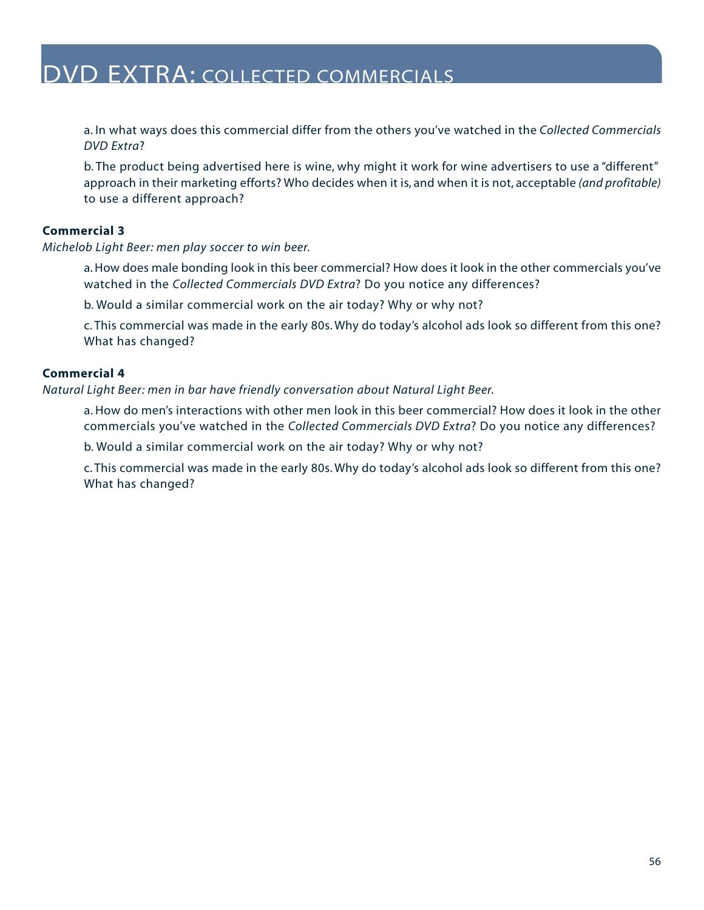# DVD EXTRA: COLLECTED COMMERCIALS

a. In what ways does this commercial differ from the others you've watched in the *Collected Commercials DVD Extra*?

b. The product being advertised here is wine, why might it work for wine advertisers to use a "different" approach in their marketing efforts? Who decides when it is, and when it is not, acceptable *(and profitable)* to use a different approach?

**Commercial 3**

*Michelob Light Beer: men play soccer to win beer.*

a. How does male bonding look in this beer commercial? How does it look in the other commercials you've watched in the *Collected Commercials DVD Extra*? Do you notice any differences?

b. Would a similar commercial work on the air today? Why or why not?

c. This commercial was made in the early 80s. Why do today's alcohol ads look so different from this one? What has changed?

**Commercial 4**

*Natural Light Beer: men in bar have friendly conversation about Natural Light Beer.*

a. How do men's interactions with other men look in this beer commercial? How does it look in the other commercials you've watched in the *Collected Commercials DVD Extra*? Do you notice any differences?

b. Would a similar commercial work on the air today? Why or why not?

c. This commercial was made in the early 80s. Why do today's alcohol ads look so different from this one? What has changed?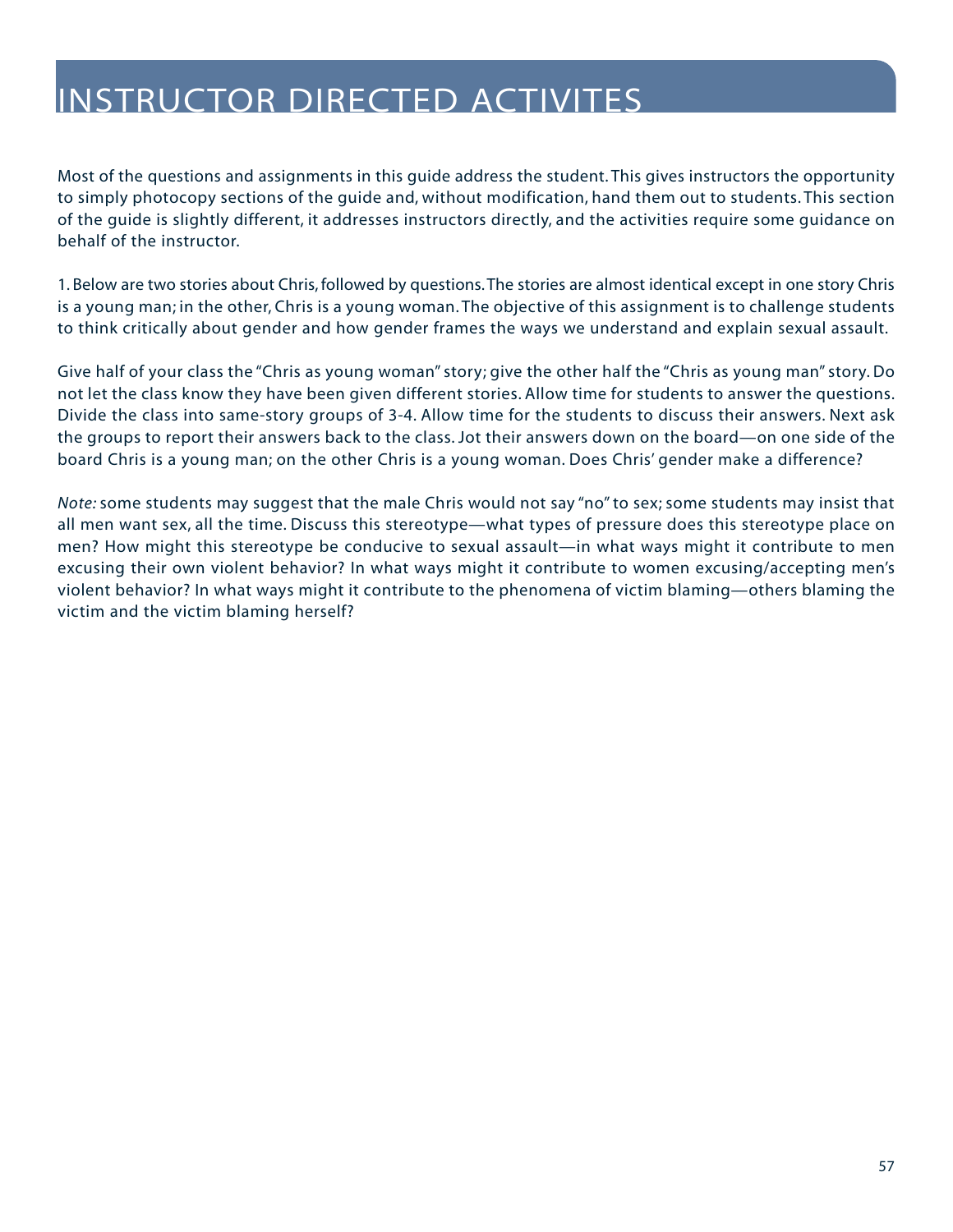# INSTRUCTOR DIRECTED ACTIVITES

Most of the questions and assignments in this guide address the student. This gives instructors the opportunity to simply photocopy sections of the guide and, without modification, hand them out to students. This section of the guide is slightly different, it addresses instructors directly, and the activities require some guidance on behalf of the instructor.

1. Below are two stories about Chris, followed by questions. The stories are almost identical except in one story Chris is a young man; in the other, Chris is a young woman. The objective of this assignment is to challenge students to think critically about gender and how gender frames the ways we understand and explain sexual assault.

Give half of your class the "Chris as young woman" story; give the other half the "Chris as young man" story. Do not let the class know they have been given different stories. Allow time for students to answer the questions. Divide the class into same-story groups of 3-4. Allow time for the students to discuss their answers. Next ask the groups to report their answers back to the class. Jot their answers down on the board—on one side of the board Chris is a young man; on the other Chris is a young woman. Does Chris' gender make a difference?

*Note:* some students may suggest that the male Chris would not say "no" to sex; some students may insist that all men want sex, all the time. Discuss this stereotype—what types of pressure does this stereotype place on men? How might this stereotype be conducive to sexual assault—in what ways might it contribute to men excusing their own violent behavior? In what ways might it contribute to women excusing/accepting men's violent behavior? In what ways might it contribute to the phenomena of victim blaming—others blaming the victim and the victim blaming herself?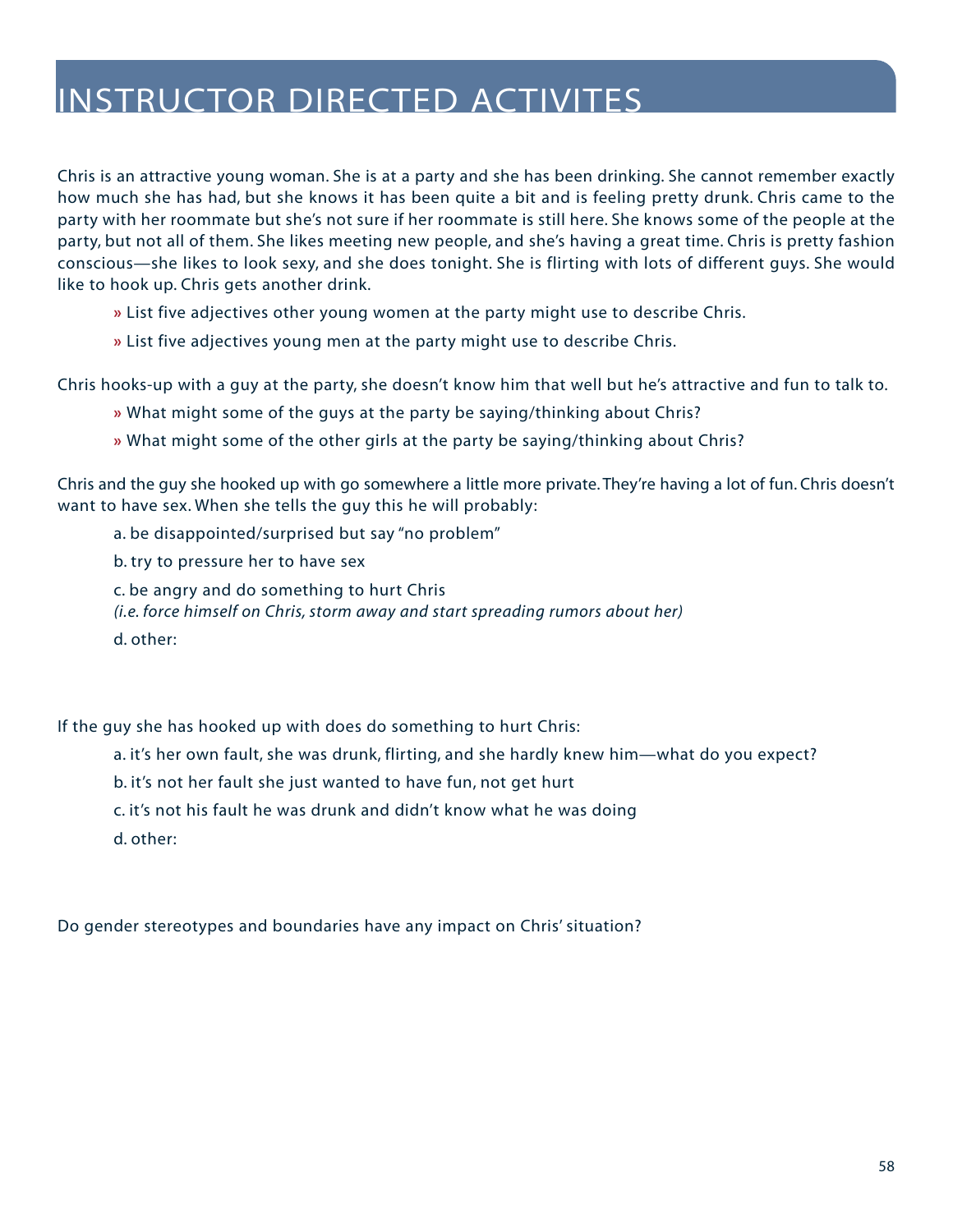# INSTRUCTOR DIRECTED ACTIVITES

Chris is an attractive young woman. She is at a party and she has been drinking. She cannot remember exactly how much she has had, but she knows it has been quite a bit and is feeling pretty drunk. Chris came to the party with her roommate but she's not sure if her roommate is still here. She knows some of the people at the party, but not all of them. She likes meeting new people, and she's having a great time. Chris is pretty fashion conscious—she likes to look sexy, and she does tonight. She is flirting with lots of different guys. She would like to hook up. Chris gets another drink.

- List five adjectives other young women at the party might use to describe Chris.
- List five adjectives young men at the party might use to describe Chris.

Chris hooks-up with a guy at the party, she doesn't know him that well but he's attractive and fun to talk to.

- What might some of the guys at the party be saying/thinking about Chris?
- What might some of the other girls at the party be saying/thinking about Chris?

Chris and the guy she hooked up with go somewhere a little more private. They're having a lot of fun. Chris doesn't want to have sex. When she tells the guy this he will probably:

a. be disappointed/surprised but say "no problem"

b. try to pressure her to have sex

c. be angry and do something to hurt Chris
*(i.e. force himself on Chris, storm away and start spreading rumors about her)*

d. other:

If the guy she has hooked up with does do something to hurt Chris:

a. it's her own fault, she was drunk, flirting, and she hardly knew him—what do you expect?

b. it's not her fault she just wanted to have fun, not get hurt

c. it's not his fault he was drunk and didn't know what he was doing

d. other:

Do gender stereotypes and boundaries have any impact on Chris' situation?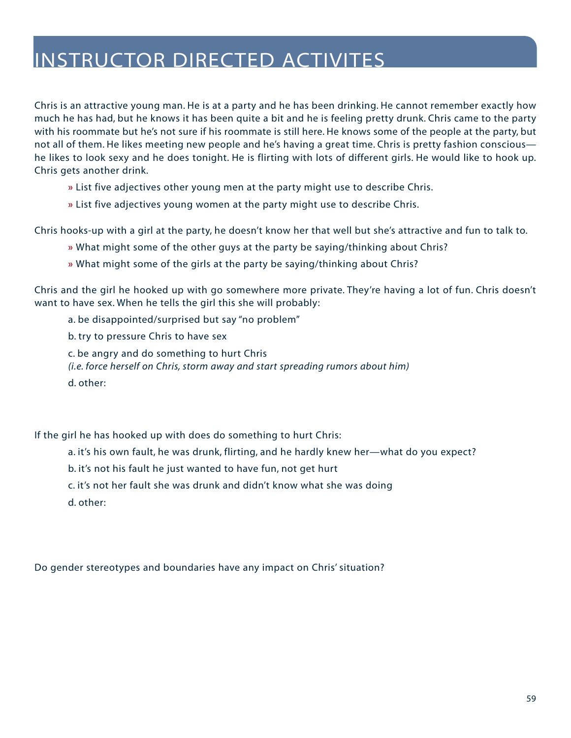# INSTRUCTOR DIRECTED ACTIVITES

Chris is an attractive young man. He is at a party and he has been drinking. He cannot remember exactly how much he has had, but he knows it has been quite a bit and he is feeling pretty drunk. Chris came to the party with his roommate but he's not sure if his roommate is still here. He knows some of the people at the party, but not all of them. He likes meeting new people and he's having a great time. Chris is pretty fashion conscious—he likes to look sexy and he does tonight. He is flirting with lots of different girls. He would like to hook up. Chris gets another drink.

- » List five adjectives other young men at the party might use to describe Chris.
- » List five adjectives young women at the party might use to describe Chris.

Chris hooks-up with a girl at the party, he doesn't know her that well but she's attractive and fun to talk to.

- » What might some of the other guys at the party be saying/thinking about Chris?
- » What might some of the girls at the party be saying/thinking about Chris?

Chris and the girl he hooked up with go somewhere more private. They're having a lot of fun. Chris doesn't want to have sex. When he tells the girl this she will probably:

a. be disappointed/surprised but say "no problem"

b. try to pressure Chris to have sex

c. be angry and do something to hurt Chris
*(i.e. force herself on Chris, storm away and start spreading rumors about him)*

d. other:

If the girl he has hooked up with does do something to hurt Chris:

a. it's his own fault, he was drunk, flirting, and he hardly knew her—what do you expect?

b. it's not his fault he just wanted to have fun, not get hurt

c. it's not her fault she was drunk and didn't know what she was doing

d. other:

Do gender stereotypes and boundaries have any impact on Chris' situation?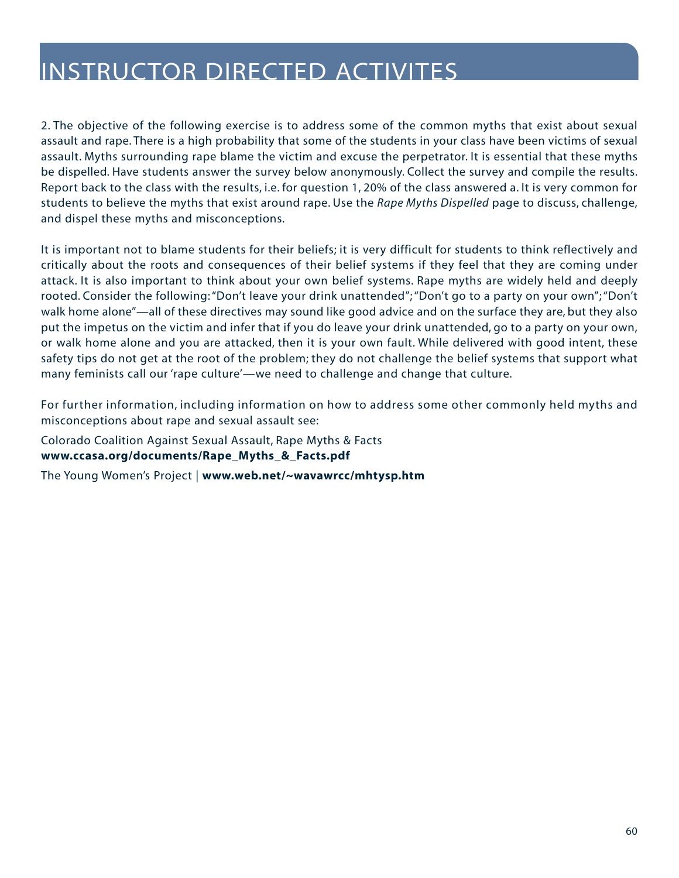# INSTRUCTOR DIRECTED ACTIVITES

2. The objective of the following exercise is to address some of the common myths that exist about sexual assault and rape. There is a high probability that some of the students in your class have been victims of sexual assault. Myths surrounding rape blame the victim and excuse the perpetrator. It is essential that these myths be dispelled. Have students answer the survey below anonymously. Collect the survey and compile the results. Report back to the class with the results, i.e. for question 1, 20% of the class answered a. It is very common for students to believe the myths that exist around rape. Use the *Rape Myths Dispelled* page to discuss, challenge, and dispel these myths and misconceptions.

It is important not to blame students for their beliefs; it is very difficult for students to think reflectively and critically about the roots and consequences of their belief systems if they feel that they are coming under attack. It is also important to think about your own belief systems. Rape myths are widely held and deeply rooted. Consider the following: "Don't leave your drink unattended"; "Don't go to a party on your own"; "Don't walk home alone"—all of these directives may sound like good advice and on the surface they are, but they also put the impetus on the victim and infer that if you do leave your drink unattended, go to a party on your own, or walk home alone and you are attacked, then it is your own fault. While delivered with good intent, these safety tips do not get at the root of the problem; they do not challenge the belief systems that support what many feminists call our 'rape culture'—we need to challenge and change that culture.

For further information, including information on how to address some other commonly held myths and misconceptions about rape and sexual assault see:

Colorado Coalition Against Sexual Assault, Rape Myths & Facts
**www.ccasa.org/documents/Rape_Myths_&_Facts.pdf**

The Young Women's Project | **www.web.net/~wavawrcc/mhtysp.htm**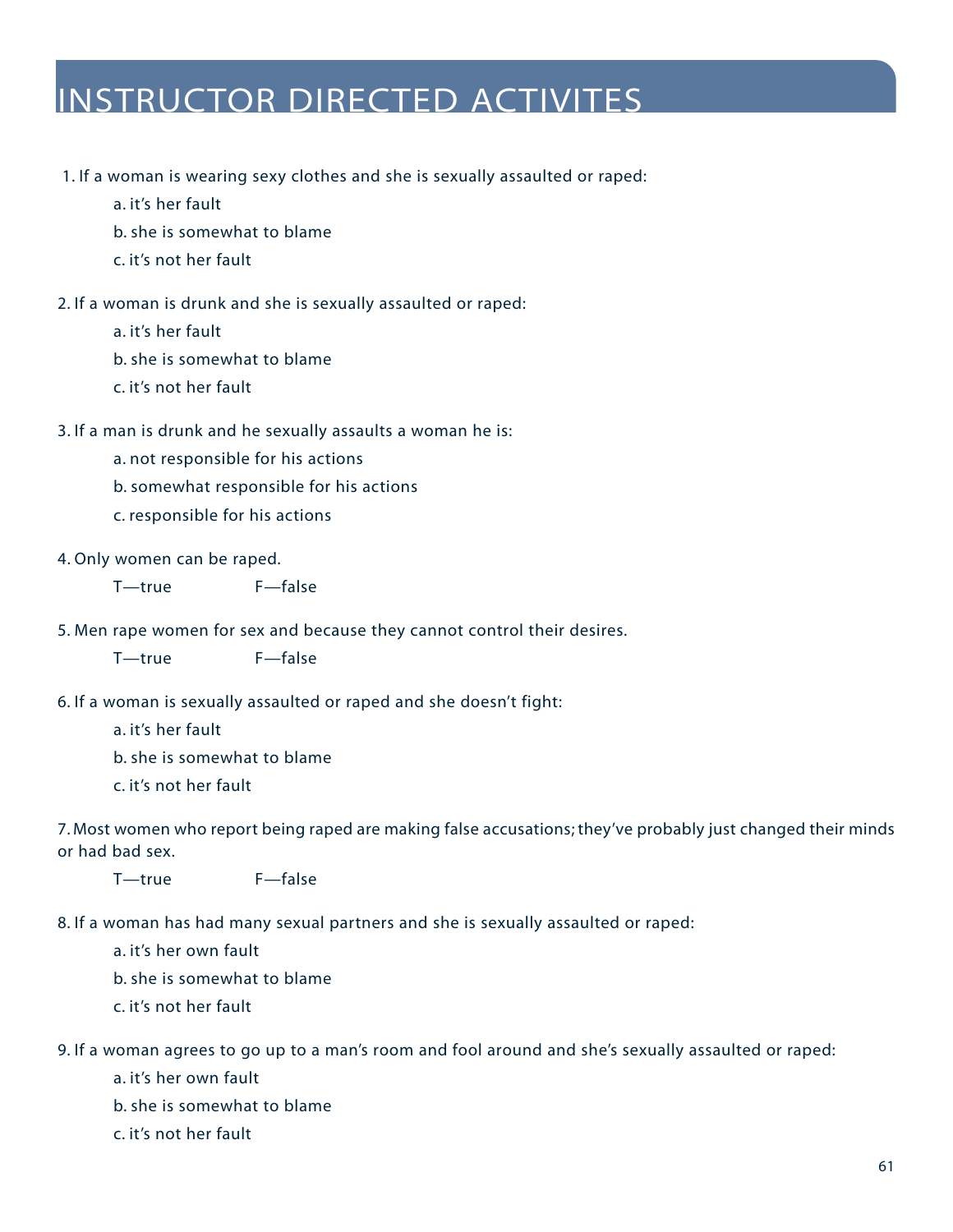# INSTRUCTOR DIRECTED ACTIVITES

1. If a woman is wearing sexy clothes and she is sexually assaulted or raped:

   a. it's her fault

   b. she is somewhat to blame

   c. it's not her fault

2. If a woman is drunk and she is sexually assaulted or raped:

   a. it's her fault

   b. she is somewhat to blame

   c. it's not her fault

3. If a man is drunk and he sexually assaults a woman he is:

   a. not responsible for his actions

   b. somewhat responsible for his actions

   c. responsible for his actions

4. Only women can be raped.

   T—true F—false

5. Men rape women for sex and because they cannot control their desires.

   T—true F—false

6. If a woman is sexually assaulted or raped and she doesn't fight:

   a. it's her fault

   b. she is somewhat to blame

   c. it's not her fault

7. Most women who report being raped are making false accusations; they've probably just changed their minds or had bad sex.

   T—true F—false

8. If a woman has had many sexual partners and she is sexually assaulted or raped:

   a. it's her own fault

   b. she is somewhat to blame

   c. it's not her fault

9. If a woman agrees to go up to a man's room and fool around and she's sexually assaulted or raped:

   a. it's her own fault

   b. she is somewhat to blame

   c. it's not her fault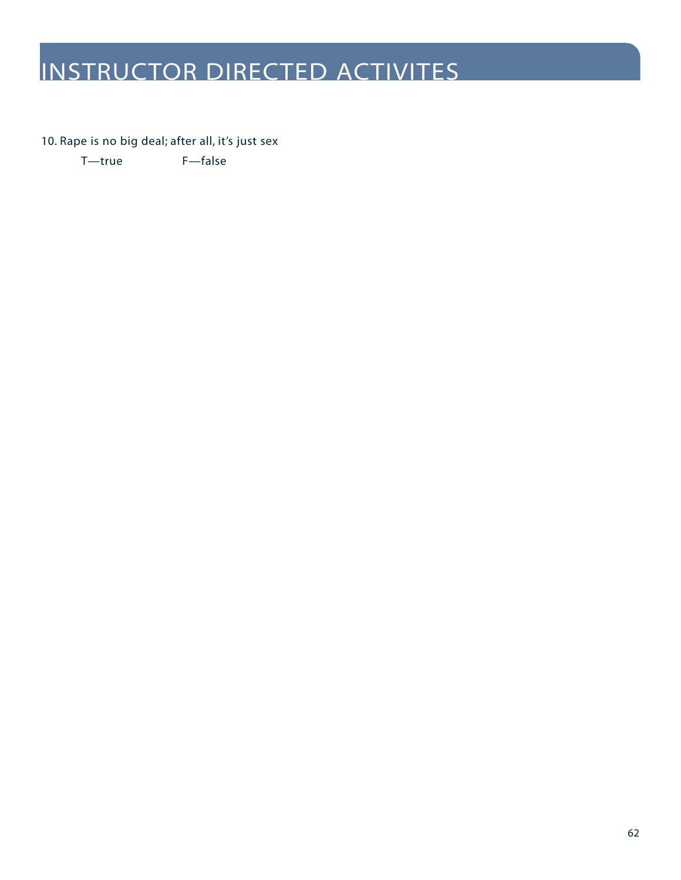# INSTRUCTOR DIRECTED ACTIVITES

10. Rape is no big deal; after all, it's just sex

    T—true F—false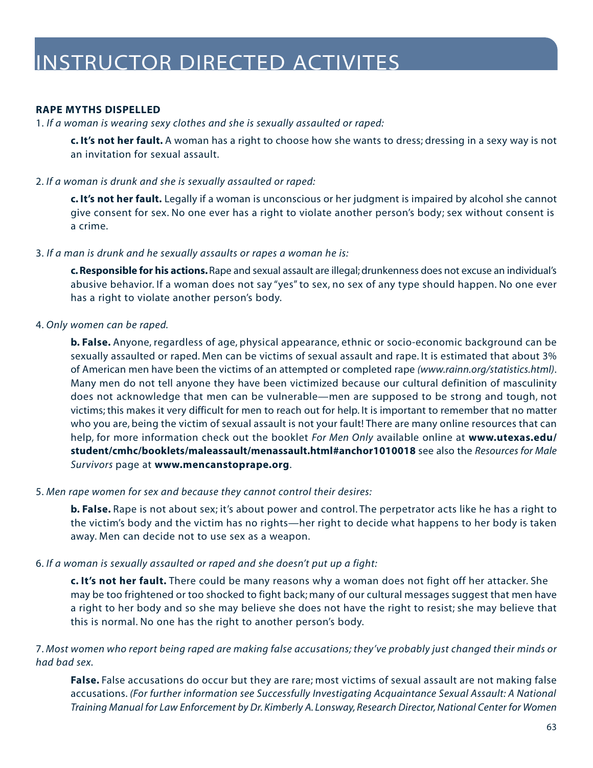# INSTRUCTOR DIRECTED ACTIVITES

**RAPE MYTHS DISPELLED**

1. *If a woman is wearing sexy clothes and she is sexually assaulted or raped:*

   **c. It's not her fault.** A woman has a right to choose how she wants to dress; dressing in a sexy way is not an invitation for sexual assault.

2. *If a woman is drunk and she is sexually assaulted or raped:*

   **c. It's not her fault.** Legally if a woman is unconscious or her judgment is impaired by alcohol she cannot give consent for sex. No one ever has a right to violate another person's body; sex without consent is a crime.

3. *If a man is drunk and he sexually assaults or rapes a woman he is:*

   **c. Responsible for his actions.** Rape and sexual assault are illegal; drunkenness does not excuse an individual's abusive behavior. If a woman does not say "yes" to sex, no sex of any type should happen. No one ever has a right to violate another person's body.

4. *Only women can be raped.*

   **b. False.** Anyone, regardless of age, physical appearance, ethnic or socio-economic background can be sexually assaulted or raped. Men can be victims of sexual assault and rape. It is estimated that about 3% of American men have been the victims of an attempted or completed rape *(www.rainn.org/statistics.html)*. Many men do not tell anyone they have been victimized because our cultural definition of masculinity does not acknowledge that men can be vulnerable—men are supposed to be strong and tough, not victims; this makes it very difficult for men to reach out for help. It is important to remember that no matter who you are, being the victim of sexual assault is not your fault! There are many online resources that can help, for more information check out the booklet *For Men Only* available online at **www.utexas.edu/student/cmhc/booklets/maleassault/menassault.html#anchor1010018** see also the *Resources for Male Survivors* page at **www.mencanstoprape.org**.

5. *Men rape women for sex and because they cannot control their desires:*

   **b. False.** Rape is not about sex; it's about power and control. The perpetrator acts like he has a right to the victim's body and the victim has no rights—her right to decide what happens to her body is taken away. Men can decide not to use sex as a weapon.

6. *If a woman is sexually assaulted or raped and she doesn't put up a fight:*

   **c. It's not her fault.** There could be many reasons why a woman does not fight off her attacker. She may be too frightened or too shocked to fight back; many of our cultural messages suggest that men have a right to her body and so she may believe she does not have the right to resist; she may believe that this is normal. No one has the right to another person's body.

7. *Most women who report being raped are making false accusations; they've probably just changed their minds or had bad sex.*

   **False.** False accusations do occur but they are rare; most victims of sexual assault are not making false accusations. *(For further information see Successfully Investigating Acquaintance Sexual Assault: A National Training Manual for Law Enforcement by Dr. Kimberly A. Lonsway, Research Director, National Center for Women*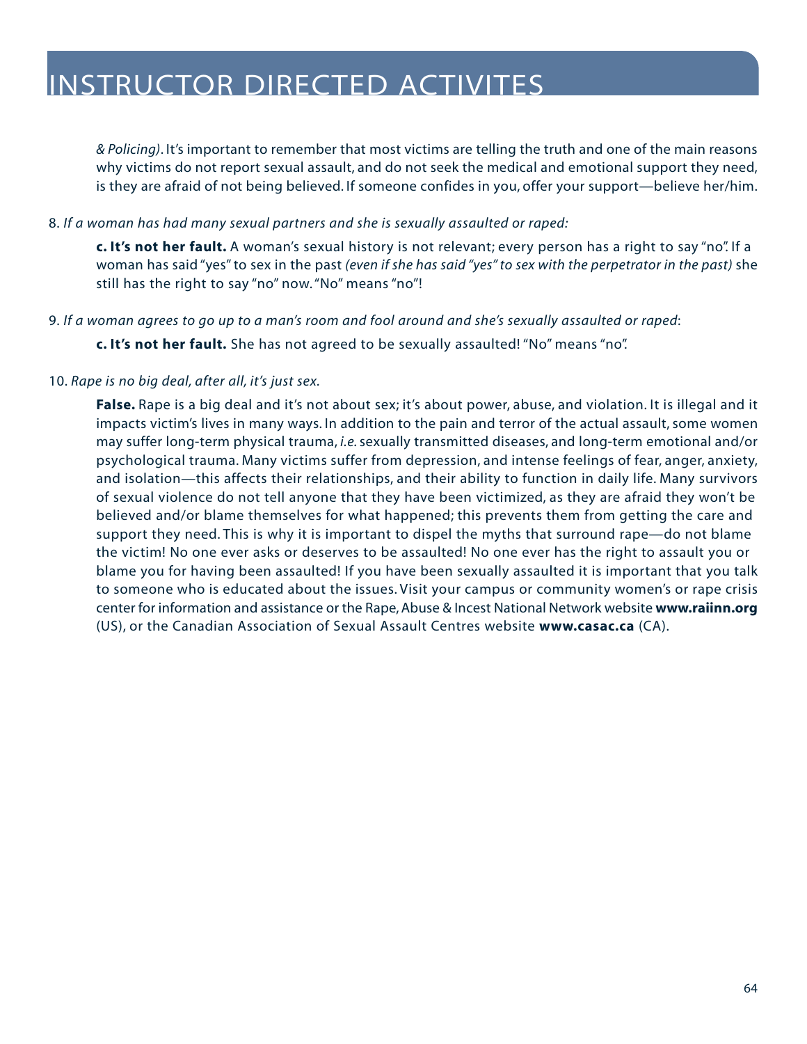*& Policing)*. It's important to remember that most victims are telling the truth and one of the main reasons why victims do not report sexual assault, and do not seek the medical and emotional support they need, is they are afraid of not being believed. If someone confides in you, offer your support—believe her/him.

8. *If a woman has had many sexual partners and she is sexually assaulted or raped:*

   **c. It's not her fault.** A woman's sexual history is not relevant; every person has a right to say "no". If a woman has said "yes" to sex in the past *(even if she has said "yes" to sex with the perpetrator in the past)* she still has the right to say "no" now. "No" means "no"!

9. *If a woman agrees to go up to a man's room and fool around and she's sexually assaulted or raped*:

   **c. It's not her fault.** She has not agreed to be sexually assaulted! "No" means "no".

10. *Rape is no big deal, after all, it's just sex.*

    **False.** Rape is a big deal and it's not about sex; it's about power, abuse, and violation. It is illegal and it impacts victim's lives in many ways. In addition to the pain and terror of the actual assault, some women may suffer long-term physical trauma, *i.e.* sexually transmitted diseases, and long-term emotional and/or psychological trauma. Many victims suffer from depression, and intense feelings of fear, anger, anxiety, and isolation—this affects their relationships, and their ability to function in daily life. Many survivors of sexual violence do not tell anyone that they have been victimized, as they are afraid they won't be believed and/or blame themselves for what happened; this prevents them from getting the care and support they need. This is why it is important to dispel the myths that surround rape—do not blame the victim! No one ever asks or deserves to be assaulted! No one ever has the right to assault you or blame you for having been assaulted! If you have been sexually assaulted it is important that you talk to someone who is educated about the issues. Visit your campus or community women's or rape crisis center for information and assistance or the Rape, Abuse & Incest National Network website **www.raiinn.org** (US), or the Canadian Association of Sexual Assault Centres website **www.casac.ca** (CA).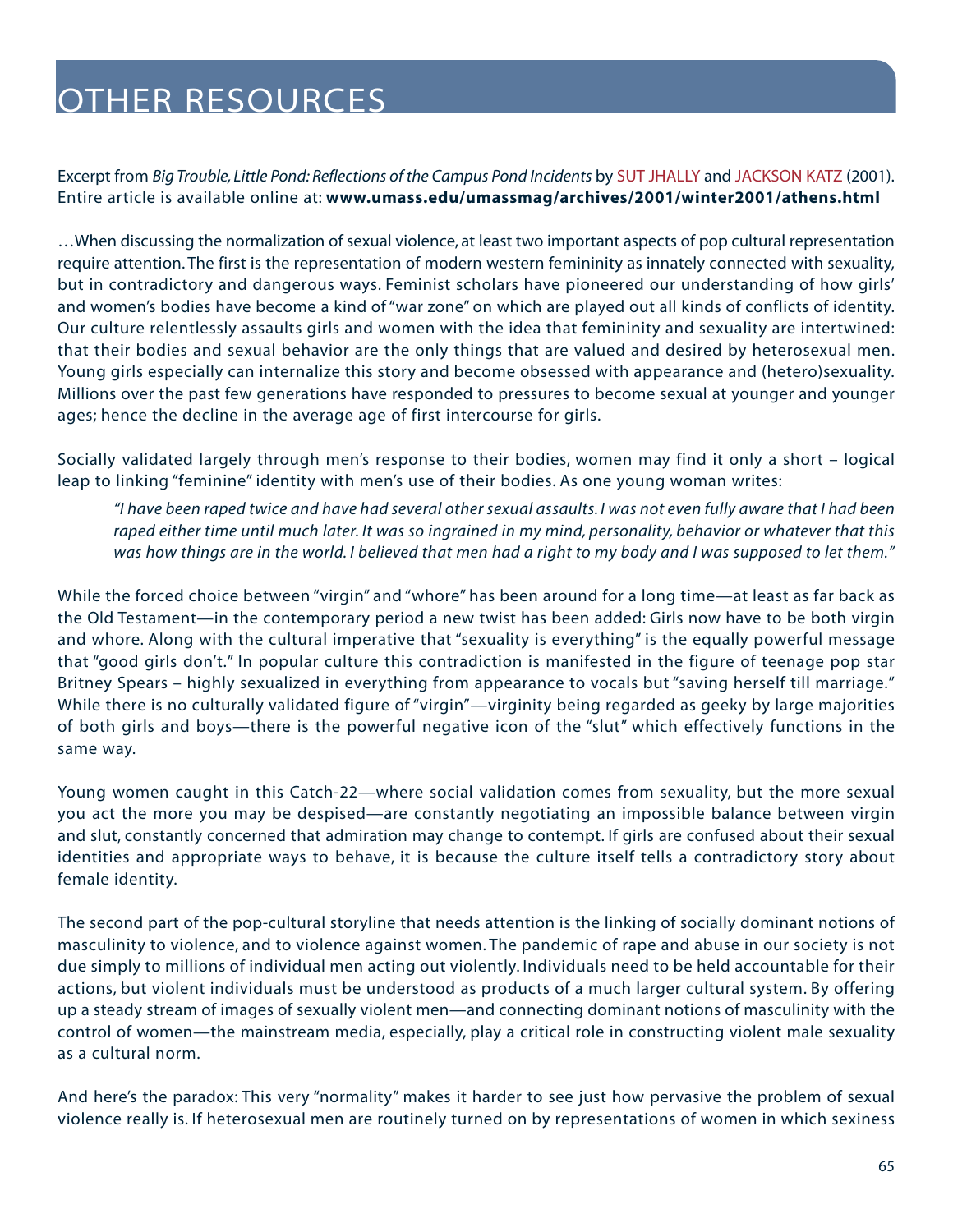# OTHER RESOURCES

Excerpt from *Big Trouble, Little Pond: Reflections of the Campus Pond Incidents* by SUT JHALLY and JACKSON KATZ (2001). Entire article is available online at: **www.umass.edu/umassmag/archives/2001/winter2001/athens.html**

…When discussing the normalization of sexual violence, at least two important aspects of pop cultural representation require attention. The first is the representation of modern western femininity as innately connected with sexuality, but in contradictory and dangerous ways. Feminist scholars have pioneered our understanding of how girls' and women's bodies have become a kind of "war zone" on which are played out all kinds of conflicts of identity. Our culture relentlessly assaults girls and women with the idea that femininity and sexuality are intertwined: that their bodies and sexual behavior are the only things that are valued and desired by heterosexual men. Young girls especially can internalize this story and become obsessed with appearance and (hetero)sexuality. Millions over the past few generations have responded to pressures to become sexual at younger and younger ages; hence the decline in the average age of first intercourse for girls.

Socially validated largely through men's response to their bodies, women may find it only a short – logical leap to linking "feminine" identity with men's use of their bodies. As one young woman writes:

> *"I have been raped twice and have had several other sexual assaults. I was not even fully aware that I had been raped either time until much later. It was so ingrained in my mind, personality, behavior or whatever that this was how things are in the world. I believed that men had a right to my body and I was supposed to let them."*

While the forced choice between "virgin" and "whore" has been around for a long time—at least as far back as the Old Testament—in the contemporary period a new twist has been added: Girls now have to be both virgin and whore. Along with the cultural imperative that "sexuality is everything" is the equally powerful message that "good girls don't." In popular culture this contradiction is manifested in the figure of teenage pop star Britney Spears – highly sexualized in everything from appearance to vocals but "saving herself till marriage." While there is no culturally validated figure of "virgin"—virginity being regarded as geeky by large majorities of both girls and boys—there is the powerful negative icon of the "slut" which effectively functions in the same way.

Young women caught in this Catch-22—where social validation comes from sexuality, but the more sexual you act the more you may be despised—are constantly negotiating an impossible balance between virgin and slut, constantly concerned that admiration may change to contempt. If girls are confused about their sexual identities and appropriate ways to behave, it is because the culture itself tells a contradictory story about female identity.

The second part of the pop-cultural storyline that needs attention is the linking of socially dominant notions of masculinity to violence, and to violence against women. The pandemic of rape and abuse in our society is not due simply to millions of individual men acting out violently. Individuals need to be held accountable for their actions, but violent individuals must be understood as products of a much larger cultural system. By offering up a steady stream of images of sexually violent men—and connecting dominant notions of masculinity with the control of women—the mainstream media, especially, play a critical role in constructing violent male sexuality as a cultural norm.

And here's the paradox: This very "normality" makes it harder to see just how pervasive the problem of sexual violence really is. If heterosexual men are routinely turned on by representations of women in which sexiness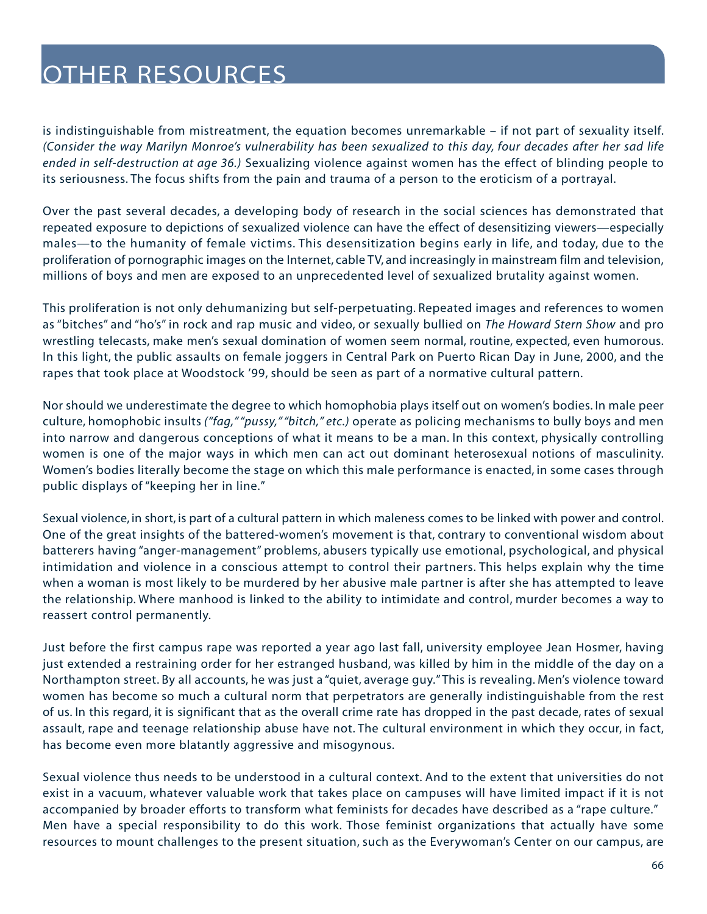# OTHER RESOURCES

is indistinguishable from mistreatment, the equation becomes unremarkable – if not part of sexuality itself. *(Consider the way Marilyn Monroe's vulnerability has been sexualized to this day, four decades after her sad life ended in self-destruction at age 36.)* Sexualizing violence against women has the effect of blinding people to its seriousness. The focus shifts from the pain and trauma of a person to the eroticism of a portrayal.

Over the past several decades, a developing body of research in the social sciences has demonstrated that repeated exposure to depictions of sexualized violence can have the effect of desensitizing viewers—especially males—to the humanity of female victims. This desensitization begins early in life, and today, due to the proliferation of pornographic images on the Internet, cable TV, and increasingly in mainstream film and television, millions of boys and men are exposed to an unprecedented level of sexualized brutality against women.

This proliferation is not only dehumanizing but self-perpetuating. Repeated images and references to women as "bitches" and "ho's" in rock and rap music and video, or sexually bullied on *The Howard Stern Show* and pro wrestling telecasts, make men's sexual domination of women seem normal, routine, expected, even humorous. In this light, the public assaults on female joggers in Central Park on Puerto Rican Day in June, 2000, and the rapes that took place at Woodstock '99, should be seen as part of a normative cultural pattern.

Nor should we underestimate the degree to which homophobia plays itself out on women's bodies. In male peer culture, homophobic insults *("fag," "pussy," "bitch," etc.)* operate as policing mechanisms to bully boys and men into narrow and dangerous conceptions of what it means to be a man. In this context, physically controlling women is one of the major ways in which men can act out dominant heterosexual notions of masculinity. Women's bodies literally become the stage on which this male performance is enacted, in some cases through public displays of "keeping her in line."

Sexual violence, in short, is part of a cultural pattern in which maleness comes to be linked with power and control. One of the great insights of the battered-women's movement is that, contrary to conventional wisdom about batterers having "anger-management" problems, abusers typically use emotional, psychological, and physical intimidation and violence in a conscious attempt to control their partners. This helps explain why the time when a woman is most likely to be murdered by her abusive male partner is after she has attempted to leave the relationship. Where manhood is linked to the ability to intimidate and control, murder becomes a way to reassert control permanently.

Just before the first campus rape was reported a year ago last fall, university employee Jean Hosmer, having just extended a restraining order for her estranged husband, was killed by him in the middle of the day on a Northampton street. By all accounts, he was just a "quiet, average guy." This is revealing. Men's violence toward women has become so much a cultural norm that perpetrators are generally indistinguishable from the rest of us. In this regard, it is significant that as the overall crime rate has dropped in the past decade, rates of sexual assault, rape and teenage relationship abuse have not. The cultural environment in which they occur, in fact, has become even more blatantly aggressive and misogynous.

Sexual violence thus needs to be understood in a cultural context. And to the extent that universities do not exist in a vacuum, whatever valuable work that takes place on campuses will have limited impact if it is not accompanied by broader efforts to transform what feminists for decades have described as a "rape culture." Men have a special responsibility to do this work. Those feminist organizations that actually have some resources to mount challenges to the present situation, such as the Everywoman's Center on our campus, are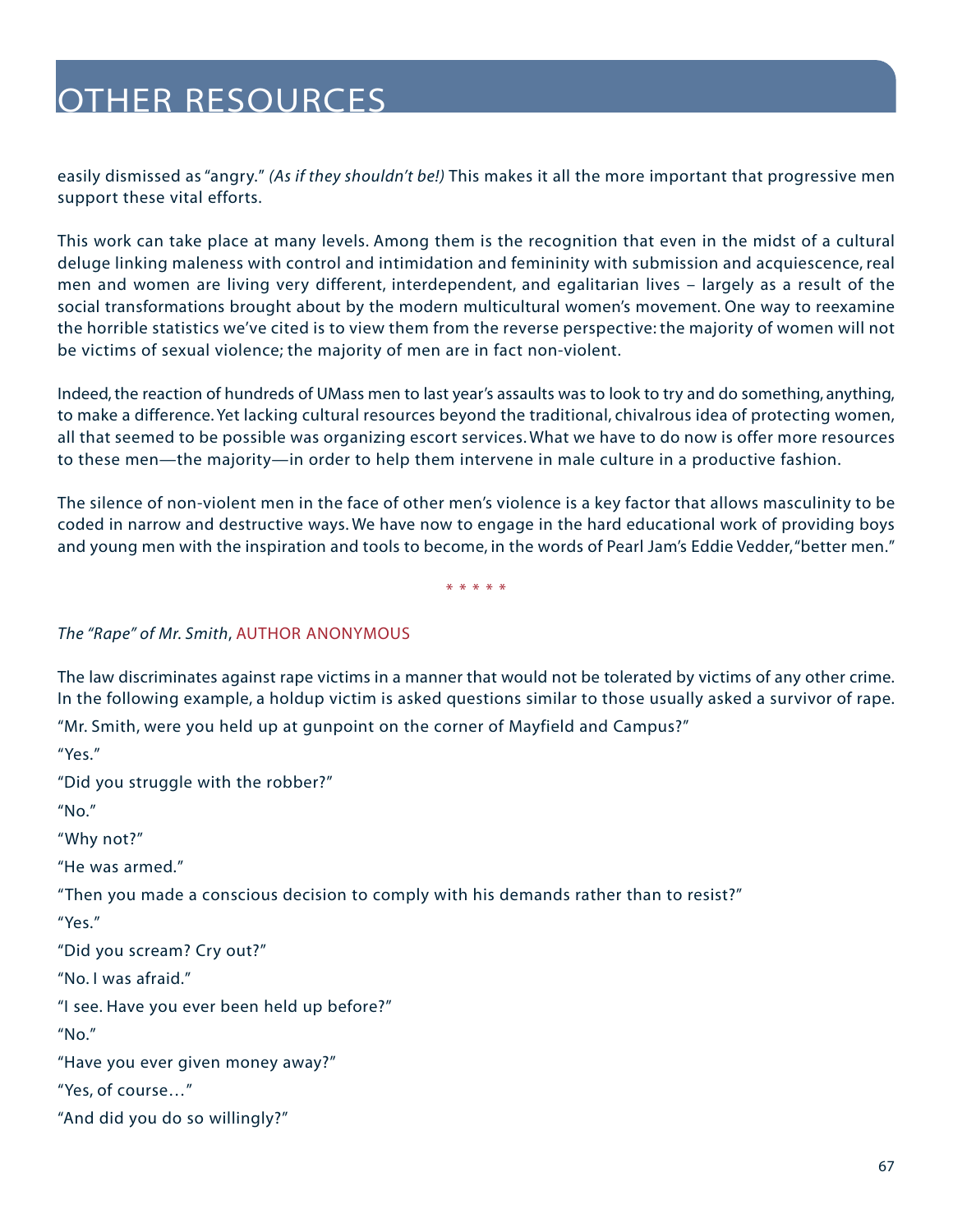# OTHER RESOURCES

easily dismissed as "angry." *(As if they shouldn't be!)* This makes it all the more important that progressive men support these vital efforts.

This work can take place at many levels. Among them is the recognition that even in the midst of a cultural deluge linking maleness with control and intimidation and femininity with submission and acquiescence, real men and women are living very different, interdependent, and egalitarian lives – largely as a result of the social transformations brought about by the modern multicultural women's movement. One way to reexamine the horrible statistics we've cited is to view them from the reverse perspective: the majority of women will not be victims of sexual violence; the majority of men are in fact non-violent.

Indeed, the reaction of hundreds of UMass men to last year's assaults was to look to try and do something, anything, to make a difference. Yet lacking cultural resources beyond the traditional, chivalrous idea of protecting women, all that seemed to be possible was organizing escort services. What we have to do now is offer more resources to these men—the majority—in order to help them intervene in male culture in a productive fashion.

The silence of non-violent men in the face of other men's violence is a key factor that allows masculinity to be coded in narrow and destructive ways. We have now to engage in the hard educational work of providing boys and young men with the inspiration and tools to become, in the words of Pearl Jam's Eddie Vedder, "better men."

* * * * *

*The "Rape" of Mr. Smith*, AUTHOR ANONYMOUS

The law discriminates against rape victims in a manner that would not be tolerated by victims of any other crime. In the following example, a holdup victim is asked questions similar to those usually asked a survivor of rape.

"Mr. Smith, were you held up at gunpoint on the corner of Mayfield and Campus?"

"Yes."

"Did you struggle with the robber?"

"No."

"Why not?"

"He was armed."

"Then you made a conscious decision to comply with his demands rather than to resist?"

"Yes."

"Did you scream? Cry out?"

"No. I was afraid."

"I see. Have you ever been held up before?"

"No."

"Have you ever given money away?"

"Yes, of course…"

"And did you do so willingly?"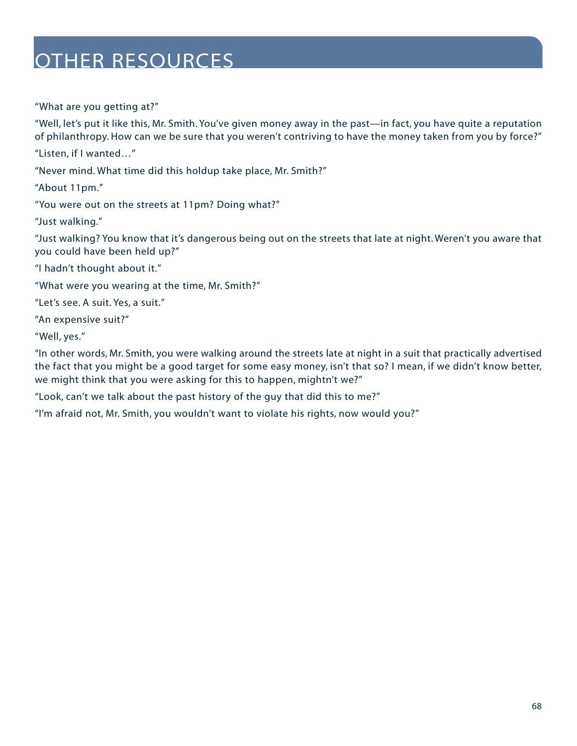# OTHER RESOURCES

"What are you getting at?"

"Well, let's put it like this, Mr. Smith. You've given money away in the past—in fact, you have quite a reputation of philanthropy. How can we be sure that you weren't contriving to have the money taken from you by force?"

"Listen, if I wanted…"

"Never mind. What time did this holdup take place, Mr. Smith?"

"About 11pm."

"You were out on the streets at 11pm? Doing what?"

"Just walking."

"Just walking? You know that it's dangerous being out on the streets that late at night. Weren't you aware that you could have been held up?"

"I hadn't thought about it."

"What were you wearing at the time, Mr. Smith?"

"Let's see. A suit. Yes, a suit."

"An expensive suit?"

"Well, yes."

"In other words, Mr. Smith, you were walking around the streets late at night in a suit that practically advertised the fact that you might be a good target for some easy money, isn't that so? I mean, if we didn't know better, we might think that you were asking for this to happen, mightn't we?"

"Look, can't we talk about the past history of the guy that did this to me?"

"I'm afraid not, Mr. Smith, you wouldn't want to violate his rights, now would you?"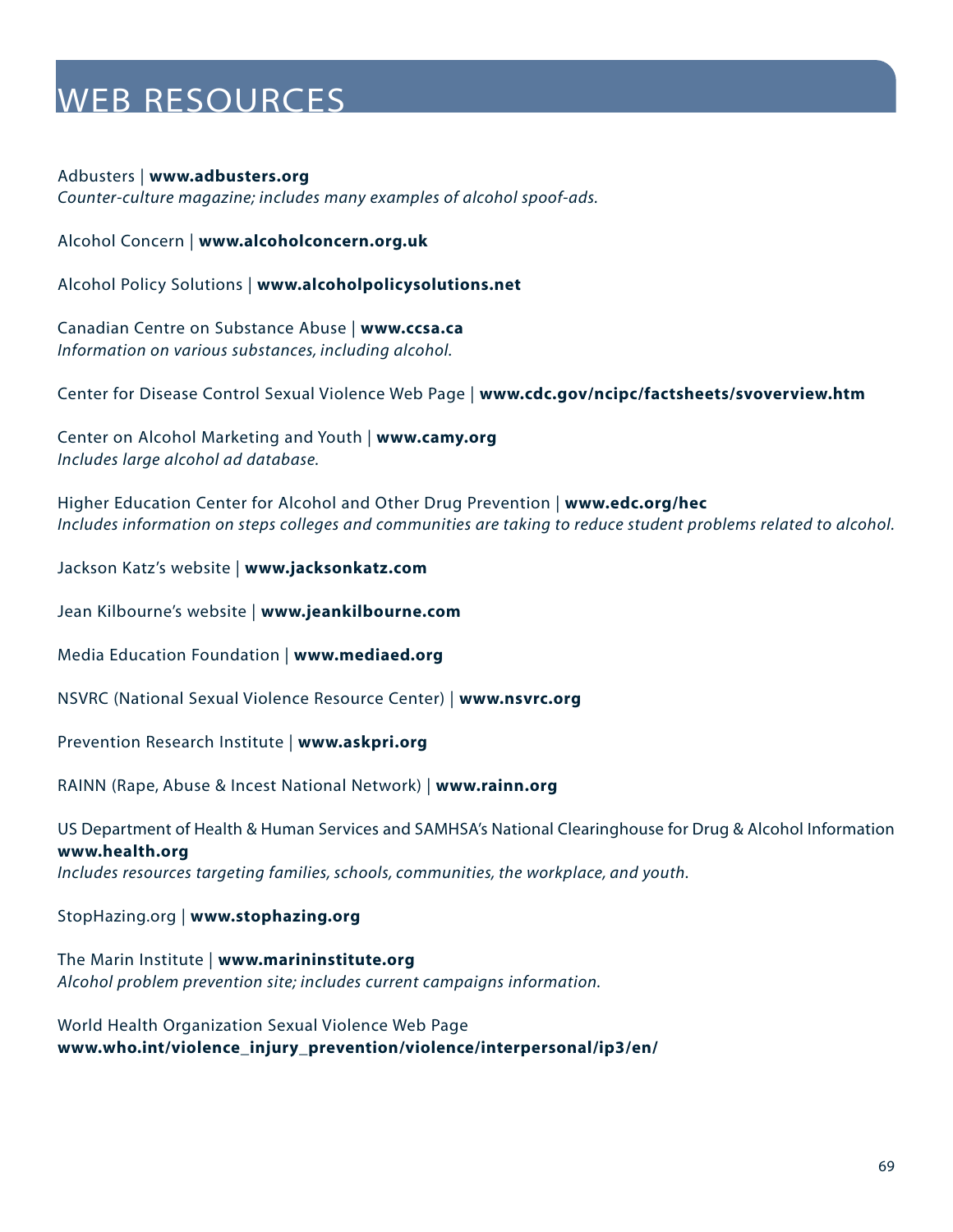# WEB RESOURCES

Adbusters | **www.adbusters.org**
*Counter-culture magazine; includes many examples of alcohol spoof-ads.*

Alcohol Concern | **www.alcoholconcern.org.uk**

Alcohol Policy Solutions | **www.alcoholpolicysolutions.net**

Canadian Centre on Substance Abuse | **www.ccsa.ca**
*Information on various substances, including alcohol.*

Center for Disease Control Sexual Violence Web Page | **www.cdc.gov/ncipc/factsheets/svoverview.htm**

Center on Alcohol Marketing and Youth | **www.camy.org**
*Includes large alcohol ad database.*

Higher Education Center for Alcohol and Other Drug Prevention | **www.edc.org/hec**
*Includes information on steps colleges and communities are taking to reduce student problems related to alcohol.*

Jackson Katz's website | **www.jacksonkatz.com**

Jean Kilbourne's website | **www.jeankilbourne.com**

Media Education Foundation | **www.mediaed.org**

NSVRC (National Sexual Violence Resource Center) | **www.nsvrc.org**

Prevention Research Institute | **www.askpri.org**

RAINN (Rape, Abuse & Incest National Network) | **www.rainn.org**

US Department of Health & Human Services and SAMHSA's National Clearinghouse for Drug & Alcohol Information
**www.health.org**
*Includes resources targeting families, schools, communities, the workplace, and youth.*

StopHazing.org | **www.stophazing.org**

The Marin Institute | **www.marininstitute.org**
*Alcohol problem prevention site; includes current campaigns information.*

World Health Organization Sexual Violence Web Page
**www.who.int/violence_injury_prevention/violence/interpersonal/ip3/en/**